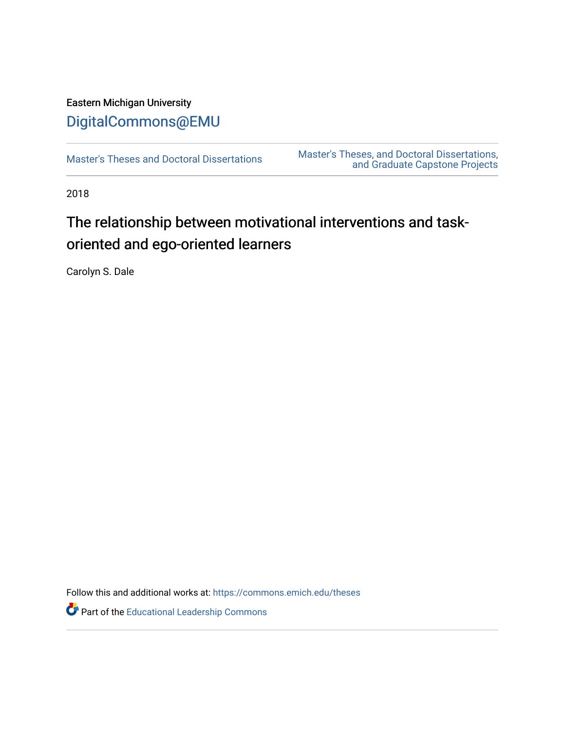Eastern Michigan University

DigitalCommons@EMU

Master's Theses and Doctoral Dissertations

Master's Theses, and Doctoral Dissertations, and Graduate Capstone Projects

2018

# The relationship between motivational interventions and task-oriented and ego-oriented learners

Carolyn S. Dale

Follow this and additional works at: https://commons.emich.edu/theses

Part of the Educational Leadership Commons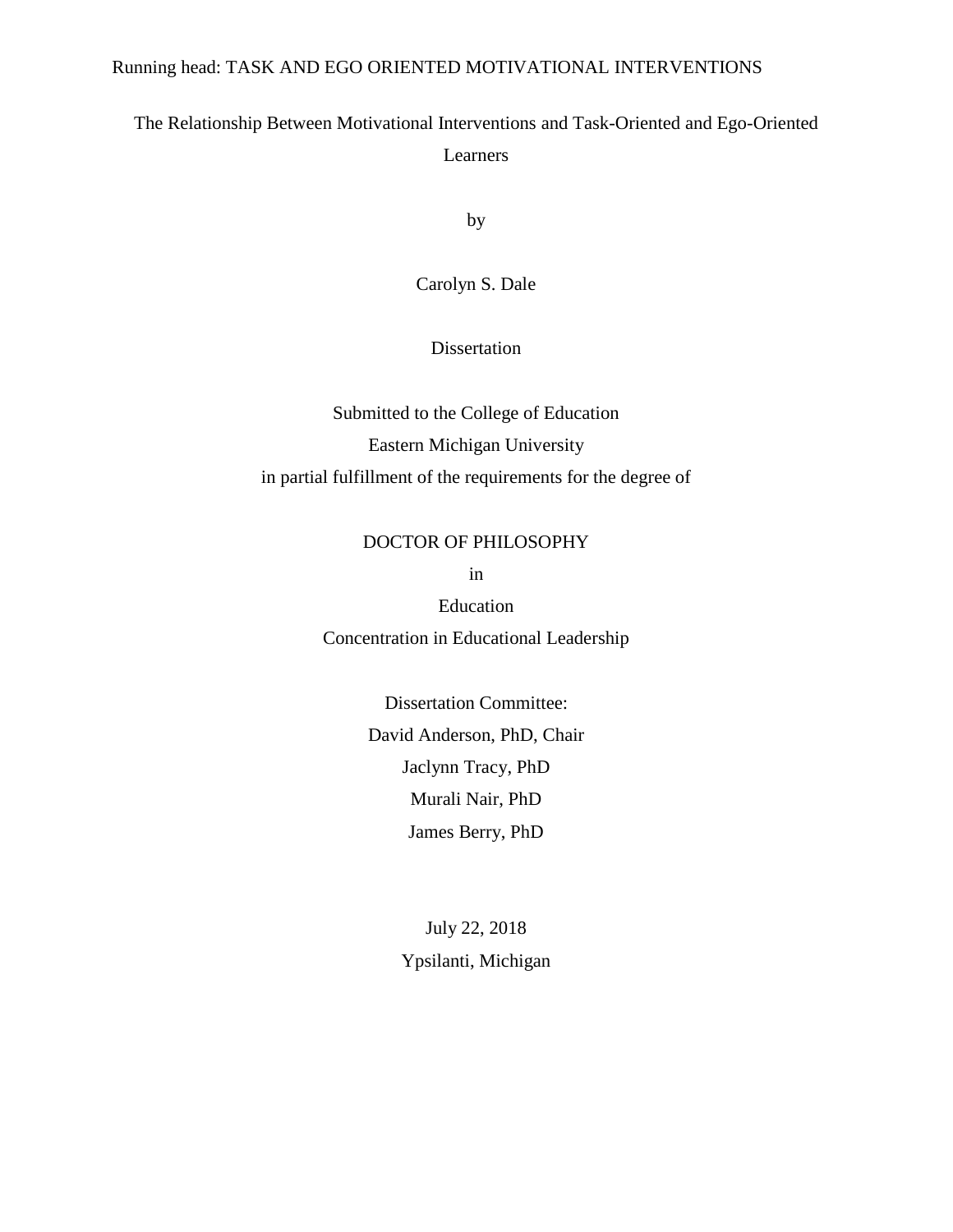# The Relationship Between Motivational Interventions and Task-Oriented and Ego-Oriented Learners

by

Carolyn S. Dale

Dissertation

Submitted to the College of Education

Eastern Michigan University

in partial fulfillment of the requirements for the degree of

DOCTOR OF PHILOSOPHY

in

Education

Concentration in Educational Leadership

Dissertation Committee:

David Anderson, PhD, Chair

Jaclynn Tracy, PhD

Murali Nair, PhD

James Berry, PhD

July 22, 2018

Ypsilanti, Michigan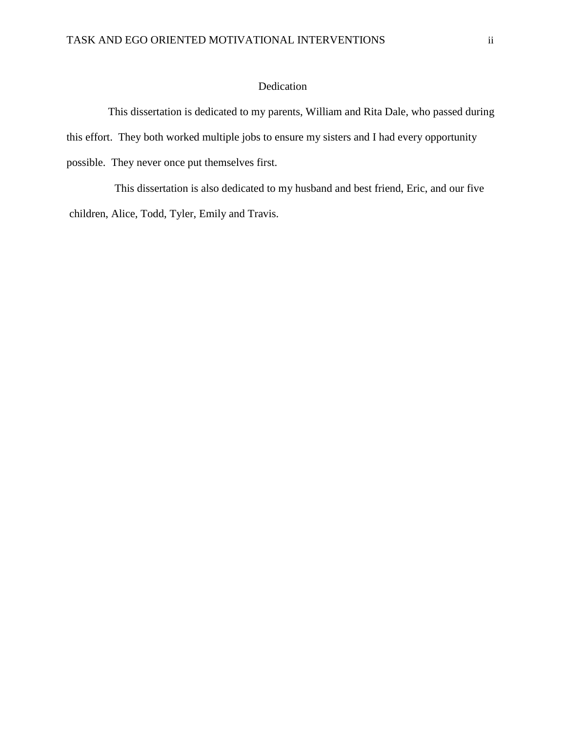# Dedication

This dissertation is dedicated to my parents, William and Rita Dale, who passed during this effort. They both worked multiple jobs to ensure my sisters and I had every opportunity possible. They never once put themselves first.

This dissertation is also dedicated to my husband and best friend, Eric, and our five children, Alice, Todd, Tyler, Emily and Travis.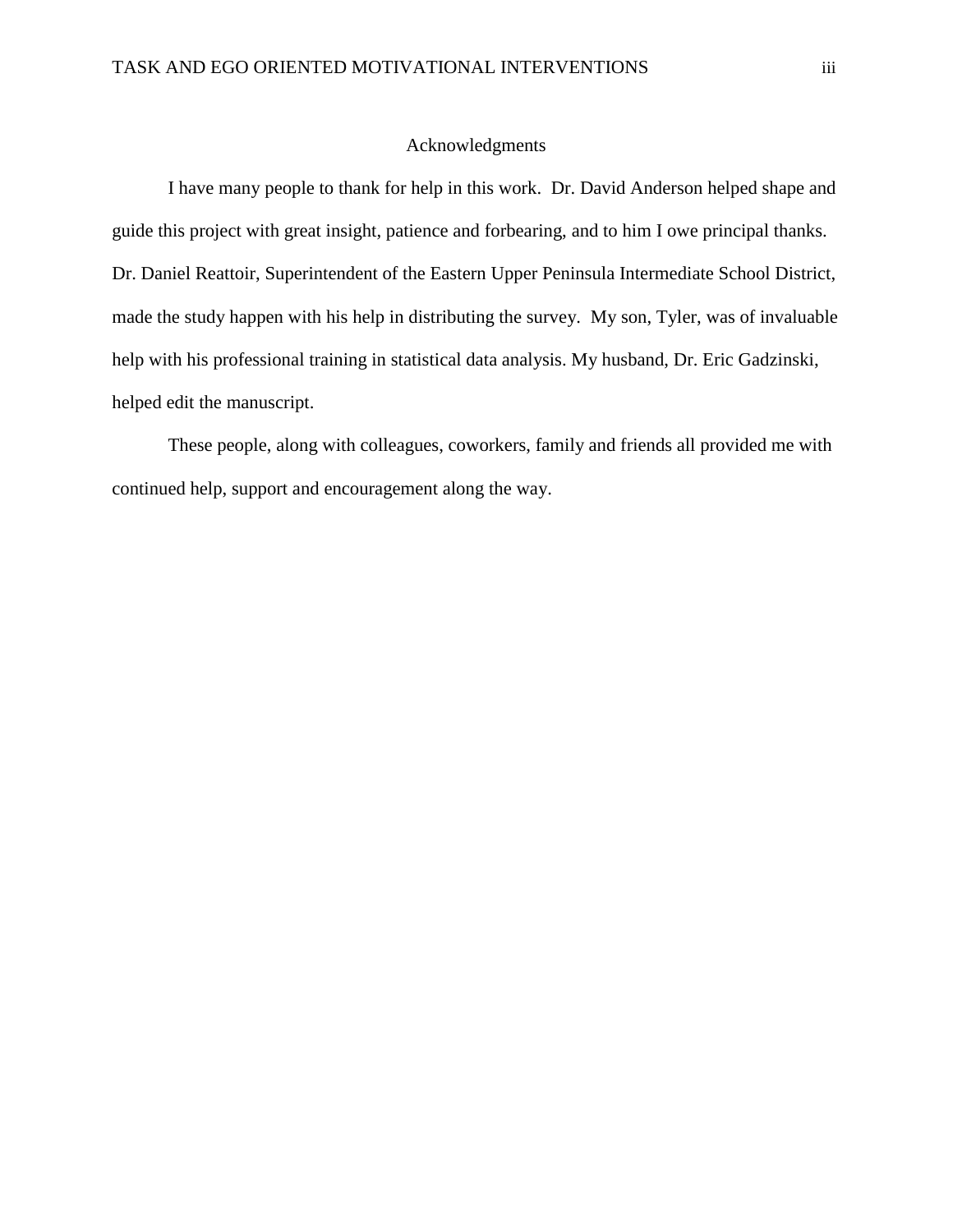# Acknowledgments

I have many people to thank for help in this work. Dr. David Anderson helped shape and guide this project with great insight, patience and forbearing, and to him I owe principal thanks. Dr. Daniel Reattoir, Superintendent of the Eastern Upper Peninsula Intermediate School District, made the study happen with his help in distributing the survey. My son, Tyler, was of invaluable help with his professional training in statistical data analysis. My husband, Dr. Eric Gadzinski, helped edit the manuscript.

These people, along with colleagues, coworkers, family and friends all provided me with continued help, support and encouragement along the way.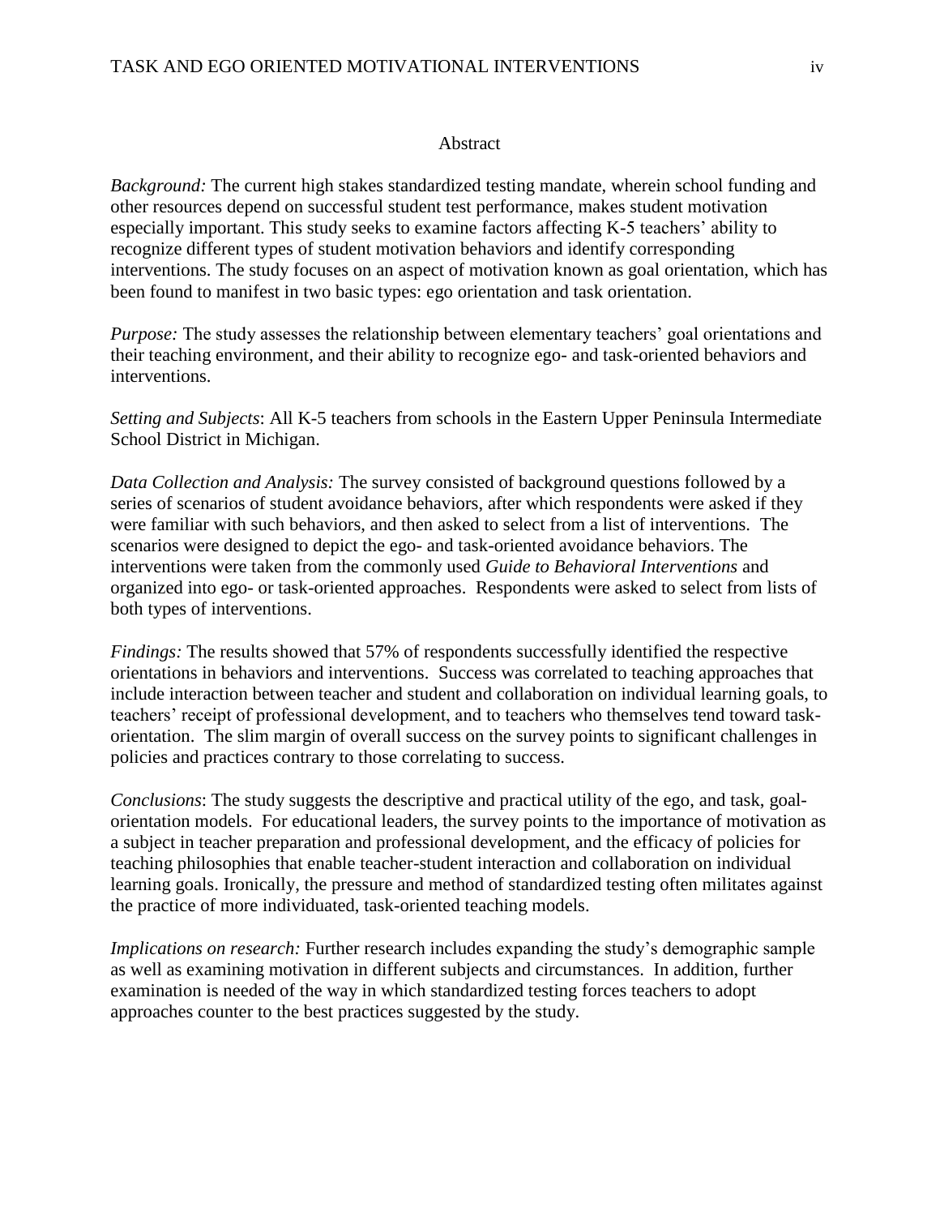# Abstract

*Background:* The current high stakes standardized testing mandate, wherein school funding and other resources depend on successful student test performance, makes student motivation especially important. This study seeks to examine factors affecting K-5 teachers' ability to recognize different types of student motivation behaviors and identify corresponding interventions. The study focuses on an aspect of motivation known as goal orientation, which has been found to manifest in two basic types: ego orientation and task orientation.

*Purpose:* The study assesses the relationship between elementary teachers' goal orientations and their teaching environment, and their ability to recognize ego- and task-oriented behaviors and interventions.

*Setting and Subjects*: All K-5 teachers from schools in the Eastern Upper Peninsula Intermediate School District in Michigan.

*Data Collection and Analysis:* The survey consisted of background questions followed by a series of scenarios of student avoidance behaviors, after which respondents were asked if they were familiar with such behaviors, and then asked to select from a list of interventions. The scenarios were designed to depict the ego- and task-oriented avoidance behaviors. The interventions were taken from the commonly used *Guide to Behavioral Interventions* and organized into ego- or task-oriented approaches. Respondents were asked to select from lists of both types of interventions.

*Findings:* The results showed that 57% of respondents successfully identified the respective orientations in behaviors and interventions. Success was correlated to teaching approaches that include interaction between teacher and student and collaboration on individual learning goals, to teachers' receipt of professional development, and to teachers who themselves tend toward task-orientation. The slim margin of overall success on the survey points to significant challenges in policies and practices contrary to those correlating to success.

*Conclusions*: The study suggests the descriptive and practical utility of the ego, and task, goal-orientation models. For educational leaders, the survey points to the importance of motivation as a subject in teacher preparation and professional development, and the efficacy of policies for teaching philosophies that enable teacher-student interaction and collaboration on individual learning goals. Ironically, the pressure and method of standardized testing often militates against the practice of more individuated, task-oriented teaching models.

*Implications on research:* Further research includes expanding the study's demographic sample as well as examining motivation in different subjects and circumstances. In addition, further examination is needed of the way in which standardized testing forces teachers to adopt approaches counter to the best practices suggested by the study.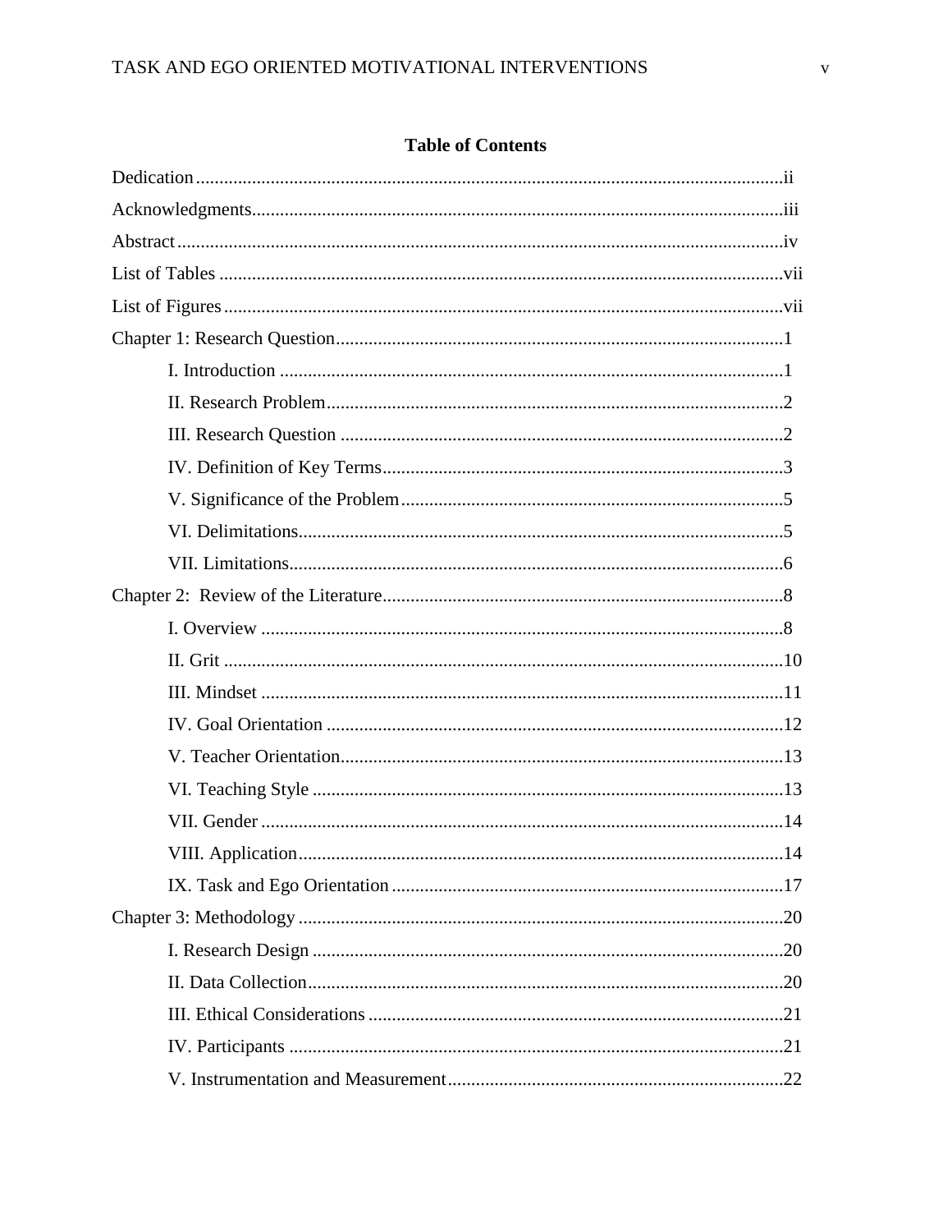## Table of Contents

Dedication..........ii

Acknowledgments..........iii

Abstract..........iv

List of Tables..........vii

List of Figures..........vii

Chapter 1: Research Question..........1

- I. Introduction..........1
- II. Research Problem..........2
- III. Research Question..........2
- IV. Definition of Key Terms..........3
- V. Significance of the Problem..........5
- VI. Delimitations..........5
- VII. Limitations..........6

Chapter 2: Review of the Literature..........8

- I. Overview..........8
- II. Grit..........10
- III. Mindset..........11
- IV. Goal Orientation..........12
- V. Teacher Orientation..........13
- VI. Teaching Style..........13
- VII. Gender..........14
- VIII. Application..........14
- IX. Task and Ego Orientation..........17

Chapter 3: Methodology..........20

- I. Research Design..........20
- II. Data Collection..........20
- III. Ethical Considerations..........21
- IV. Participants..........21
- V. Instrumentation and Measurement..........22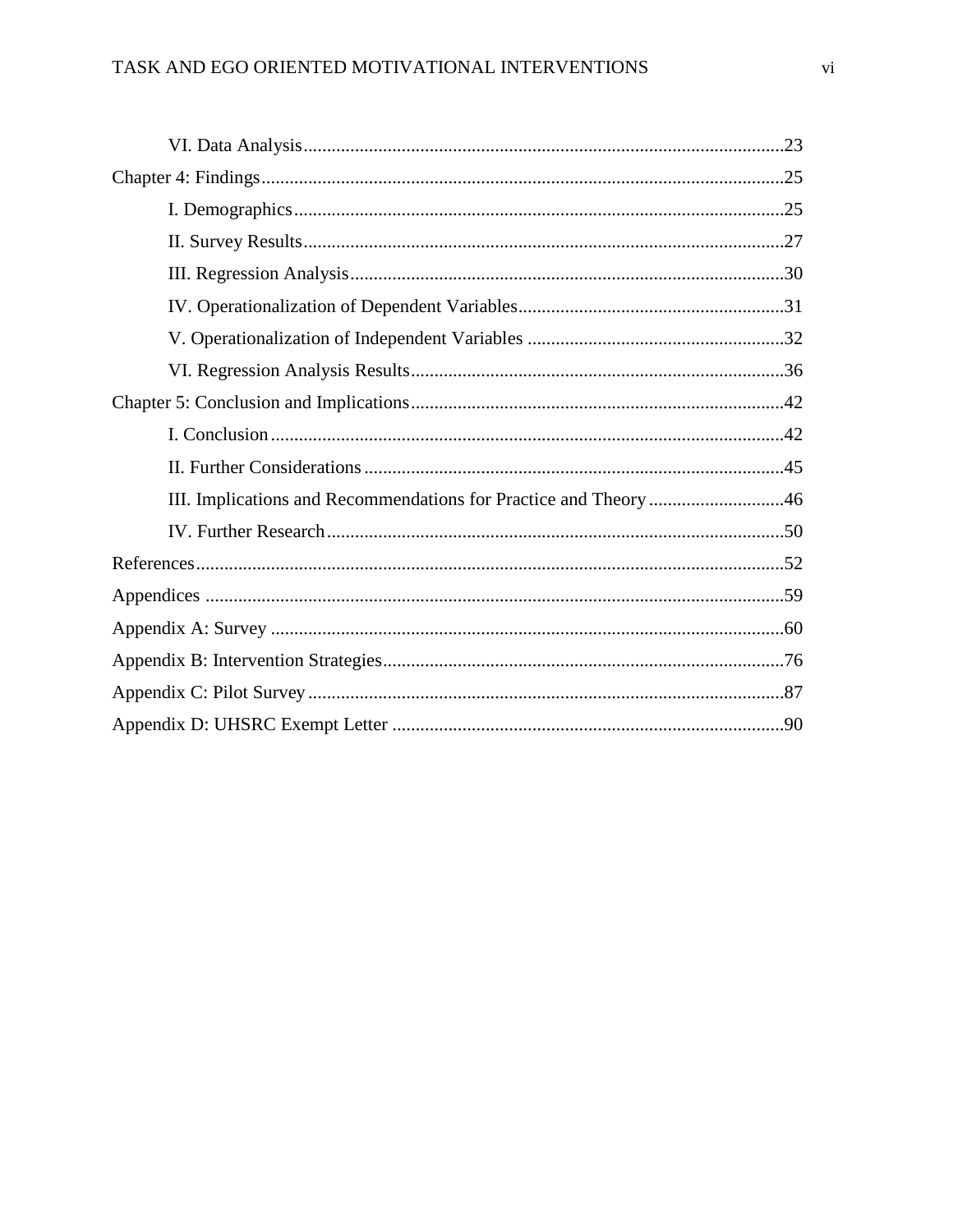VI. Data Analysis .......................................................................................................23

Chapter 4: Findings ................................................................................................................25

I. Demographics ........................................................................................................25

II. Survey Results ......................................................................................................27

III. Regression Analysis ............................................................................................30

IV. Operationalization of Dependent Variables .........................................................31

V. Operationalization of Independent Variables .......................................................32

VI. Regression Analysis Results ...............................................................................36

Chapter 5: Conclusion and Implications ...............................................................................42

I. Conclusion .............................................................................................................42

II. Further Considerations ..........................................................................................45

III. Implications and Recommendations for Practice and Theory .............................46

IV. Further Research ..................................................................................................50

References ..............................................................................................................................52

Appendices ............................................................................................................................59

Appendix A: Survey ..............................................................................................................60

Appendix B: Intervention Strategies ......................................................................................76

Appendix C: Pilot Survey ......................................................................................................87

Appendix D: UHSRC Exempt Letter ....................................................................................90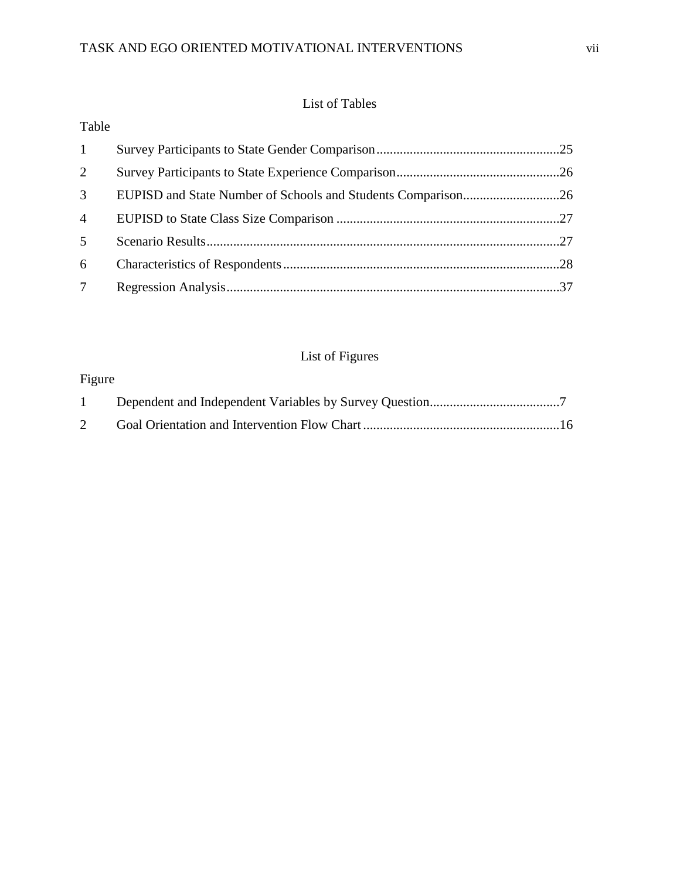## List of Tables

| Table | | |
|---|---|---|
| 1 | Survey Participants to State Gender Comparison | 25 |
| 2 | Survey Participants to State Experience Comparison | 26 |
| 3 | EUPISD and State Number of Schools and Students Comparison | 26 |
| 4 | EUPISD to State Class Size Comparison | 27 |
| 5 | Scenario Results | 27 |
| 6 | Characteristics of Respondents | 28 |
| 7 | Regression Analysis | 37 |

## List of Figures

| Figure | | |
|---|---|---|
| 1 | Dependent and Independent Variables by Survey Question | 7 |
| 2 | Goal Orientation and Intervention Flow Chart | 16 |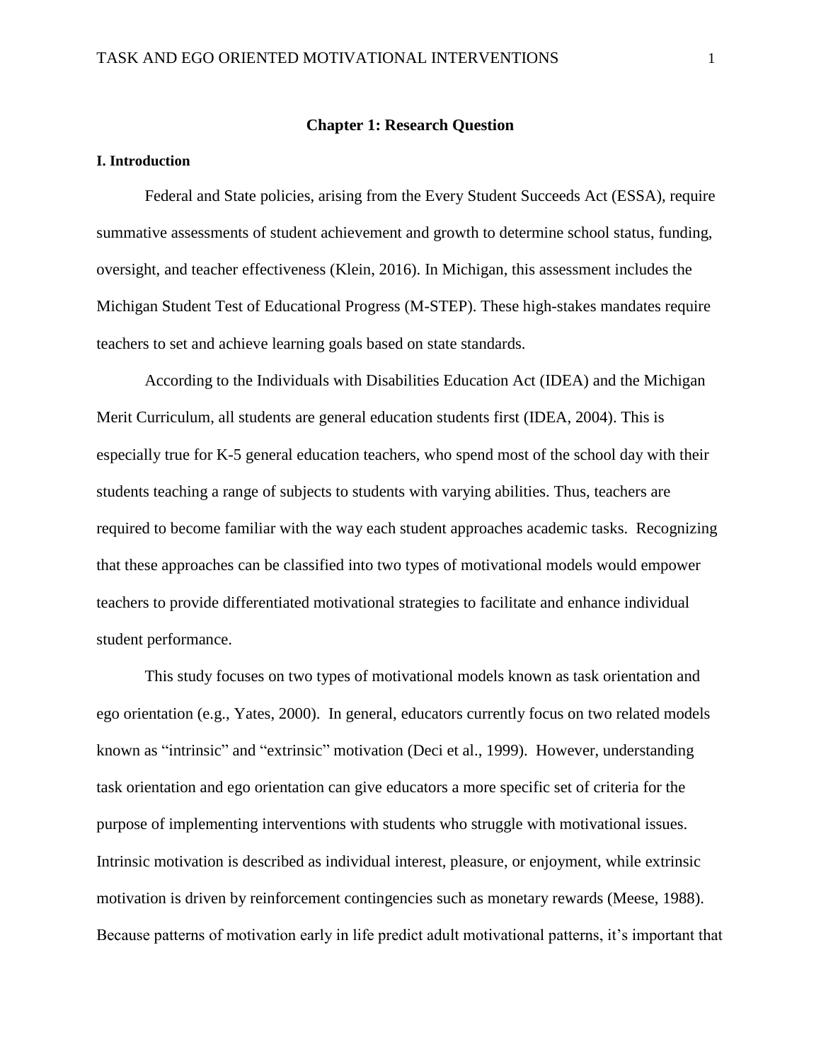## Chapter 1: Research Question

### I. Introduction

Federal and State policies, arising from the Every Student Succeeds Act (ESSA), require summative assessments of student achievement and growth to determine school status, funding, oversight, and teacher effectiveness (Klein, 2016). In Michigan, this assessment includes the Michigan Student Test of Educational Progress (M-STEP). These high-stakes mandates require teachers to set and achieve learning goals based on state standards.

According to the Individuals with Disabilities Education Act (IDEA) and the Michigan Merit Curriculum, all students are general education students first (IDEA, 2004). This is especially true for K-5 general education teachers, who spend most of the school day with their students teaching a range of subjects to students with varying abilities. Thus, teachers are required to become familiar with the way each student approaches academic tasks. Recognizing that these approaches can be classified into two types of motivational models would empower teachers to provide differentiated motivational strategies to facilitate and enhance individual student performance.

This study focuses on two types of motivational models known as task orientation and ego orientation (e.g., Yates, 2000). In general, educators currently focus on two related models known as "intrinsic" and "extrinsic" motivation (Deci et al., 1999). However, understanding task orientation and ego orientation can give educators a more specific set of criteria for the purpose of implementing interventions with students who struggle with motivational issues. Intrinsic motivation is described as individual interest, pleasure, or enjoyment, while extrinsic motivation is driven by reinforcement contingencies such as monetary rewards (Meese, 1988). Because patterns of motivation early in life predict adult motivational patterns, it's important that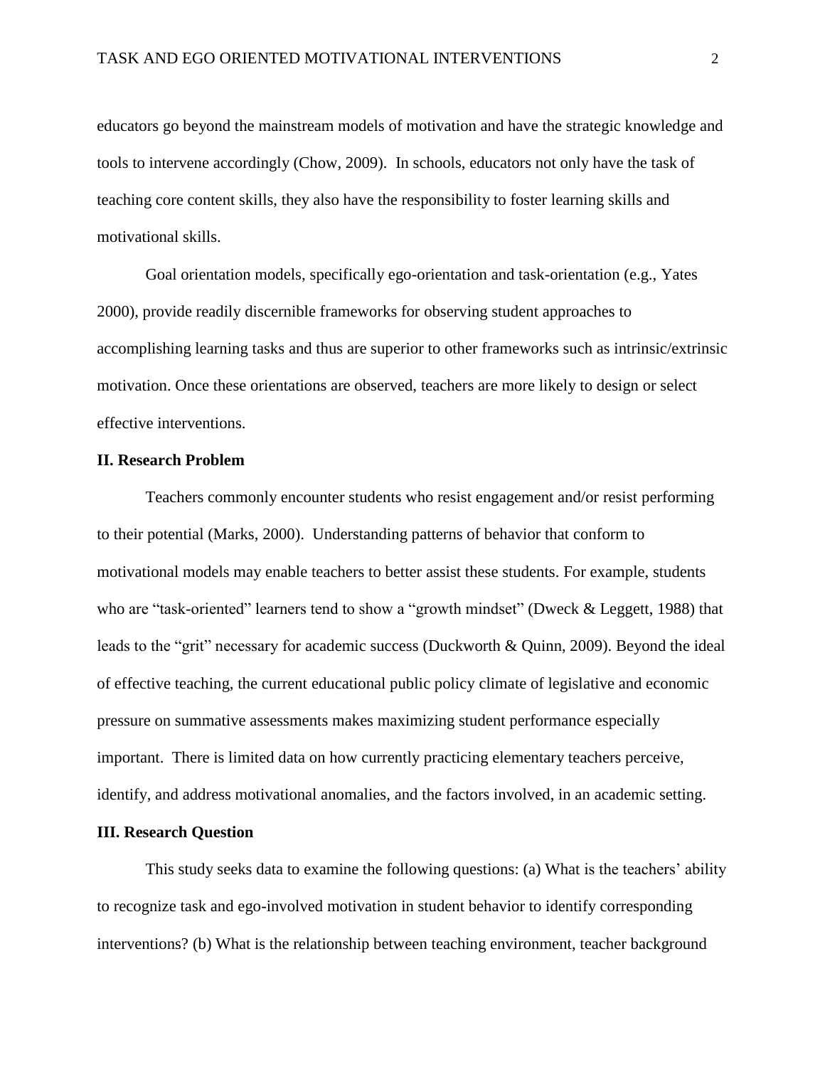educators go beyond the mainstream models of motivation and have the strategic knowledge and tools to intervene accordingly (Chow, 2009). In schools, educators not only have the task of teaching core content skills, they also have the responsibility to foster learning skills and motivational skills.

Goal orientation models, specifically ego-orientation and task-orientation (e.g., Yates 2000), provide readily discernible frameworks for observing student approaches to accomplishing learning tasks and thus are superior to other frameworks such as intrinsic/extrinsic motivation. Once these orientations are observed, teachers are more likely to design or select effective interventions.

## II. Research Problem

Teachers commonly encounter students who resist engagement and/or resist performing to their potential (Marks, 2000). Understanding patterns of behavior that conform to motivational models may enable teachers to better assist these students. For example, students who are "task-oriented" learners tend to show a "growth mindset" (Dweck & Leggett, 1988) that leads to the "grit" necessary for academic success (Duckworth & Quinn, 2009). Beyond the ideal of effective teaching, the current educational public policy climate of legislative and economic pressure on summative assessments makes maximizing student performance especially important. There is limited data on how currently practicing elementary teachers perceive, identify, and address motivational anomalies, and the factors involved, in an academic setting.

## III. Research Question

This study seeks data to examine the following questions: (a) What is the teachers' ability to recognize task and ego-involved motivation in student behavior to identify corresponding interventions? (b) What is the relationship between teaching environment, teacher background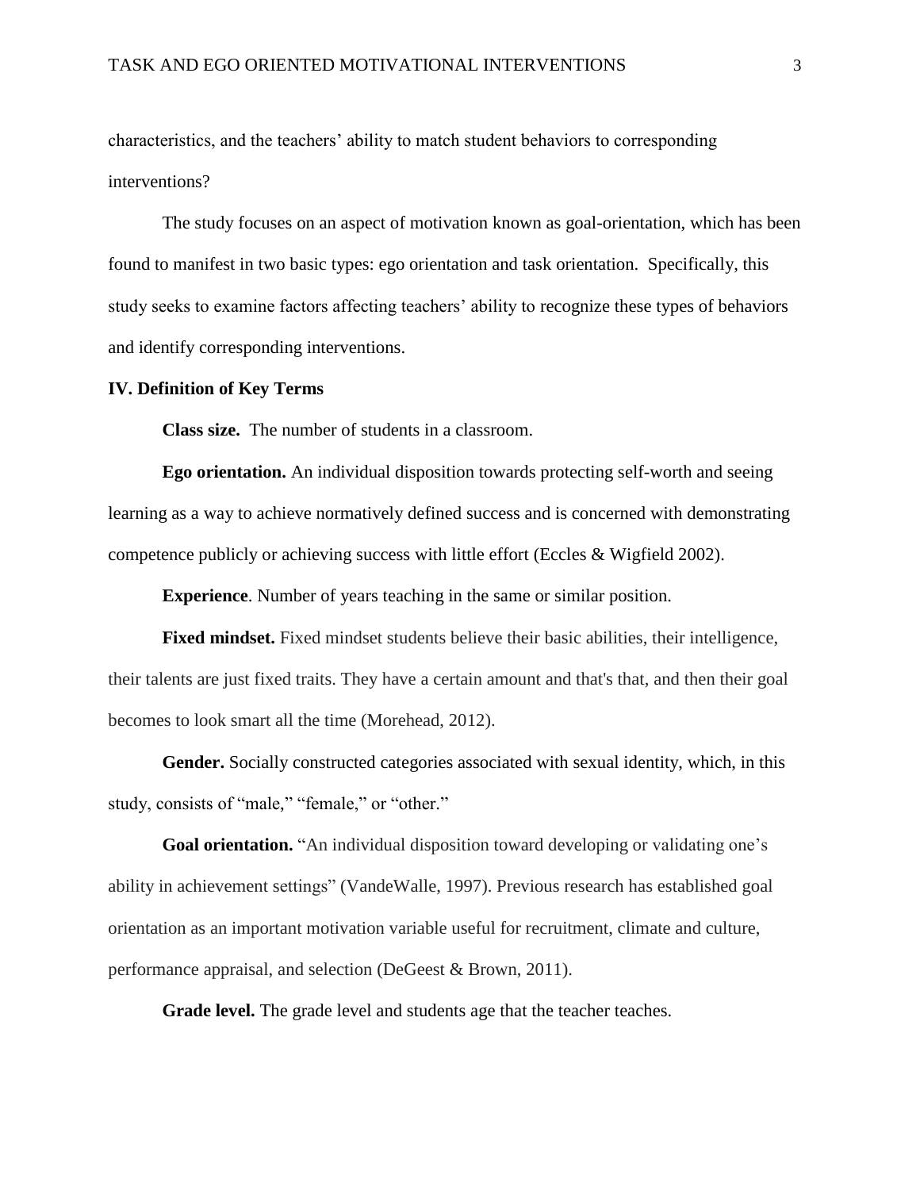characteristics, and the teachers' ability to match student behaviors to corresponding interventions?

The study focuses on an aspect of motivation known as goal-orientation, which has been found to manifest in two basic types: ego orientation and task orientation. Specifically, this study seeks to examine factors affecting teachers' ability to recognize these types of behaviors and identify corresponding interventions.

## IV. Definition of Key Terms

**Class size.** The number of students in a classroom.

**Ego orientation.** An individual disposition towards protecting self-worth and seeing learning as a way to achieve normatively defined success and is concerned with demonstrating competence publicly or achieving success with little effort (Eccles & Wigfield 2002).

**Experience**. Number of years teaching in the same or similar position.

**Fixed mindset.** Fixed mindset students believe their basic abilities, their intelligence, their talents are just fixed traits. They have a certain amount and that's that, and then their goal becomes to look smart all the time (Morehead, 2012).

**Gender.** Socially constructed categories associated with sexual identity, which, in this study, consists of "male," "female," or "other."

**Goal orientation.** "An individual disposition toward developing or validating one's ability in achievement settings" (VandeWalle, 1997). Previous research has established goal orientation as an important motivation variable useful for recruitment, climate and culture, performance appraisal, and selection (DeGeest & Brown, 2011).

**Grade level.** The grade level and students age that the teacher teaches.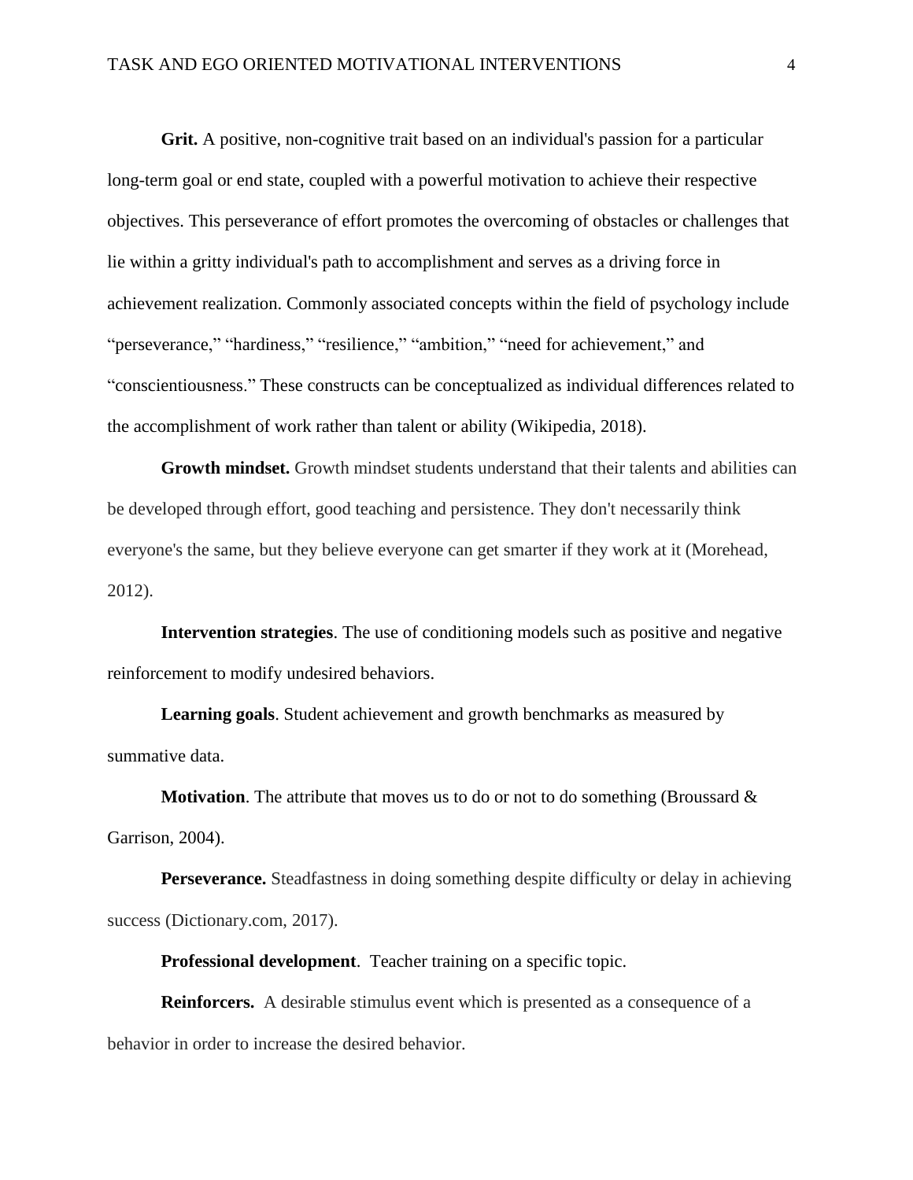**Grit.** A positive, non-cognitive trait based on an individual's passion for a particular long-term goal or end state, coupled with a powerful motivation to achieve their respective objectives. This perseverance of effort promotes the overcoming of obstacles or challenges that lie within a gritty individual's path to accomplishment and serves as a driving force in achievement realization. Commonly associated concepts within the field of psychology include "perseverance," "hardiness," "resilience," "ambition," "need for achievement," and "conscientiousness." These constructs can be conceptualized as individual differences related to the accomplishment of work rather than talent or ability (Wikipedia, 2018).

**Growth mindset.** Growth mindset students understand that their talents and abilities can be developed through effort, good teaching and persistence. They don't necessarily think everyone's the same, but they believe everyone can get smarter if they work at it (Morehead, 2012).

**Intervention strategies**. The use of conditioning models such as positive and negative reinforcement to modify undesired behaviors.

**Learning goals**. Student achievement and growth benchmarks as measured by summative data.

**Motivation**. The attribute that moves us to do or not to do something (Broussard & Garrison, 2004).

**Perseverance.** Steadfastness in doing something despite difficulty or delay in achieving success (Dictionary.com, 2017).

**Professional development**. Teacher training on a specific topic.

**Reinforcers.** A desirable stimulus event which is presented as a consequence of a behavior in order to increase the desired behavior.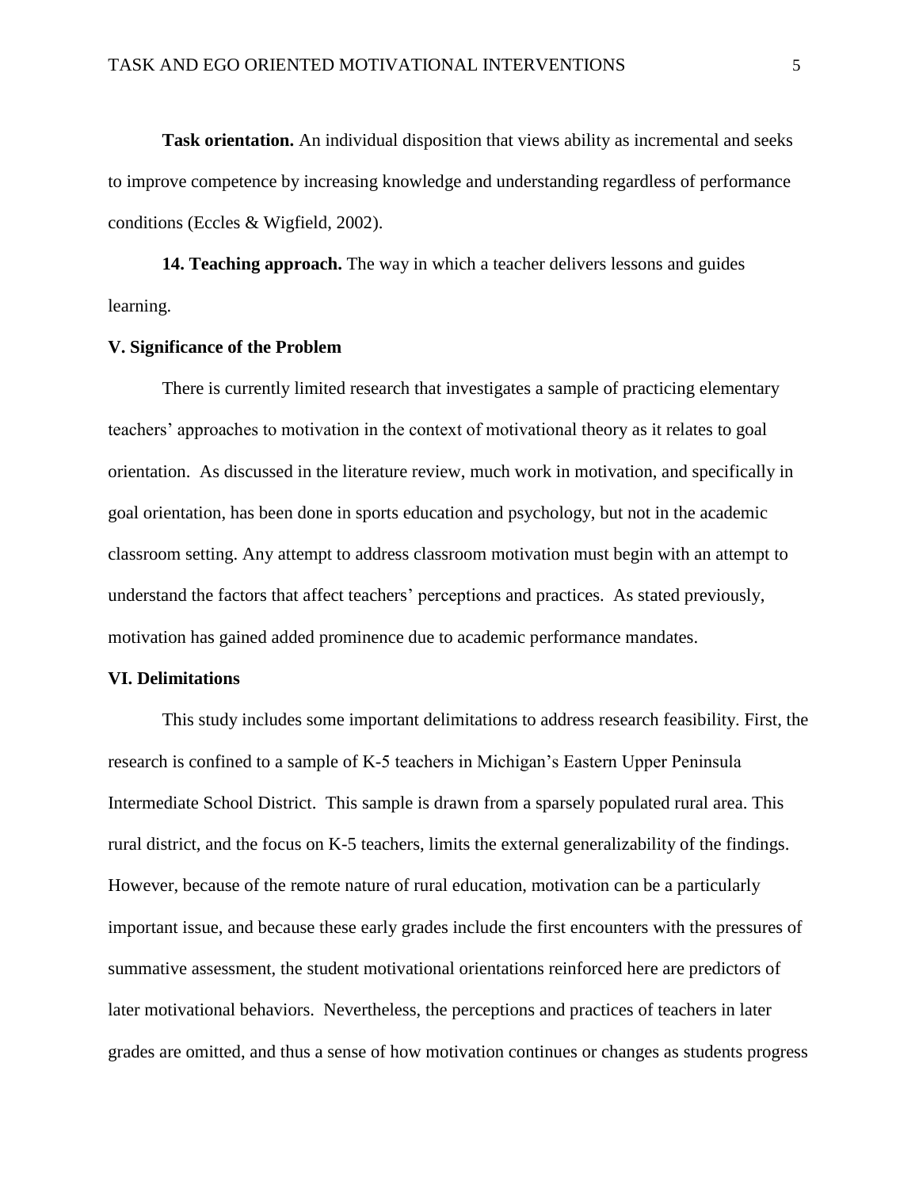**Task orientation.** An individual disposition that views ability as incremental and seeks to improve competence by increasing knowledge and understanding regardless of performance conditions (Eccles & Wigfield, 2002).

**14. Teaching approach.** The way in which a teacher delivers lessons and guides learning.

## V. Significance of the Problem

There is currently limited research that investigates a sample of practicing elementary teachers' approaches to motivation in the context of motivational theory as it relates to goal orientation. As discussed in the literature review, much work in motivation, and specifically in goal orientation, has been done in sports education and psychology, but not in the academic classroom setting. Any attempt to address classroom motivation must begin with an attempt to understand the factors that affect teachers' perceptions and practices. As stated previously, motivation has gained added prominence due to academic performance mandates.

## VI. Delimitations

This study includes some important delimitations to address research feasibility. First, the research is confined to a sample of K-5 teachers in Michigan's Eastern Upper Peninsula Intermediate School District. This sample is drawn from a sparsely populated rural area. This rural district, and the focus on K-5 teachers, limits the external generalizability of the findings. However, because of the remote nature of rural education, motivation can be a particularly important issue, and because these early grades include the first encounters with the pressures of summative assessment, the student motivational orientations reinforced here are predictors of later motivational behaviors. Nevertheless, the perceptions and practices of teachers in later grades are omitted, and thus a sense of how motivation continues or changes as students progress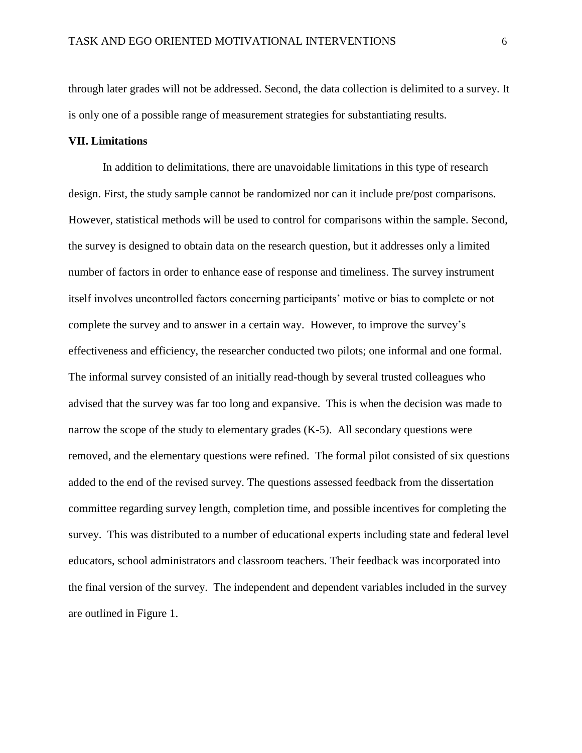through later grades will not be addressed. Second, the data collection is delimited to a survey. It is only one of a possible range of measurement strategies for substantiating results.

**VII. Limitations**

In addition to delimitations, there are unavoidable limitations in this type of research design. First, the study sample cannot be randomized nor can it include pre/post comparisons. However, statistical methods will be used to control for comparisons within the sample. Second, the survey is designed to obtain data on the research question, but it addresses only a limited number of factors in order to enhance ease of response and timeliness. The survey instrument itself involves uncontrolled factors concerning participants' motive or bias to complete or not complete the survey and to answer in a certain way. However, to improve the survey's effectiveness and efficiency, the researcher conducted two pilots; one informal and one formal. The informal survey consisted of an initially read-though by several trusted colleagues who advised that the survey was far too long and expansive. This is when the decision was made to narrow the scope of the study to elementary grades (K-5). All secondary questions were removed, and the elementary questions were refined. The formal pilot consisted of six questions added to the end of the revised survey. The questions assessed feedback from the dissertation committee regarding survey length, completion time, and possible incentives for completing the survey. This was distributed to a number of educational experts including state and federal level educators, school administrators and classroom teachers. Their feedback was incorporated into the final version of the survey. The independent and dependent variables included in the survey are outlined in Figure 1.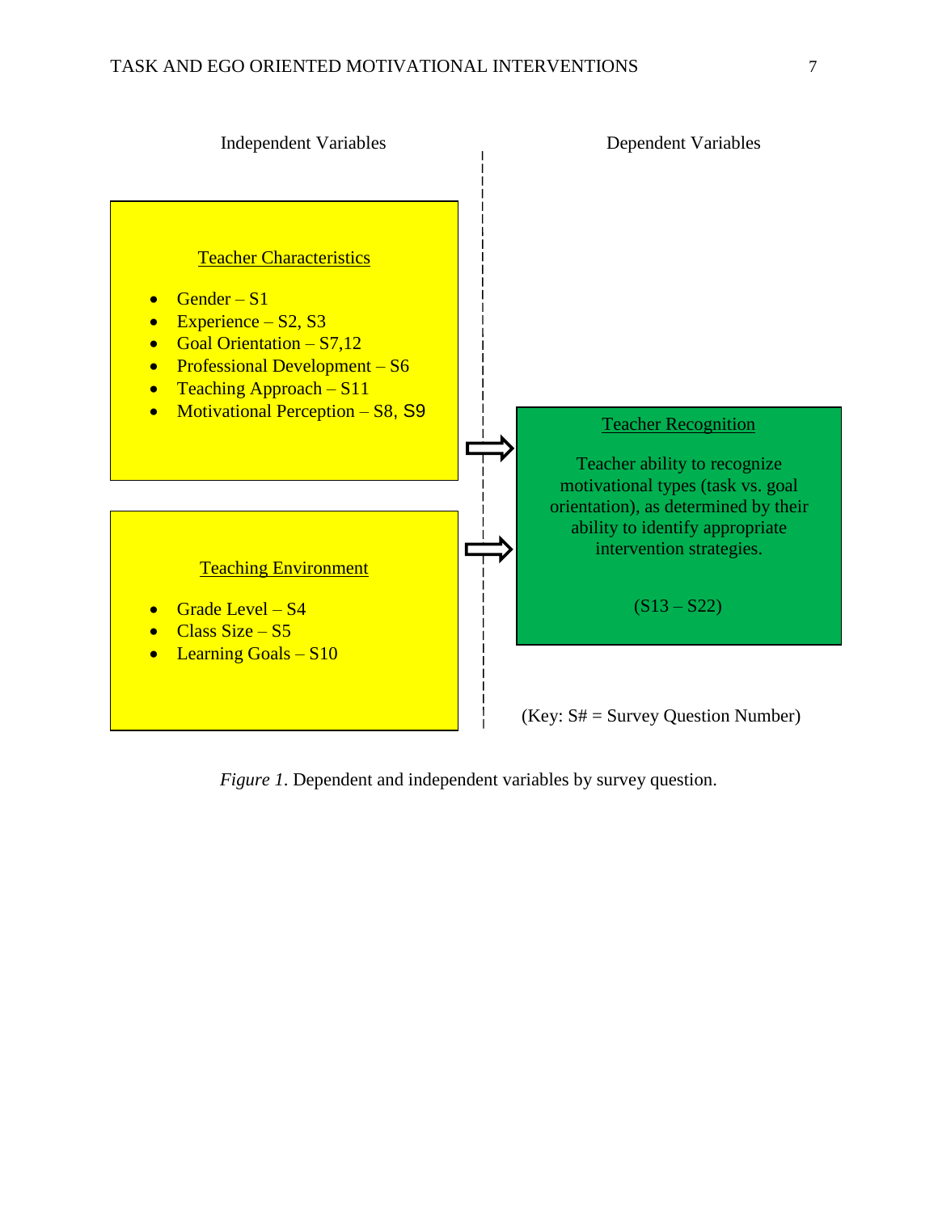Independent Variables

Dependent Variables

Teacher Characteristics

- Gender – S1
- Experience – S2, S3
- Goal Orientation – S7,12
- Professional Development – S6
- Teaching Approach – S11
- Motivational Perception – S8, S9

Teaching Environment

- Grade Level – S4
- Class Size – S5
- Learning Goals – S10

Teacher Recognition

Teacher ability to recognize motivational types (task vs. goal orientation), as determined by their ability to identify appropriate intervention strategies.

(S13 – S22)

(Key: S# = Survey Question Number)

*Figure 1*. Dependent and independent variables by survey question.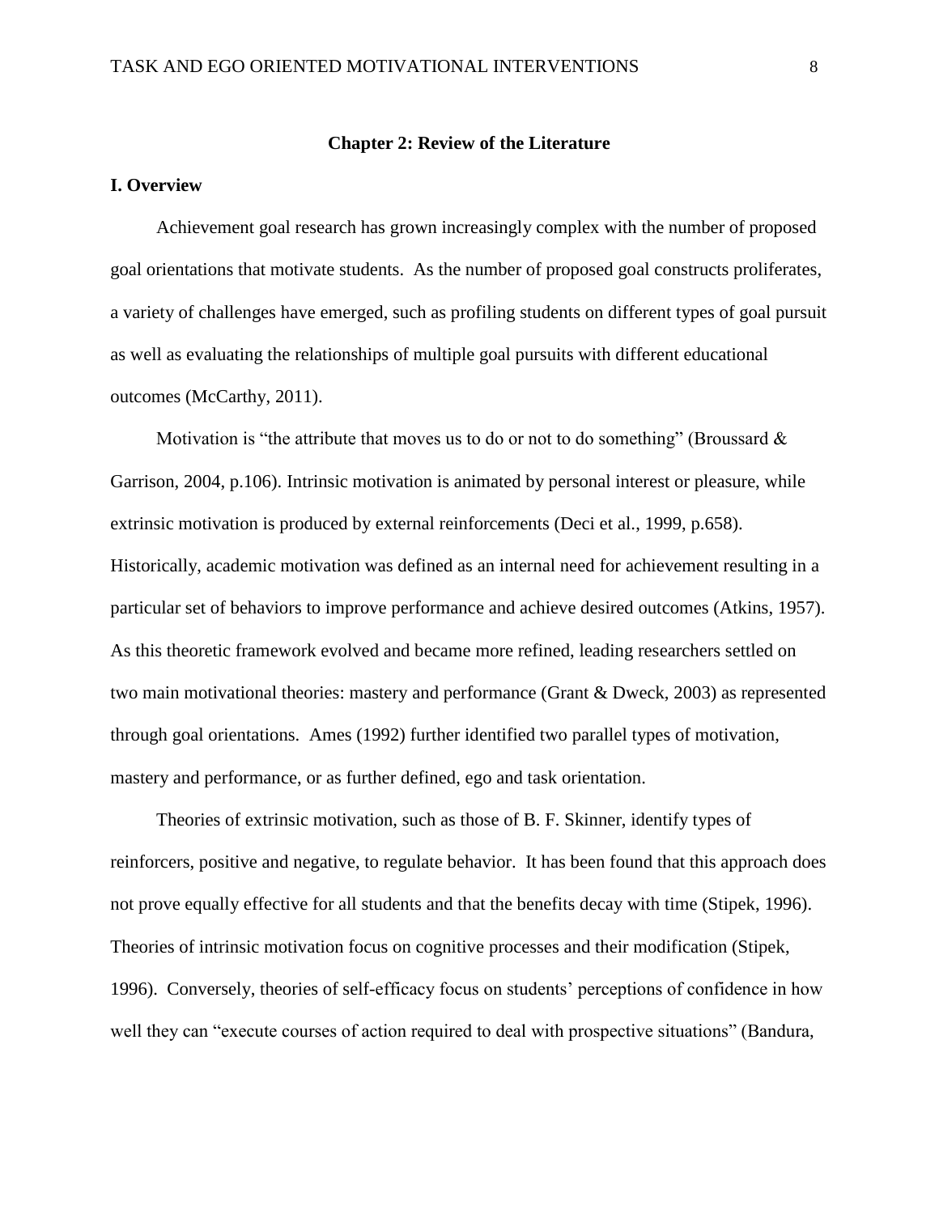## Chapter 2: Review of the Literature

### I. Overview

Achievement goal research has grown increasingly complex with the number of proposed goal orientations that motivate students. As the number of proposed goal constructs proliferates, a variety of challenges have emerged, such as profiling students on different types of goal pursuit as well as evaluating the relationships of multiple goal pursuits with different educational outcomes (McCarthy, 2011).

Motivation is "the attribute that moves us to do or not to do something" (Broussard & Garrison, 2004, p.106). Intrinsic motivation is animated by personal interest or pleasure, while extrinsic motivation is produced by external reinforcements (Deci et al., 1999, p.658). Historically, academic motivation was defined as an internal need for achievement resulting in a particular set of behaviors to improve performance and achieve desired outcomes (Atkins, 1957). As this theoretic framework evolved and became more refined, leading researchers settled on two main motivational theories: mastery and performance (Grant & Dweck, 2003) as represented through goal orientations. Ames (1992) further identified two parallel types of motivation, mastery and performance, or as further defined, ego and task orientation.

Theories of extrinsic motivation, such as those of B. F. Skinner, identify types of reinforcers, positive and negative, to regulate behavior. It has been found that this approach does not prove equally effective for all students and that the benefits decay with time (Stipek, 1996). Theories of intrinsic motivation focus on cognitive processes and their modification (Stipek, 1996). Conversely, theories of self-efficacy focus on students' perceptions of confidence in how well they can "execute courses of action required to deal with prospective situations" (Bandura,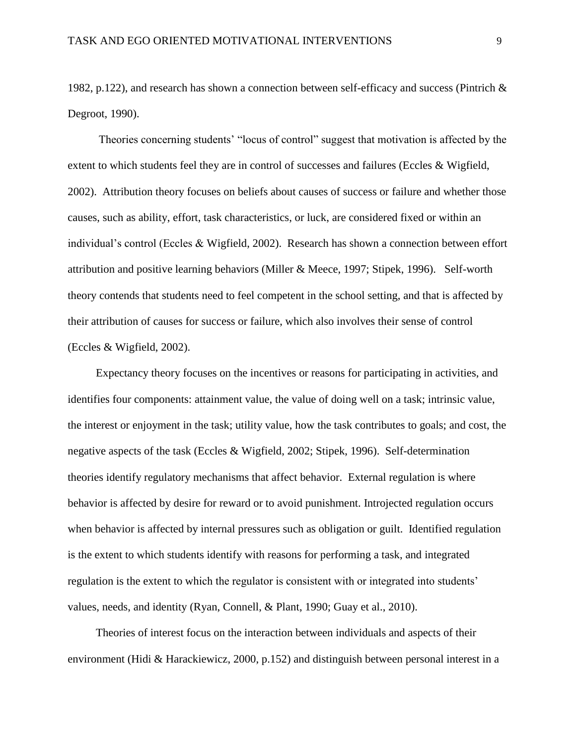1982, p.122), and research has shown a connection between self-efficacy and success (Pintrich & Degroot, 1990).

Theories concerning students' "locus of control" suggest that motivation is affected by the extent to which students feel they are in control of successes and failures (Eccles & Wigfield, 2002). Attribution theory focuses on beliefs about causes of success or failure and whether those causes, such as ability, effort, task characteristics, or luck, are considered fixed or within an individual's control (Eccles & Wigfield, 2002). Research has shown a connection between effort attribution and positive learning behaviors (Miller & Meece, 1997; Stipek, 1996). Self-worth theory contends that students need to feel competent in the school setting, and that is affected by their attribution of causes for success or failure, which also involves their sense of control (Eccles & Wigfield, 2002).

Expectancy theory focuses on the incentives or reasons for participating in activities, and identifies four components: attainment value, the value of doing well on a task; intrinsic value, the interest or enjoyment in the task; utility value, how the task contributes to goals; and cost, the negative aspects of the task (Eccles & Wigfield, 2002; Stipek, 1996). Self-determination theories identify regulatory mechanisms that affect behavior. External regulation is where behavior is affected by desire for reward or to avoid punishment. Introjected regulation occurs when behavior is affected by internal pressures such as obligation or guilt. Identified regulation is the extent to which students identify with reasons for performing a task, and integrated regulation is the extent to which the regulator is consistent with or integrated into students' values, needs, and identity (Ryan, Connell, & Plant, 1990; Guay et al., 2010).

Theories of interest focus on the interaction between individuals and aspects of their environment (Hidi & Harackiewicz, 2000, p.152) and distinguish between personal interest in a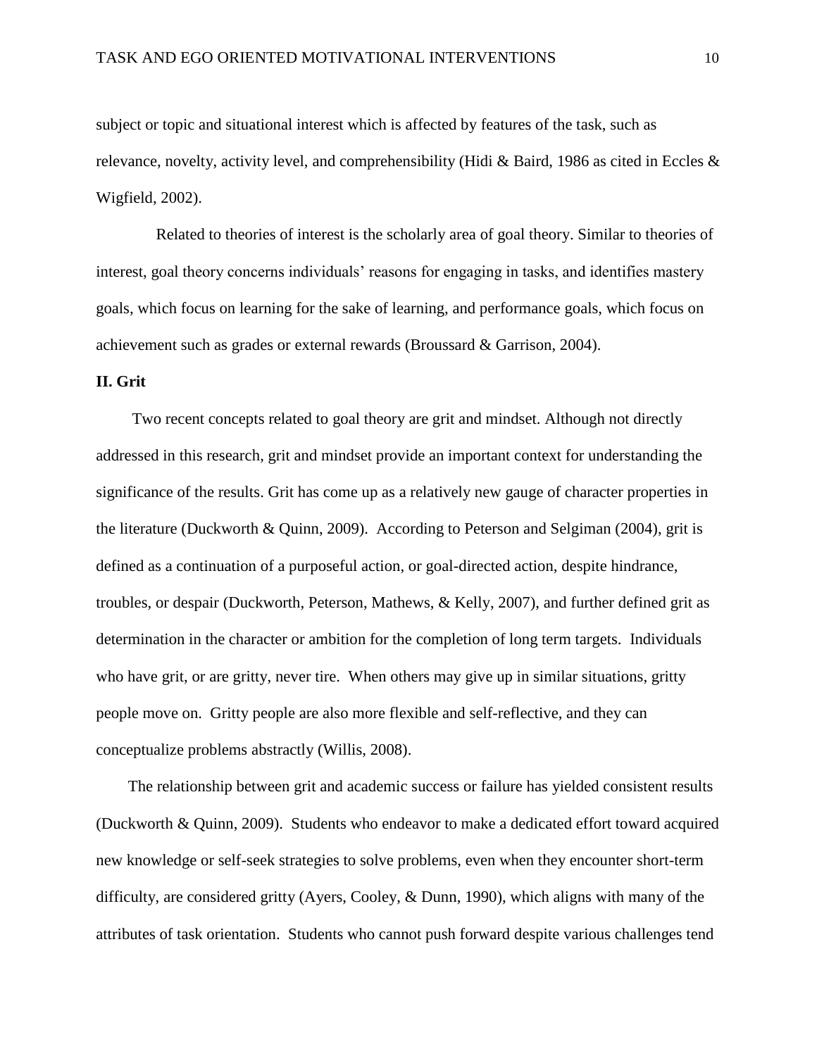subject or topic and situational interest which is affected by features of the task, such as relevance, novelty, activity level, and comprehensibility (Hidi & Baird, 1986 as cited in Eccles & Wigfield, 2002).

Related to theories of interest is the scholarly area of goal theory. Similar to theories of interest, goal theory concerns individuals' reasons for engaging in tasks, and identifies mastery goals, which focus on learning for the sake of learning, and performance goals, which focus on achievement such as grades or external rewards (Broussard & Garrison, 2004).

## II. Grit

Two recent concepts related to goal theory are grit and mindset. Although not directly addressed in this research, grit and mindset provide an important context for understanding the significance of the results. Grit has come up as a relatively new gauge of character properties in the literature (Duckworth & Quinn, 2009). According to Peterson and Selgiman (2004), grit is defined as a continuation of a purposeful action, or goal-directed action, despite hindrance, troubles, or despair (Duckworth, Peterson, Mathews, & Kelly, 2007), and further defined grit as determination in the character or ambition for the completion of long term targets. Individuals who have grit, or are gritty, never tire. When others may give up in similar situations, gritty people move on. Gritty people are also more flexible and self-reflective, and they can conceptualize problems abstractly (Willis, 2008).

The relationship between grit and academic success or failure has yielded consistent results (Duckworth & Quinn, 2009). Students who endeavor to make a dedicated effort toward acquired new knowledge or self-seek strategies to solve problems, even when they encounter short-term difficulty, are considered gritty (Ayers, Cooley, & Dunn, 1990), which aligns with many of the attributes of task orientation. Students who cannot push forward despite various challenges tend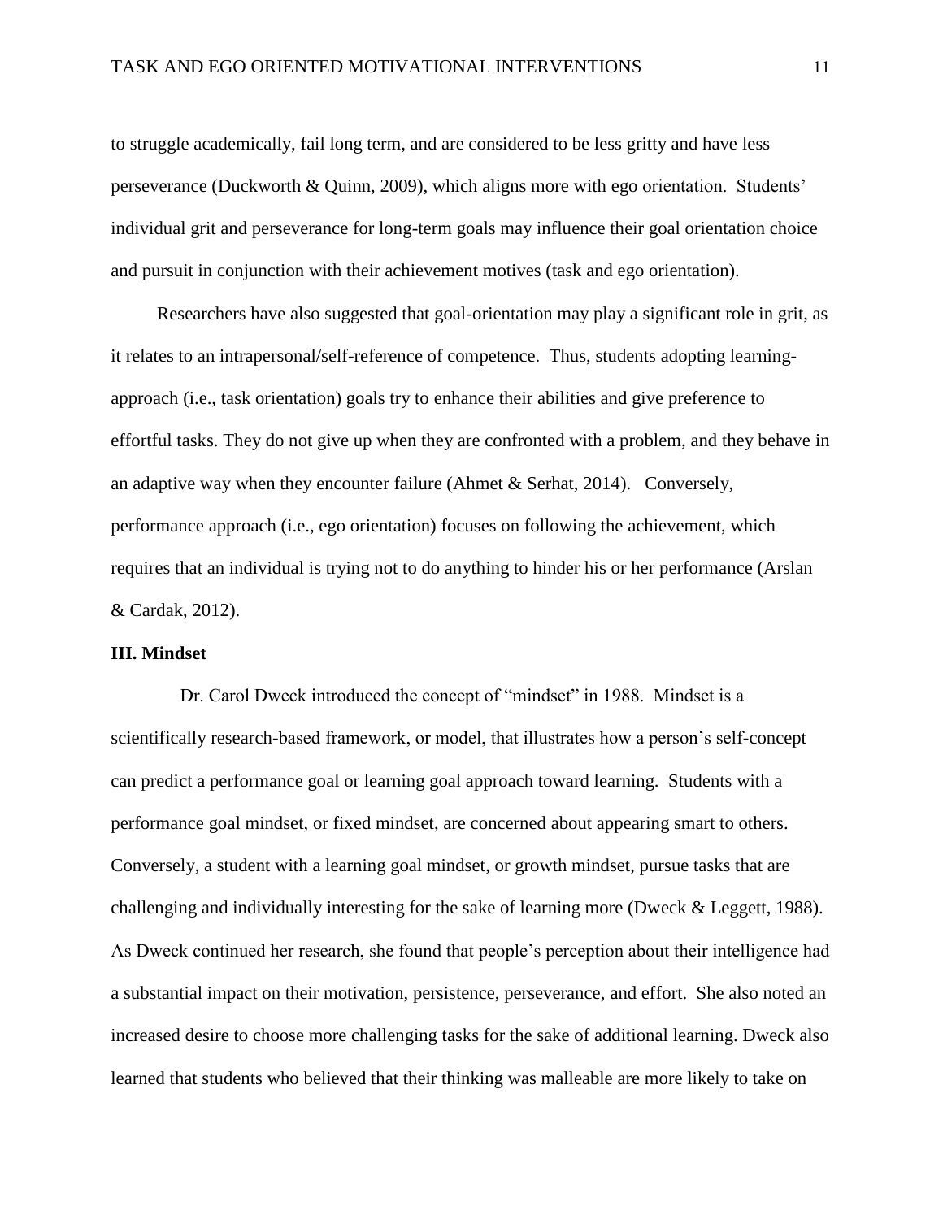to struggle academically, fail long term, and are considered to be less gritty and have less perseverance (Duckworth & Quinn, 2009), which aligns more with ego orientation. Students' individual grit and perseverance for long-term goals may influence their goal orientation choice and pursuit in conjunction with their achievement motives (task and ego orientation).

Researchers have also suggested that goal-orientation may play a significant role in grit, as it relates to an intrapersonal/self-reference of competence. Thus, students adopting learning-approach (i.e., task orientation) goals try to enhance their abilities and give preference to effortful tasks. They do not give up when they are confronted with a problem, and they behave in an adaptive way when they encounter failure (Ahmet & Serhat, 2014). Conversely, performance approach (i.e., ego orientation) focuses on following the achievement, which requires that an individual is trying not to do anything to hinder his or her performance (Arslan & Cardak, 2012).

**III. Mindset**

Dr. Carol Dweck introduced the concept of "mindset" in 1988. Mindset is a scientifically research-based framework, or model, that illustrates how a person's self-concept can predict a performance goal or learning goal approach toward learning. Students with a performance goal mindset, or fixed mindset, are concerned about appearing smart to others. Conversely, a student with a learning goal mindset, or growth mindset, pursue tasks that are challenging and individually interesting for the sake of learning more (Dweck & Leggett, 1988). As Dweck continued her research, she found that people's perception about their intelligence had a substantial impact on their motivation, persistence, perseverance, and effort. She also noted an increased desire to choose more challenging tasks for the sake of additional learning. Dweck also learned that students who believed that their thinking was malleable are more likely to take on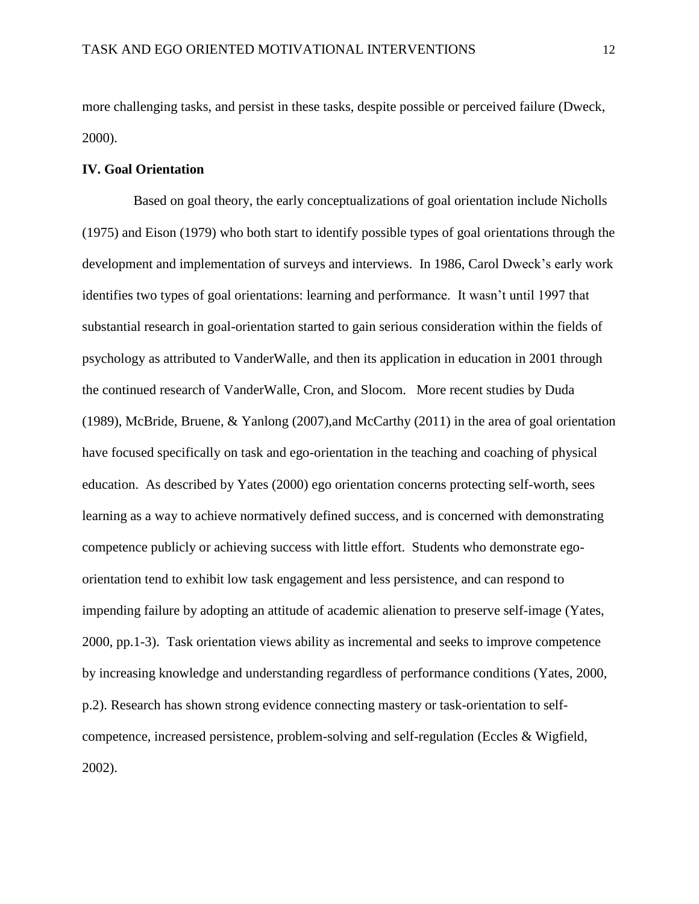more challenging tasks, and persist in these tasks, despite possible or perceived failure (Dweck, 2000).

## IV. Goal Orientation

Based on goal theory, the early conceptualizations of goal orientation include Nicholls (1975) and Eison (1979) who both start to identify possible types of goal orientations through the development and implementation of surveys and interviews. In 1986, Carol Dweck's early work identifies two types of goal orientations: learning and performance. It wasn't until 1997 that substantial research in goal-orientation started to gain serious consideration within the fields of psychology as attributed to VanderWalle, and then its application in education in 2001 through the continued research of VanderWalle, Cron, and Slocom. More recent studies by Duda (1989), McBride, Bruene, & Yanlong (2007),and McCarthy (2011) in the area of goal orientation have focused specifically on task and ego-orientation in the teaching and coaching of physical education. As described by Yates (2000) ego orientation concerns protecting self-worth, sees learning as a way to achieve normatively defined success, and is concerned with demonstrating competence publicly or achieving success with little effort. Students who demonstrate ego-orientation tend to exhibit low task engagement and less persistence, and can respond to impending failure by adopting an attitude of academic alienation to preserve self-image (Yates, 2000, pp.1-3). Task orientation views ability as incremental and seeks to improve competence by increasing knowledge and understanding regardless of performance conditions (Yates, 2000, p.2). Research has shown strong evidence connecting mastery or task-orientation to self-competence, increased persistence, problem-solving and self-regulation (Eccles & Wigfield, 2002).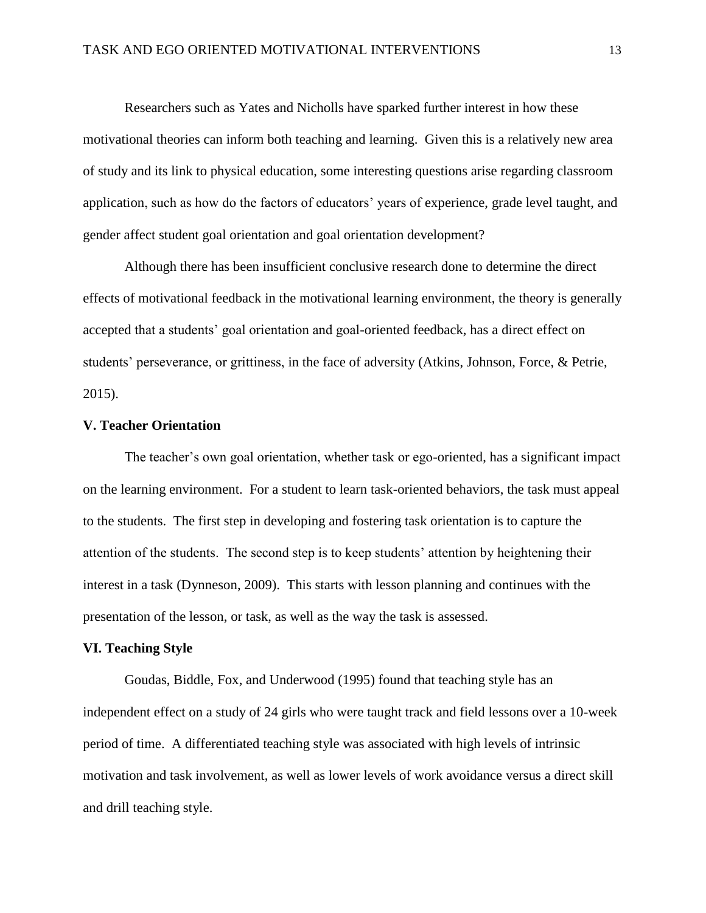Researchers such as Yates and Nicholls have sparked further interest in how these motivational theories can inform both teaching and learning. Given this is a relatively new area of study and its link to physical education, some interesting questions arise regarding classroom application, such as how do the factors of educators' years of experience, grade level taught, and gender affect student goal orientation and goal orientation development?

Although there has been insufficient conclusive research done to determine the direct effects of motivational feedback in the motivational learning environment, the theory is generally accepted that a students' goal orientation and goal-oriented feedback, has a direct effect on students' perseverance, or grittiness, in the face of adversity (Atkins, Johnson, Force, & Petrie, 2015).

### V. Teacher Orientation

The teacher's own goal orientation, whether task or ego-oriented, has a significant impact on the learning environment. For a student to learn task-oriented behaviors, the task must appeal to the students. The first step in developing and fostering task orientation is to capture the attention of the students. The second step is to keep students' attention by heightening their interest in a task (Dynneson, 2009). This starts with lesson planning and continues with the presentation of the lesson, or task, as well as the way the task is assessed.

### VI. Teaching Style

Goudas, Biddle, Fox, and Underwood (1995) found that teaching style has an independent effect on a study of 24 girls who were taught track and field lessons over a 10-week period of time. A differentiated teaching style was associated with high levels of intrinsic motivation and task involvement, as well as lower levels of work avoidance versus a direct skill and drill teaching style.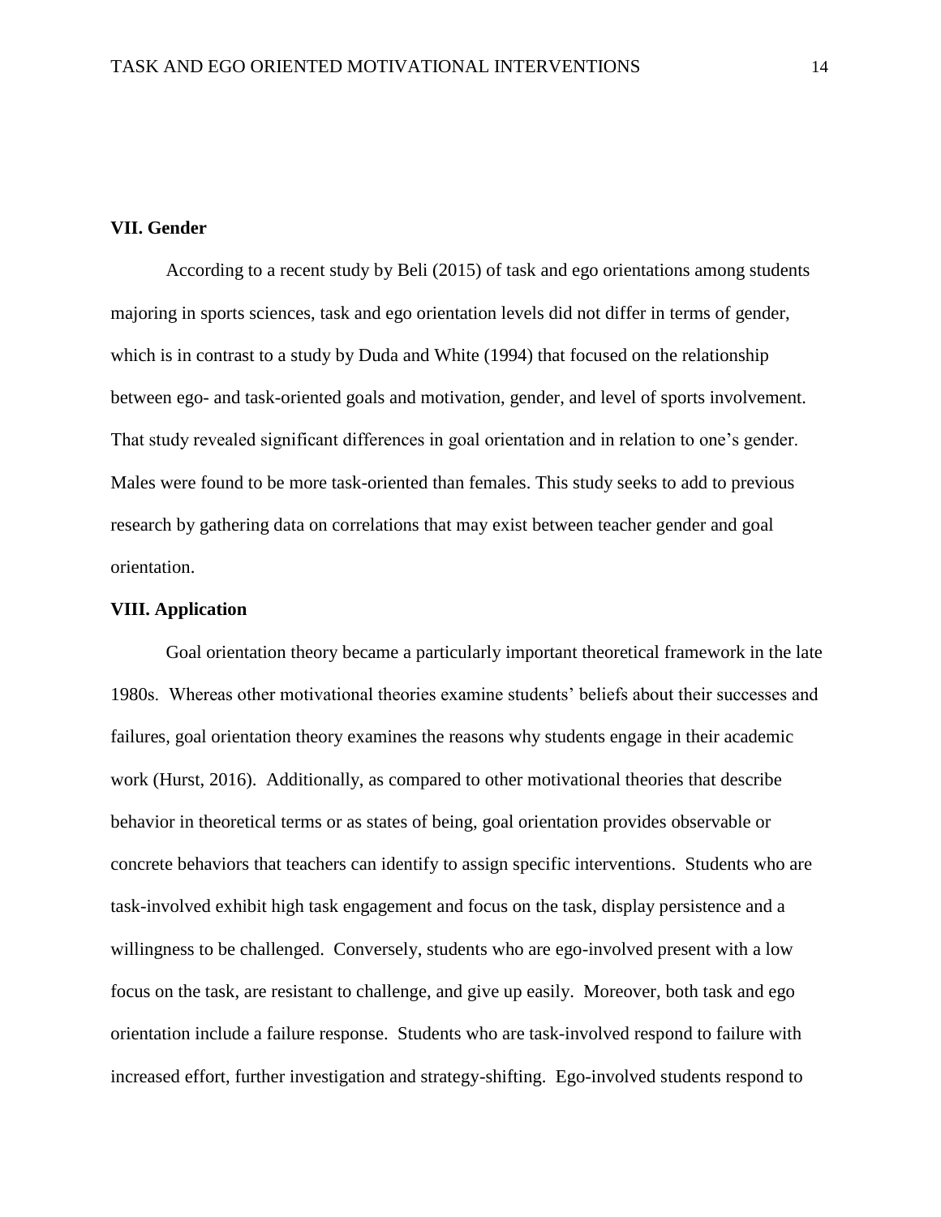**VII. Gender**

According to a recent study by Beli (2015) of task and ego orientations among students majoring in sports sciences, task and ego orientation levels did not differ in terms of gender, which is in contrast to a study by Duda and White (1994) that focused on the relationship between ego- and task-oriented goals and motivation, gender, and level of sports involvement. That study revealed significant differences in goal orientation and in relation to one's gender. Males were found to be more task-oriented than females. This study seeks to add to previous research by gathering data on correlations that may exist between teacher gender and goal orientation.

**VIII. Application**

Goal orientation theory became a particularly important theoretical framework in the late 1980s. Whereas other motivational theories examine students' beliefs about their successes and failures, goal orientation theory examines the reasons why students engage in their academic work (Hurst, 2016). Additionally, as compared to other motivational theories that describe behavior in theoretical terms or as states of being, goal orientation provides observable or concrete behaviors that teachers can identify to assign specific interventions. Students who are task-involved exhibit high task engagement and focus on the task, display persistence and a willingness to be challenged. Conversely, students who are ego-involved present with a low focus on the task, are resistant to challenge, and give up easily. Moreover, both task and ego orientation include a failure response. Students who are task-involved respond to failure with increased effort, further investigation and strategy-shifting. Ego-involved students respond to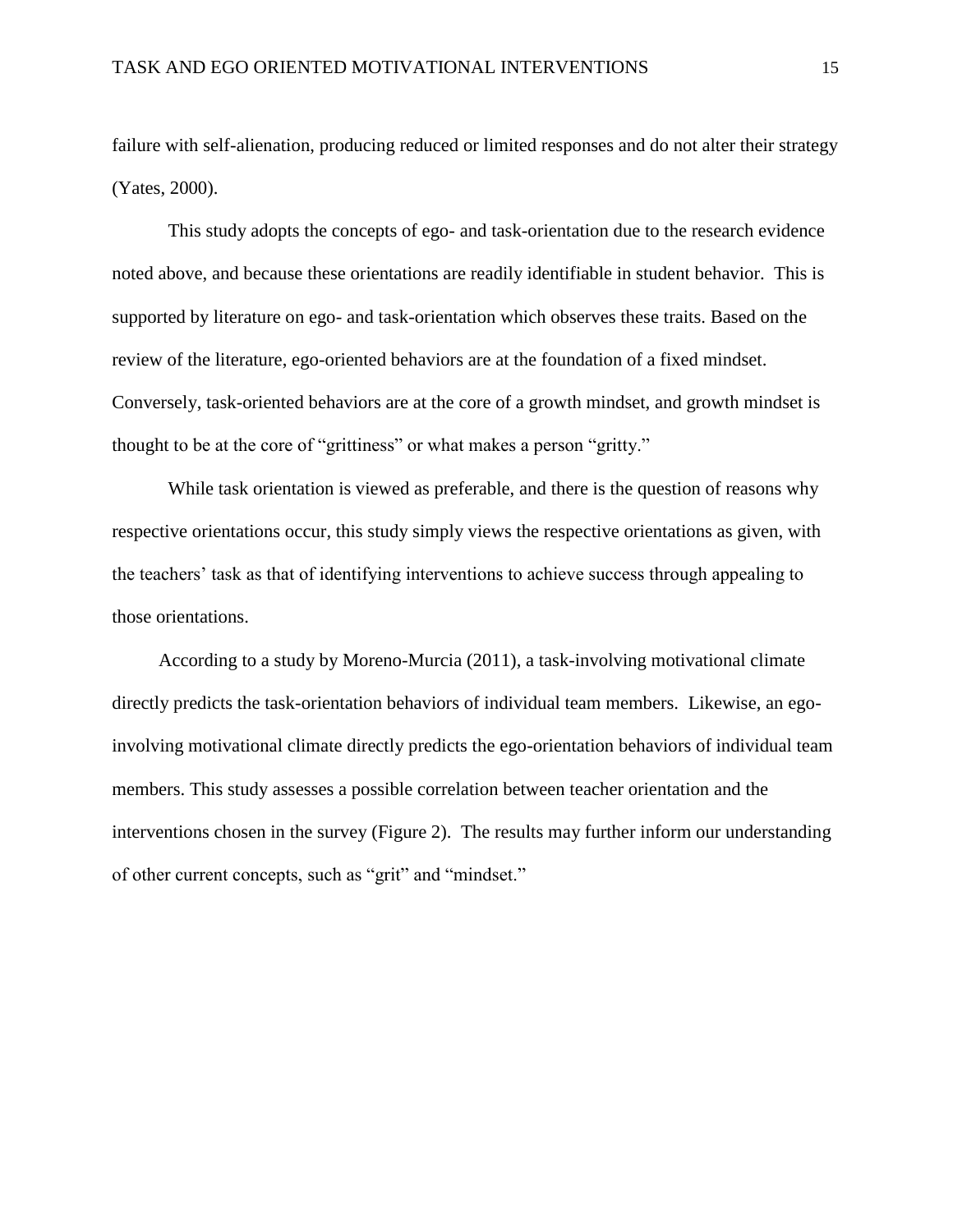failure with self-alienation, producing reduced or limited responses and do not alter their strategy (Yates, 2000).

This study adopts the concepts of ego- and task-orientation due to the research evidence noted above, and because these orientations are readily identifiable in student behavior. This is supported by literature on ego- and task-orientation which observes these traits. Based on the review of the literature, ego-oriented behaviors are at the foundation of a fixed mindset. Conversely, task-oriented behaviors are at the core of a growth mindset, and growth mindset is thought to be at the core of "grittiness" or what makes a person "gritty."

While task orientation is viewed as preferable, and there is the question of reasons why respective orientations occur, this study simply views the respective orientations as given, with the teachers' task as that of identifying interventions to achieve success through appealing to those orientations.

According to a study by Moreno-Murcia (2011), a task-involving motivational climate directly predicts the task-orientation behaviors of individual team members. Likewise, an ego-involving motivational climate directly predicts the ego-orientation behaviors of individual team members. This study assesses a possible correlation between teacher orientation and the interventions chosen in the survey (Figure 2). The results may further inform our understanding of other current concepts, such as "grit" and "mindset."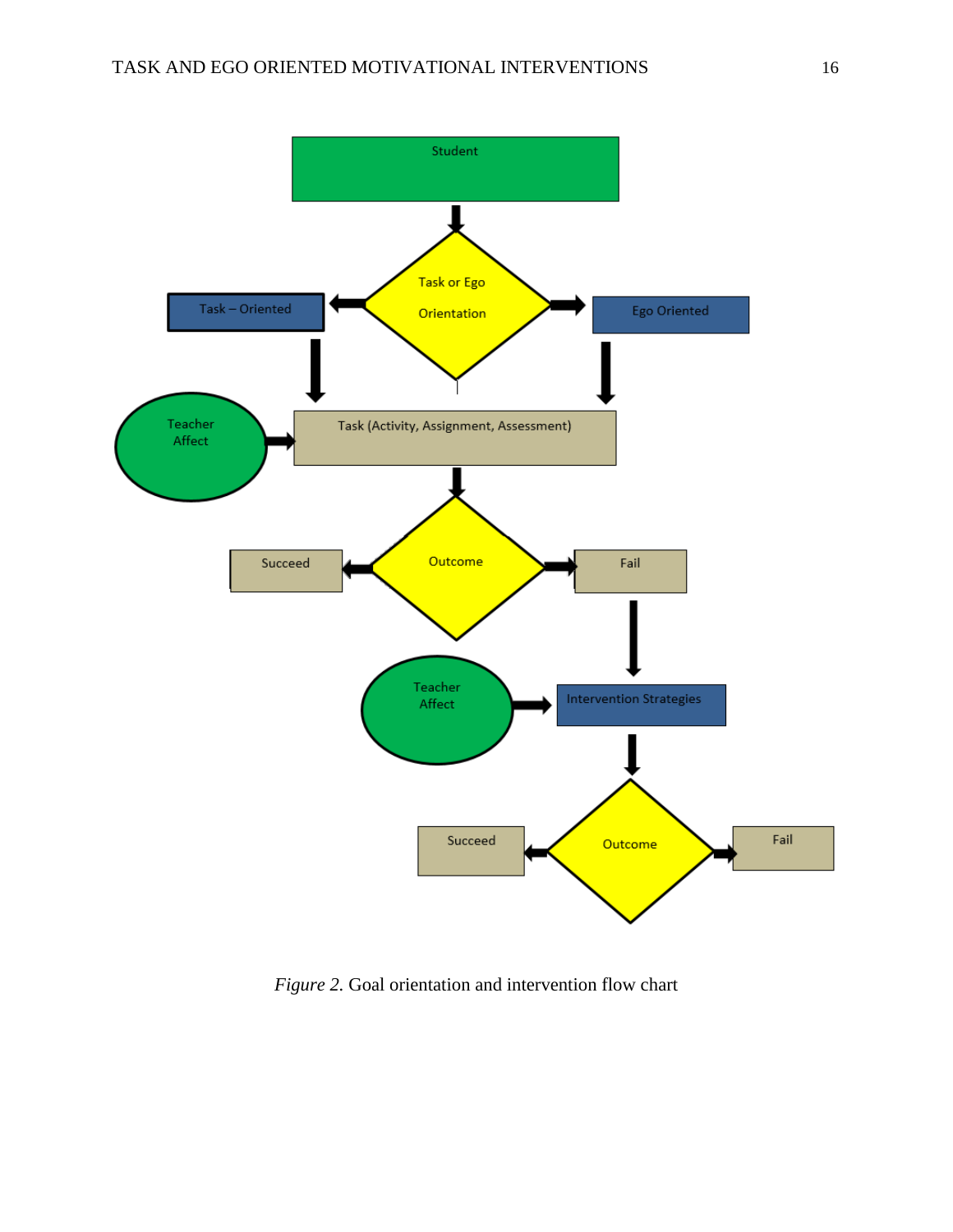Student

Task or Ego Orientation

Task – Oriented

Ego Oriented

Teacher Affect

Task (Activity, Assignment, Assessment)

Succeed

Outcome

Fail

Teacher Affect

Intervention Strategies

Succeed

Outcome

Fail

*Figure 2.* Goal orientation and intervention flow chart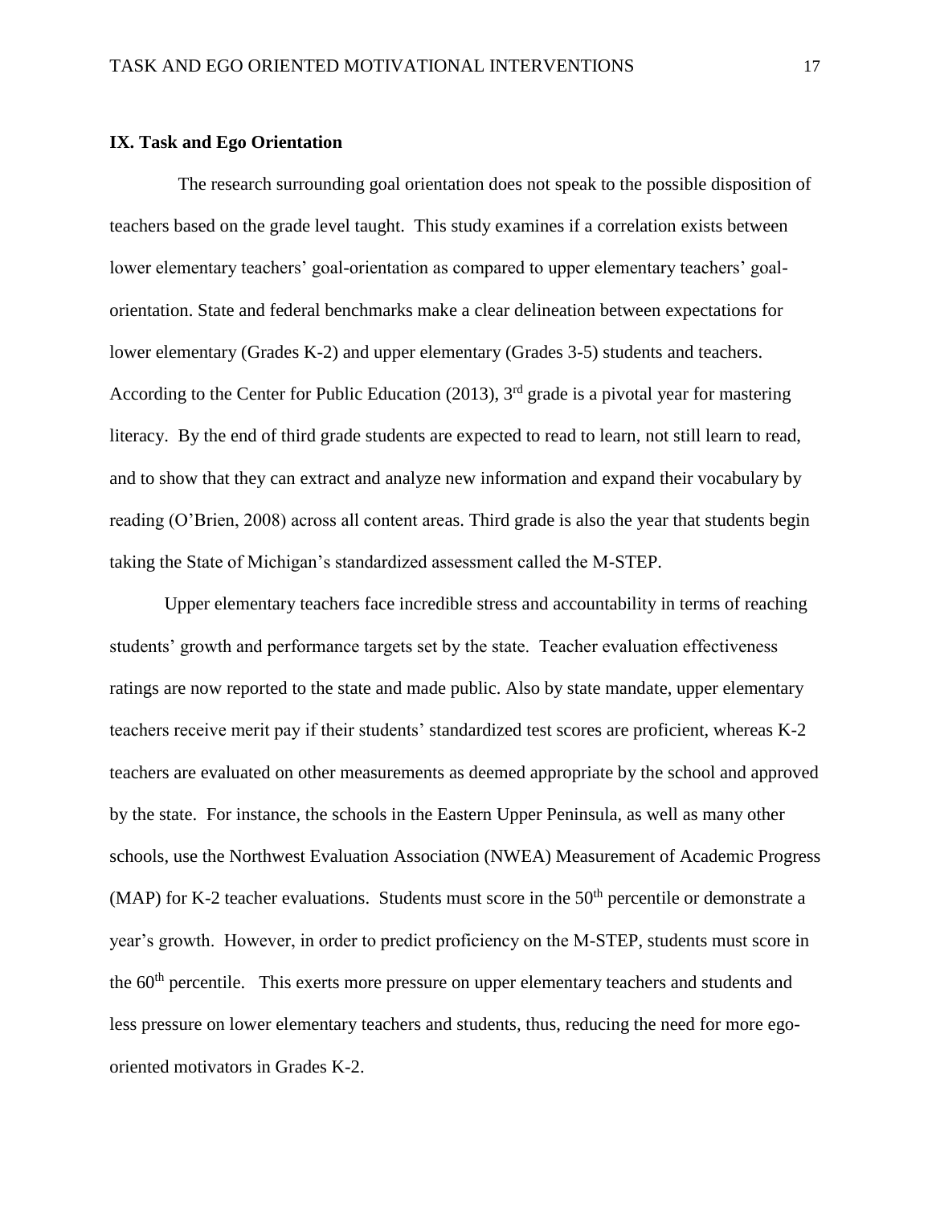**IX. Task and Ego Orientation**

The research surrounding goal orientation does not speak to the possible disposition of teachers based on the grade level taught. This study examines if a correlation exists between lower elementary teachers' goal-orientation as compared to upper elementary teachers' goal-orientation. State and federal benchmarks make a clear delineation between expectations for lower elementary (Grades K-2) and upper elementary (Grades 3-5) students and teachers. According to the Center for Public Education (2013), 3rd grade is a pivotal year for mastering literacy. By the end of third grade students are expected to read to learn, not still learn to read, and to show that they can extract and analyze new information and expand their vocabulary by reading (O'Brien, 2008) across all content areas. Third grade is also the year that students begin taking the State of Michigan's standardized assessment called the M-STEP.

Upper elementary teachers face incredible stress and accountability in terms of reaching students' growth and performance targets set by the state. Teacher evaluation effectiveness ratings are now reported to the state and made public. Also by state mandate, upper elementary teachers receive merit pay if their students' standardized test scores are proficient, whereas K-2 teachers are evaluated on other measurements as deemed appropriate by the school and approved by the state. For instance, the schools in the Eastern Upper Peninsula, as well as many other schools, use the Northwest Evaluation Association (NWEA) Measurement of Academic Progress (MAP) for K-2 teacher evaluations. Students must score in the 50th percentile or demonstrate a year's growth. However, in order to predict proficiency on the M-STEP, students must score in the 60th percentile. This exerts more pressure on upper elementary teachers and students and less pressure on lower elementary teachers and students, thus, reducing the need for more ego-oriented motivators in Grades K-2.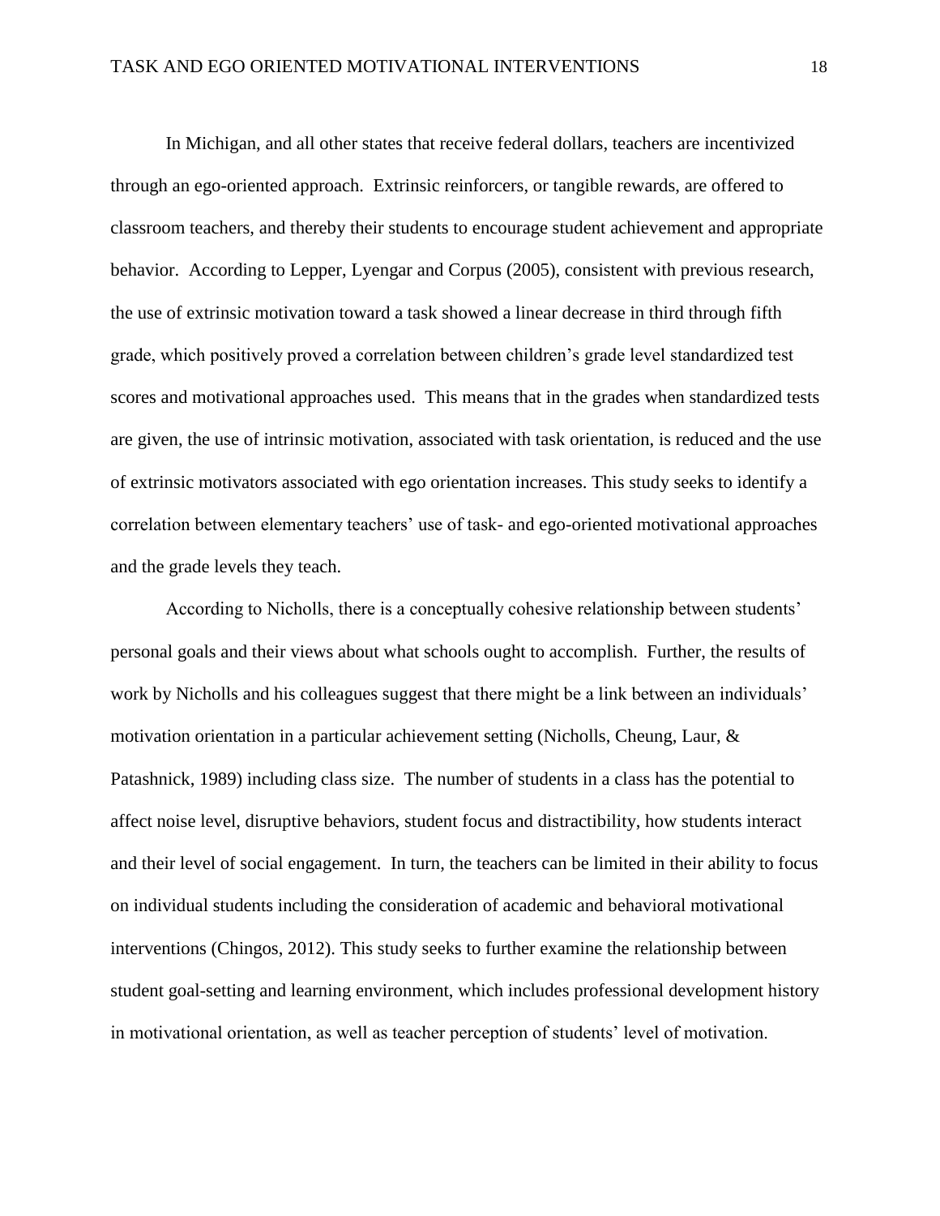In Michigan, and all other states that receive federal dollars, teachers are incentivized through an ego-oriented approach. Extrinsic reinforcers, or tangible rewards, are offered to classroom teachers, and thereby their students to encourage student achievement and appropriate behavior. According to Lepper, Lyengar and Corpus (2005), consistent with previous research, the use of extrinsic motivation toward a task showed a linear decrease in third through fifth grade, which positively proved a correlation between children's grade level standardized test scores and motivational approaches used. This means that in the grades when standardized tests are given, the use of intrinsic motivation, associated with task orientation, is reduced and the use of extrinsic motivators associated with ego orientation increases. This study seeks to identify a correlation between elementary teachers' use of task- and ego-oriented motivational approaches and the grade levels they teach.

According to Nicholls, there is a conceptually cohesive relationship between students' personal goals and their views about what schools ought to accomplish. Further, the results of work by Nicholls and his colleagues suggest that there might be a link between an individuals' motivation orientation in a particular achievement setting (Nicholls, Cheung, Laur, & Patashnick, 1989) including class size. The number of students in a class has the potential to affect noise level, disruptive behaviors, student focus and distractibility, how students interact and their level of social engagement. In turn, the teachers can be limited in their ability to focus on individual students including the consideration of academic and behavioral motivational interventions (Chingos, 2012). This study seeks to further examine the relationship between student goal-setting and learning environment, which includes professional development history in motivational orientation, as well as teacher perception of students' level of motivation.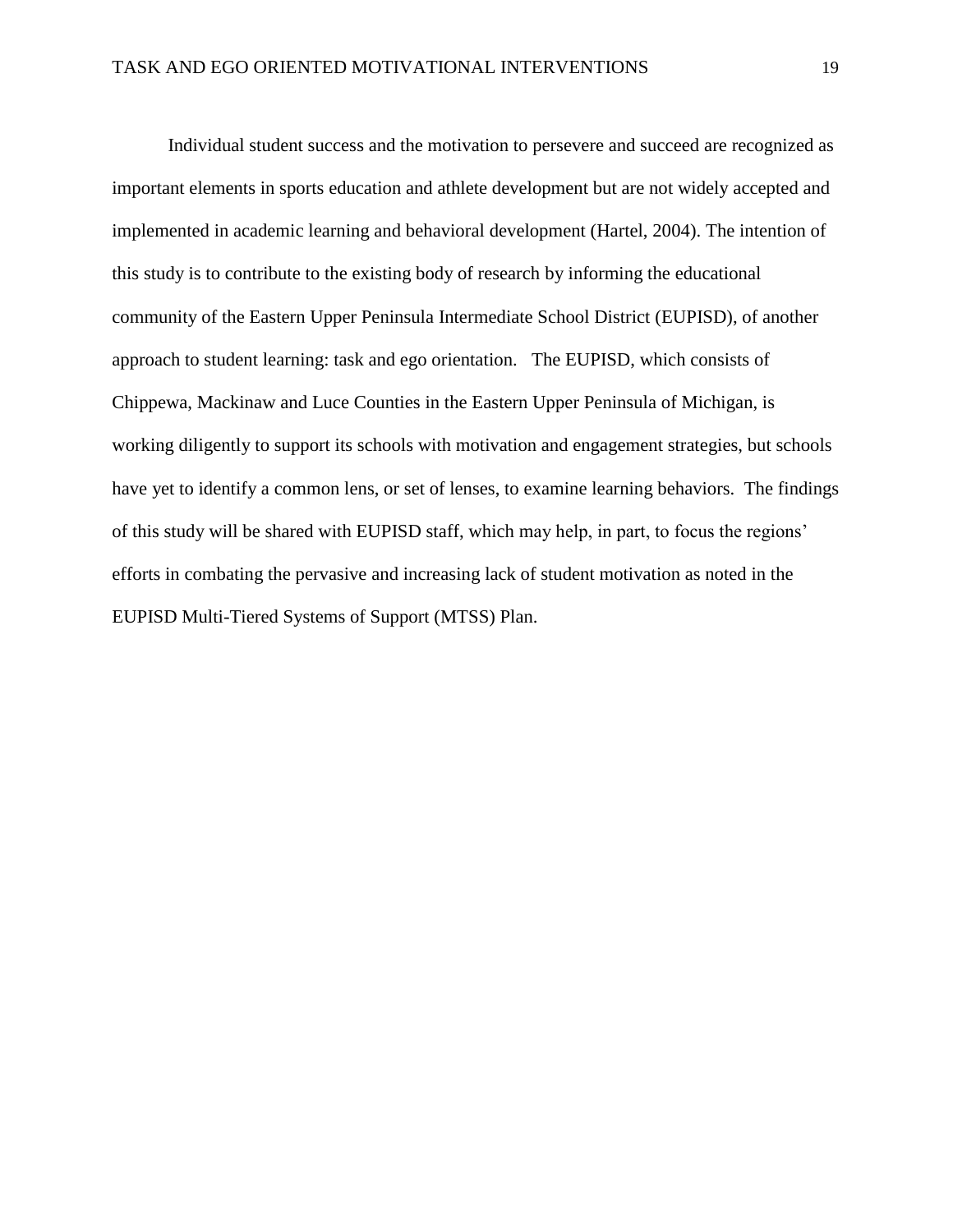Individual student success and the motivation to persevere and succeed are recognized as important elements in sports education and athlete development but are not widely accepted and implemented in academic learning and behavioral development (Hartel, 2004). The intention of this study is to contribute to the existing body of research by informing the educational community of the Eastern Upper Peninsula Intermediate School District (EUPISD), of another approach to student learning: task and ego orientation. The EUPISD, which consists of Chippewa, Mackinaw and Luce Counties in the Eastern Upper Peninsula of Michigan, is working diligently to support its schools with motivation and engagement strategies, but schools have yet to identify a common lens, or set of lenses, to examine learning behaviors. The findings of this study will be shared with EUPISD staff, which may help, in part, to focus the regions' efforts in combating the pervasive and increasing lack of student motivation as noted in the EUPISD Multi-Tiered Systems of Support (MTSS) Plan.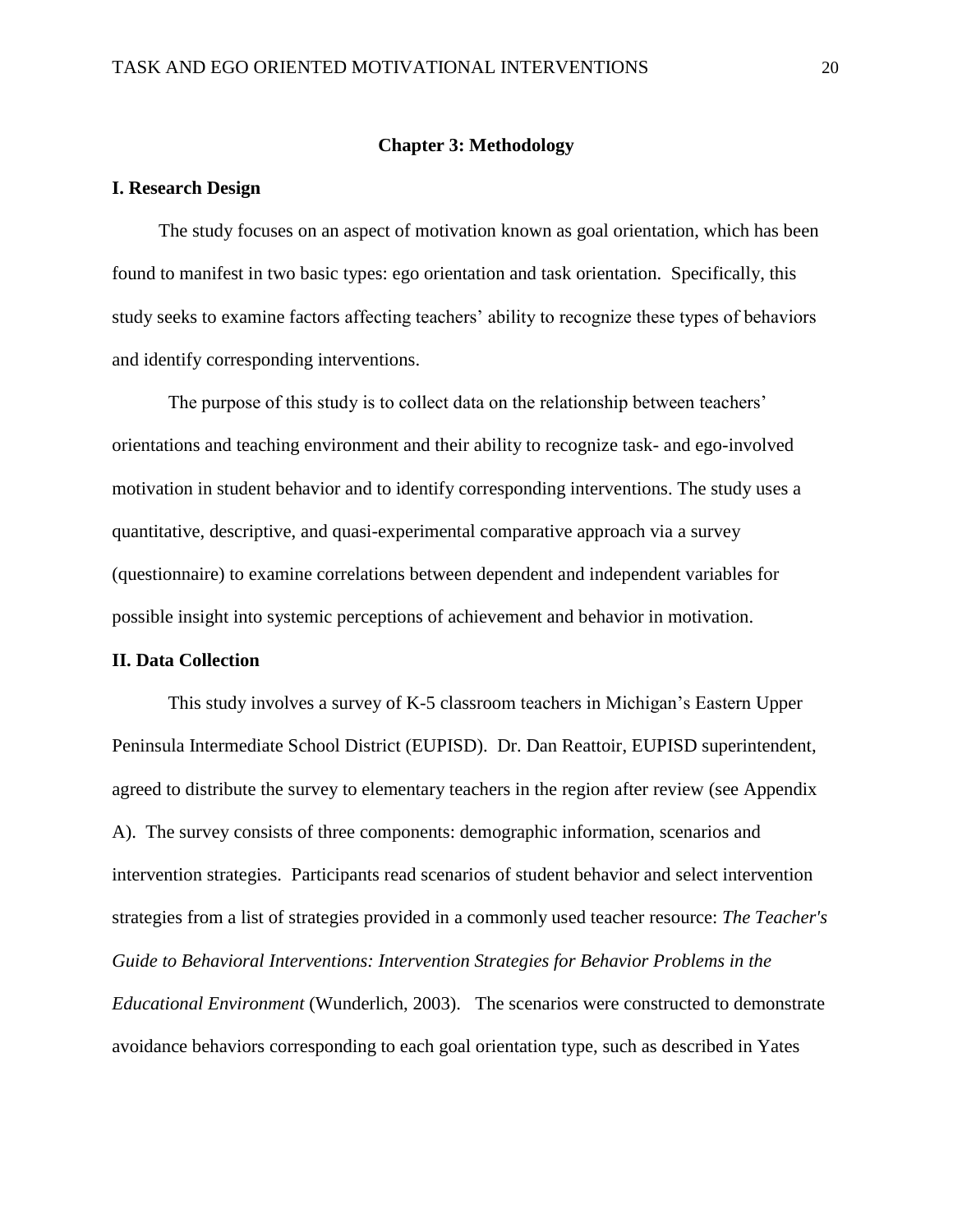## Chapter 3: Methodology

### I. Research Design

The study focuses on an aspect of motivation known as goal orientation, which has been found to manifest in two basic types: ego orientation and task orientation. Specifically, this study seeks to examine factors affecting teachers' ability to recognize these types of behaviors and identify corresponding interventions.

The purpose of this study is to collect data on the relationship between teachers' orientations and teaching environment and their ability to recognize task- and ego-involved motivation in student behavior and to identify corresponding interventions. The study uses a quantitative, descriptive, and quasi-experimental comparative approach via a survey (questionnaire) to examine correlations between dependent and independent variables for possible insight into systemic perceptions of achievement and behavior in motivation.

### II. Data Collection

This study involves a survey of K-5 classroom teachers in Michigan's Eastern Upper Peninsula Intermediate School District (EUPISD). Dr. Dan Reattoir, EUPISD superintendent, agreed to distribute the survey to elementary teachers in the region after review (see Appendix A). The survey consists of three components: demographic information, scenarios and intervention strategies. Participants read scenarios of student behavior and select intervention strategies from a list of strategies provided in a commonly used teacher resource: *The Teacher's Guide to Behavioral Interventions: Intervention Strategies for Behavior Problems in the Educational Environment* (Wunderlich, 2003). The scenarios were constructed to demonstrate avoidance behaviors corresponding to each goal orientation type, such as described in Yates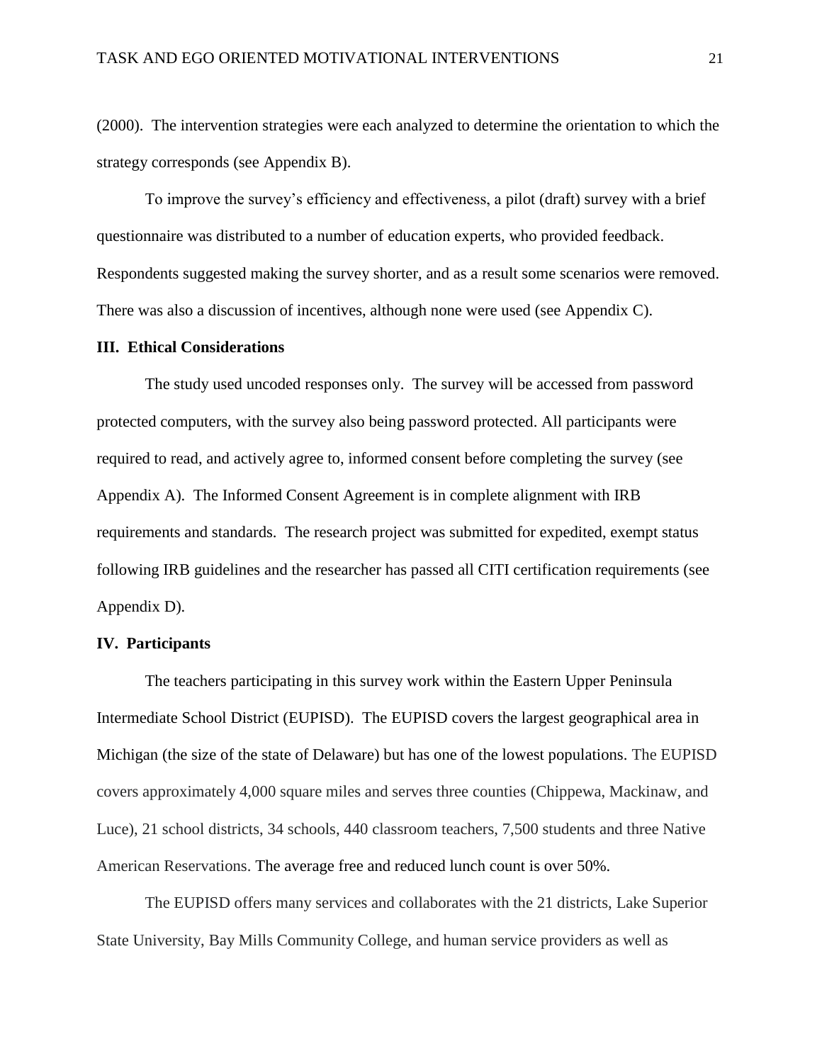(2000). The intervention strategies were each analyzed to determine the orientation to which the strategy corresponds (see Appendix B).

To improve the survey's efficiency and effectiveness, a pilot (draft) survey with a brief questionnaire was distributed to a number of education experts, who provided feedback. Respondents suggested making the survey shorter, and as a result some scenarios were removed. There was also a discussion of incentives, although none were used (see Appendix C).

## III. Ethical Considerations

The study used uncoded responses only. The survey will be accessed from password protected computers, with the survey also being password protected. All participants were required to read, and actively agree to, informed consent before completing the survey (see Appendix A). The Informed Consent Agreement is in complete alignment with IRB requirements and standards. The research project was submitted for expedited, exempt status following IRB guidelines and the researcher has passed all CITI certification requirements (see Appendix D).

## IV. Participants

The teachers participating in this survey work within the Eastern Upper Peninsula Intermediate School District (EUPISD). The EUPISD covers the largest geographical area in Michigan (the size of the state of Delaware) but has one of the lowest populations. The EUPISD covers approximately 4,000 square miles and serves three counties (Chippewa, Mackinaw, and Luce), 21 school districts, 34 schools, 440 classroom teachers, 7,500 students and three Native American Reservations. The average free and reduced lunch count is over 50%.

The EUPISD offers many services and collaborates with the 21 districts, Lake Superior State University, Bay Mills Community College, and human service providers as well as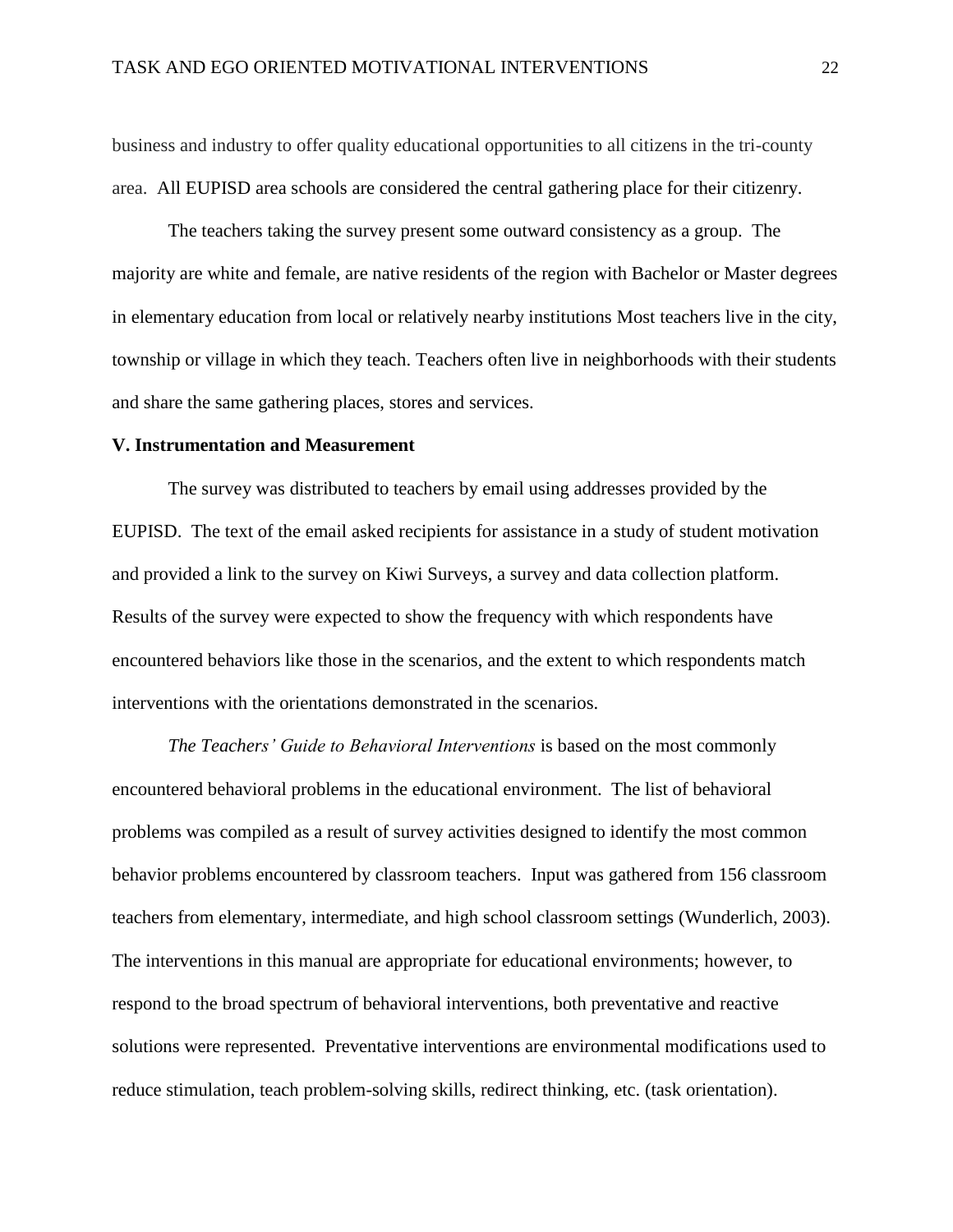business and industry to offer quality educational opportunities to all citizens in the tri-county area. All EUPISD area schools are considered the central gathering place for their citizenry.

The teachers taking the survey present some outward consistency as a group. The majority are white and female, are native residents of the region with Bachelor or Master degrees in elementary education from local or relatively nearby institutions Most teachers live in the city, township or village in which they teach. Teachers often live in neighborhoods with their students and share the same gathering places, stores and services.

**V. Instrumentation and Measurement**

The survey was distributed to teachers by email using addresses provided by the EUPISD. The text of the email asked recipients for assistance in a study of student motivation and provided a link to the survey on Kiwi Surveys, a survey and data collection platform. Results of the survey were expected to show the frequency with which respondents have encountered behaviors like those in the scenarios, and the extent to which respondents match interventions with the orientations demonstrated in the scenarios.

*The Teachers' Guide to Behavioral Interventions* is based on the most commonly encountered behavioral problems in the educational environment. The list of behavioral problems was compiled as a result of survey activities designed to identify the most common behavior problems encountered by classroom teachers. Input was gathered from 156 classroom teachers from elementary, intermediate, and high school classroom settings (Wunderlich, 2003). The interventions in this manual are appropriate for educational environments; however, to respond to the broad spectrum of behavioral interventions, both preventative and reactive solutions were represented. Preventative interventions are environmental modifications used to reduce stimulation, teach problem-solving skills, redirect thinking, etc. (task orientation).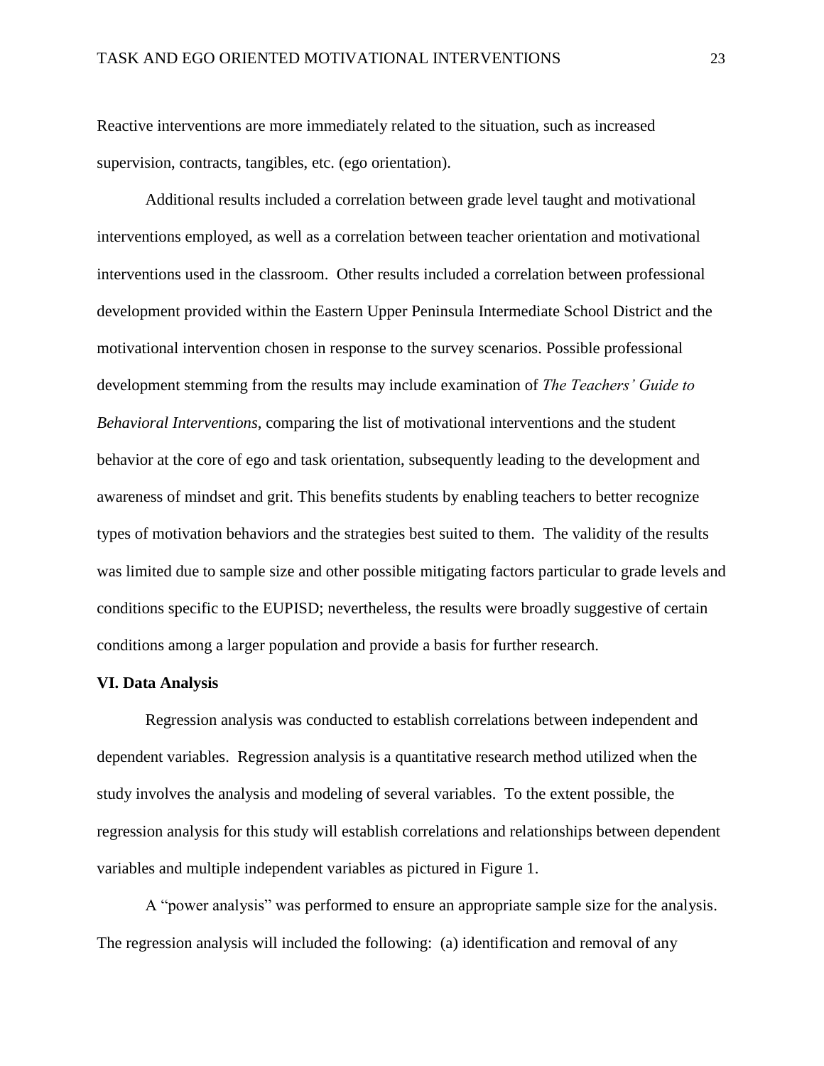Reactive interventions are more immediately related to the situation, such as increased supervision, contracts, tangibles, etc. (ego orientation).

Additional results included a correlation between grade level taught and motivational interventions employed, as well as a correlation between teacher orientation and motivational interventions used in the classroom. Other results included a correlation between professional development provided within the Eastern Upper Peninsula Intermediate School District and the motivational intervention chosen in response to the survey scenarios. Possible professional development stemming from the results may include examination of *The Teachers' Guide to Behavioral Interventions*, comparing the list of motivational interventions and the student behavior at the core of ego and task orientation, subsequently leading to the development and awareness of mindset and grit. This benefits students by enabling teachers to better recognize types of motivation behaviors and the strategies best suited to them. The validity of the results was limited due to sample size and other possible mitigating factors particular to grade levels and conditions specific to the EUPISD; nevertheless, the results were broadly suggestive of certain conditions among a larger population and provide a basis for further research.

**VI. Data Analysis**

Regression analysis was conducted to establish correlations between independent and dependent variables. Regression analysis is a quantitative research method utilized when the study involves the analysis and modeling of several variables. To the extent possible, the regression analysis for this study will establish correlations and relationships between dependent variables and multiple independent variables as pictured in Figure 1.

A "power analysis" was performed to ensure an appropriate sample size for the analysis. The regression analysis will included the following: (a) identification and removal of any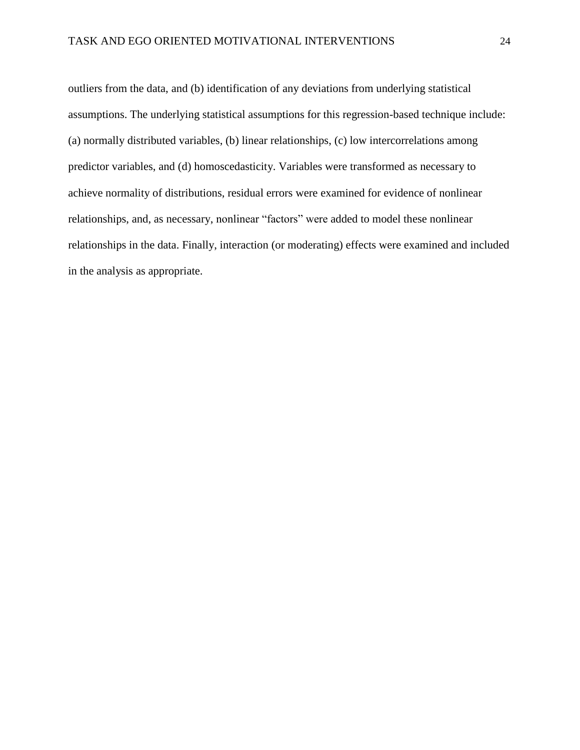outliers from the data, and (b) identification of any deviations from underlying statistical assumptions. The underlying statistical assumptions for this regression-based technique include: (a) normally distributed variables, (b) linear relationships, (c) low intercorrelations among predictor variables, and (d) homoscedasticity. Variables were transformed as necessary to achieve normality of distributions, residual errors were examined for evidence of nonlinear relationships, and, as necessary, nonlinear "factors" were added to model these nonlinear relationships in the data. Finally, interaction (or moderating) effects were examined and included in the analysis as appropriate.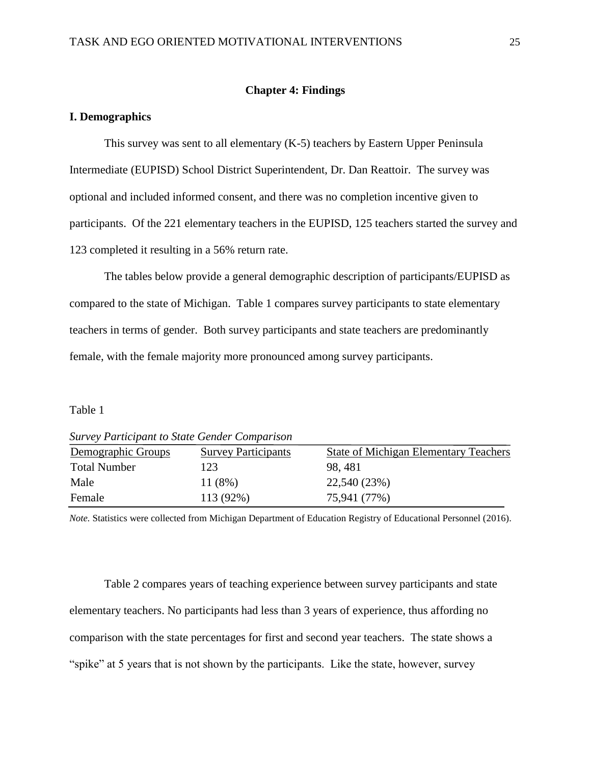## Chapter 4: Findings

### I. Demographics

This survey was sent to all elementary (K-5) teachers by Eastern Upper Peninsula Intermediate (EUPISD) School District Superintendent, Dr. Dan Reattoir. The survey was optional and included informed consent, and there was no completion incentive given to participants. Of the 221 elementary teachers in the EUPISD, 125 teachers started the survey and 123 completed it resulting in a 56% return rate.

The tables below provide a general demographic description of participants/EUPISD as compared to the state of Michigan. Table 1 compares survey participants to state elementary teachers in terms of gender. Both survey participants and state teachers are predominantly female, with the female majority more pronounced among survey participants.

Table 1

*Survey Participant to State Gender Comparison*

| Demographic Groups | Survey Participants | State of Michigan Elementary Teachers |
|---|---|---|
| Total Number | 123 | 98, 481 |
| Male | 11 (8%) | 22,540 (23%) |
| Female | 113 (92%) | 75,941 (77%) |

*Note.* Statistics were collected from Michigan Department of Education Registry of Educational Personnel (2016).

Table 2 compares years of teaching experience between survey participants and state elementary teachers. No participants had less than 3 years of experience, thus affording no comparison with the state percentages for first and second year teachers. The state shows a "spike" at 5 years that is not shown by the participants. Like the state, however, survey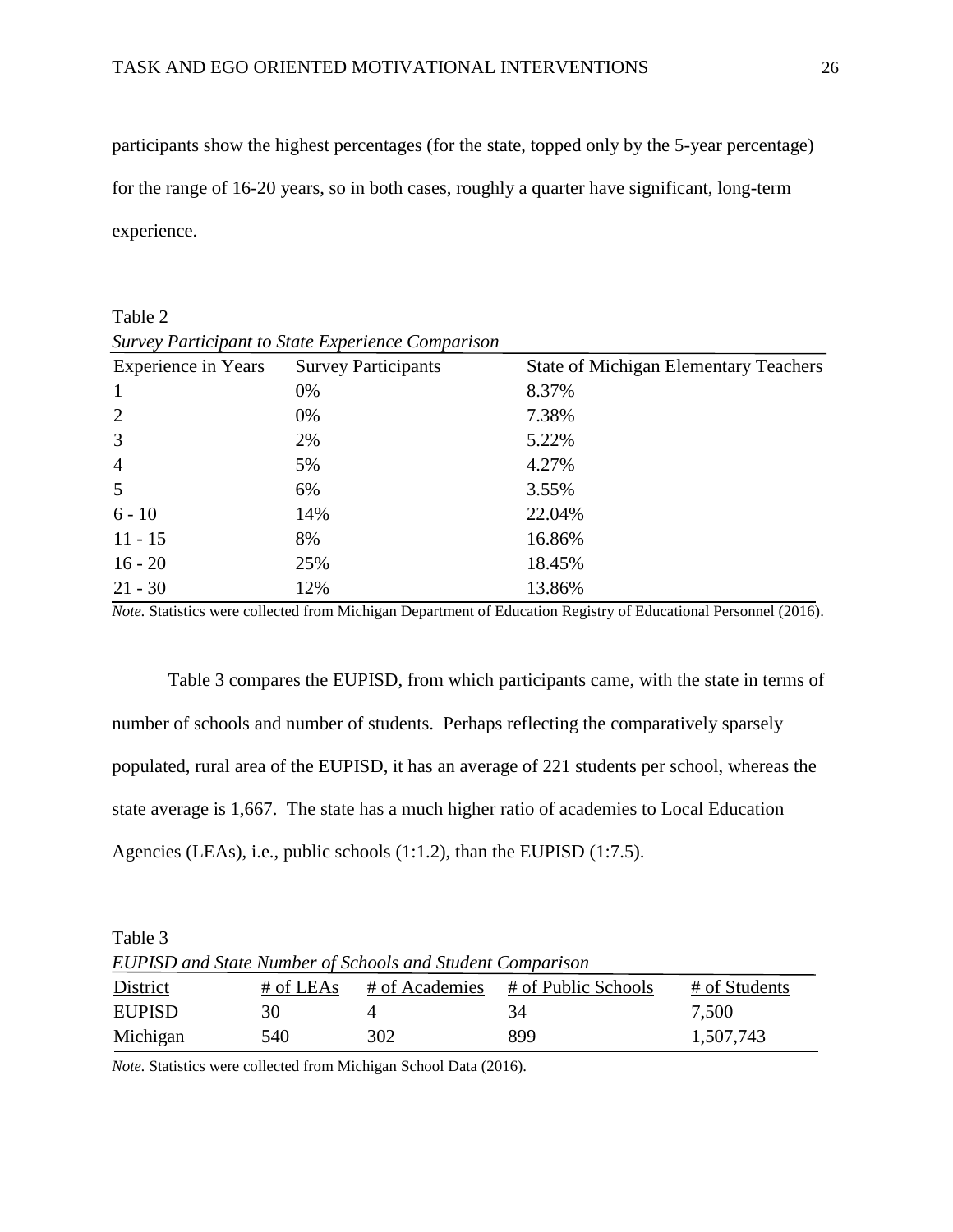participants show the highest percentages (for the state, topped only by the 5-year percentage) for the range of 16-20 years, so in both cases, roughly a quarter have significant, long-term experience.

Table 2

*Survey Participant to State Experience Comparison*

| Experience in Years | Survey Participants | State of Michigan Elementary Teachers |
|---|---|---|
| 1 | 0% | 8.37% |
| 2 | 0% | 7.38% |
| 3 | 2% | 5.22% |
| 4 | 5% | 4.27% |
| 5 | 6% | 3.55% |
| 6 - 10 | 14% | 22.04% |
| 11 - 15 | 8% | 16.86% |
| 16 - 20 | 25% | 18.45% |
| 21 - 30 | 12% | 13.86% |

*Note.* Statistics were collected from Michigan Department of Education Registry of Educational Personnel (2016).

Table 3 compares the EUPISD, from which participants came, with the state in terms of number of schools and number of students. Perhaps reflecting the comparatively sparsely populated, rural area of the EUPISD, it has an average of 221 students per school, whereas the state average is 1,667. The state has a much higher ratio of academies to Local Education Agencies (LEAs), i.e., public schools (1:1.2), than the EUPISD (1:7.5).

Table 3

*EUPISD and State Number of Schools and Student Comparison*

| District | # of LEAs | # of Academies | # of Public Schools | # of Students |
|---|---|---|---|---|
| EUPISD | 30 | 4 | 34 | 7,500 |
| Michigan | 540 | 302 | 899 | 1,507,743 |

*Note.* Statistics were collected from Michigan School Data (2016).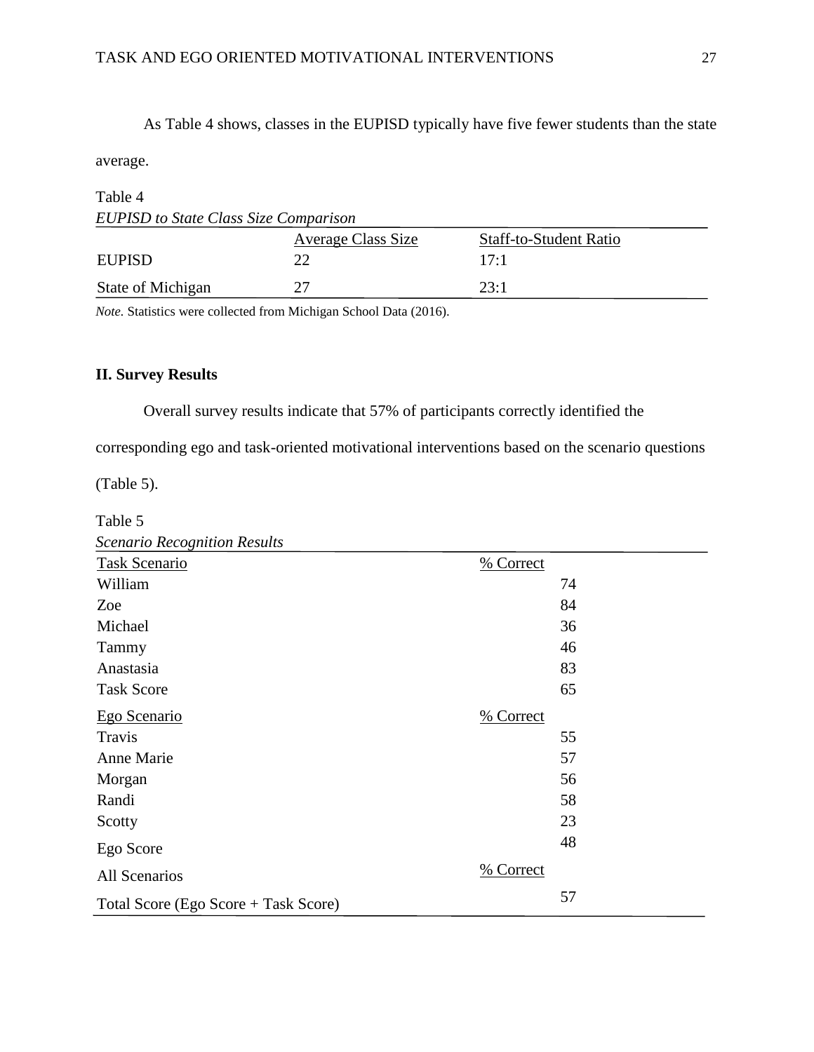As Table 4 shows, classes in the EUPISD typically have five fewer students than the state average.

Table 4

*EUPISD to State Class Size Comparison*

| | Average Class Size | Staff-to-Student Ratio |
|---|---|---|
| EUPISD | 22 | 17:1 |
| State of Michigan | 27 | 23:1 |

*Note.* Statistics were collected from Michigan School Data (2016).

## II. Survey Results

Overall survey results indicate that 57% of participants correctly identified the corresponding ego and task-oriented motivational interventions based on the scenario questions (Table 5).

Table 5

*Scenario Recognition Results*

| Task Scenario | % Correct |
|---|---|
| William | 74 |
| Zoe | 84 |
| Michael | 36 |
| Tammy | 46 |
| Anastasia | 83 |
| Task Score | 65 |
| **Ego Scenario** | **% Correct** |
| Travis | 55 |
| Anne Marie | 57 |
| Morgan | 56 |
| Randi | 58 |
| Scotty | 23 |
| Ego Score | 48 |
| **All Scenarios** | **% Correct** |
| Total Score (Ego Score + Task Score) | 57 |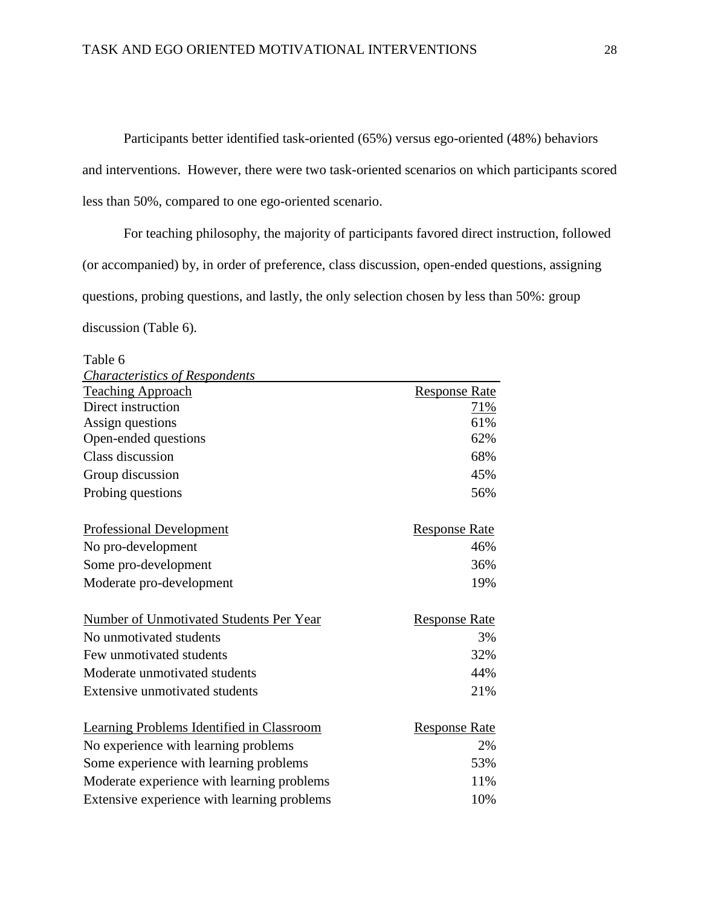Participants better identified task-oriented (65%) versus ego-oriented (48%) behaviors and interventions. However, there were two task-oriented scenarios on which participants scored less than 50%, compared to one ego-oriented scenario.

For teaching philosophy, the majority of participants favored direct instruction, followed (or accompanied) by, in order of preference, class discussion, open-ended questions, assigning questions, probing questions, and lastly, the only selection chosen by less than 50%: group discussion (Table 6).

Table 6

*Characteristics of Respondents*

| Teaching Approach | Response Rate |
|---|---|
| Direct instruction | 71% |
| Assign questions | 61% |
| Open-ended questions | 62% |
| Class discussion | 68% |
| Group discussion | 45% |
| Probing questions | 56% |
| **Professional Development** | **Response Rate** |
| No pro-development | 46% |
| Some pro-development | 36% |
| Moderate pro-development | 19% |
| **Number of Unmotivated Students Per Year** | **Response Rate** |
| No unmotivated students | 3% |
| Few unmotivated students | 32% |
| Moderate unmotivated students | 44% |
| Extensive unmotivated students | 21% |
| **Learning Problems Identified in Classroom** | **Response Rate** |
| No experience with learning problems | 2% |
| Some experience with learning problems | 53% |
| Moderate experience with learning problems | 11% |
| Extensive experience with learning problems | 10% |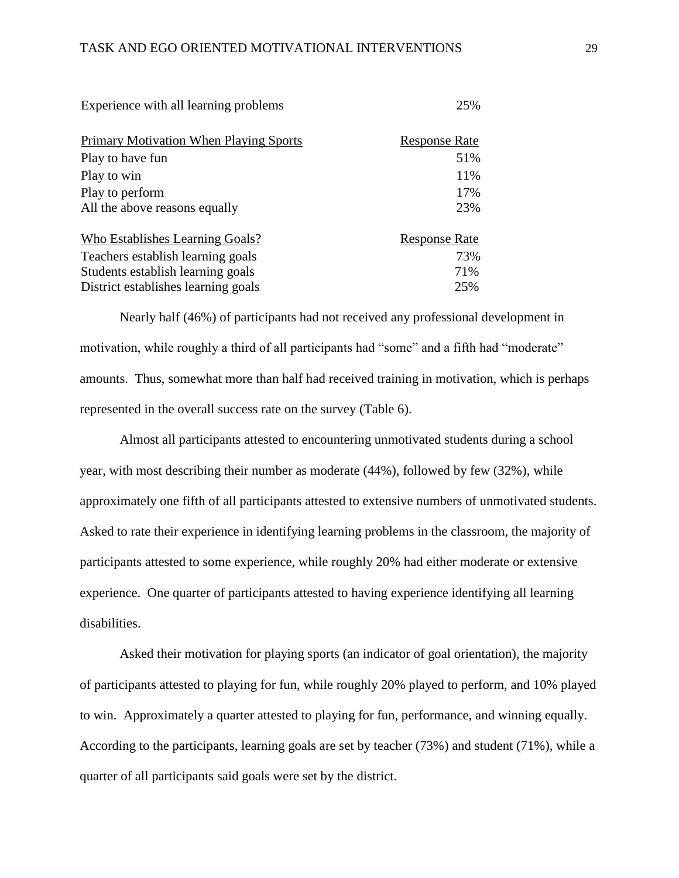| | |
|---|---|
| Experience with all learning problems | 25% |
| Primary Motivation When Playing Sports | Response Rate |
| Play to have fun | 51% |
| Play to win | 11% |
| Play to perform | 17% |
| All the above reasons equally | 23% |
| Who Establishes Learning Goals? | Response Rate |
| Teachers establish learning goals | 73% |
| Students establish learning goals | 71% |
| District establishes learning goals | 25% |

Nearly half (46%) of participants had not received any professional development in motivation, while roughly a third of all participants had "some" and a fifth had "moderate" amounts. Thus, somewhat more than half had received training in motivation, which is perhaps represented in the overall success rate on the survey (Table 6).

Almost all participants attested to encountering unmotivated students during a school year, with most describing their number as moderate (44%), followed by few (32%), while approximately one fifth of all participants attested to extensive numbers of unmotivated students. Asked to rate their experience in identifying learning problems in the classroom, the majority of participants attested to some experience, while roughly 20% had either moderate or extensive experience. One quarter of participants attested to having experience identifying all learning disabilities.

Asked their motivation for playing sports (an indicator of goal orientation), the majority of participants attested to playing for fun, while roughly 20% played to perform, and 10% played to win. Approximately a quarter attested to playing for fun, performance, and winning equally. According to the participants, learning goals are set by teacher (73%) and student (71%), while a quarter of all participants said goals were set by the district.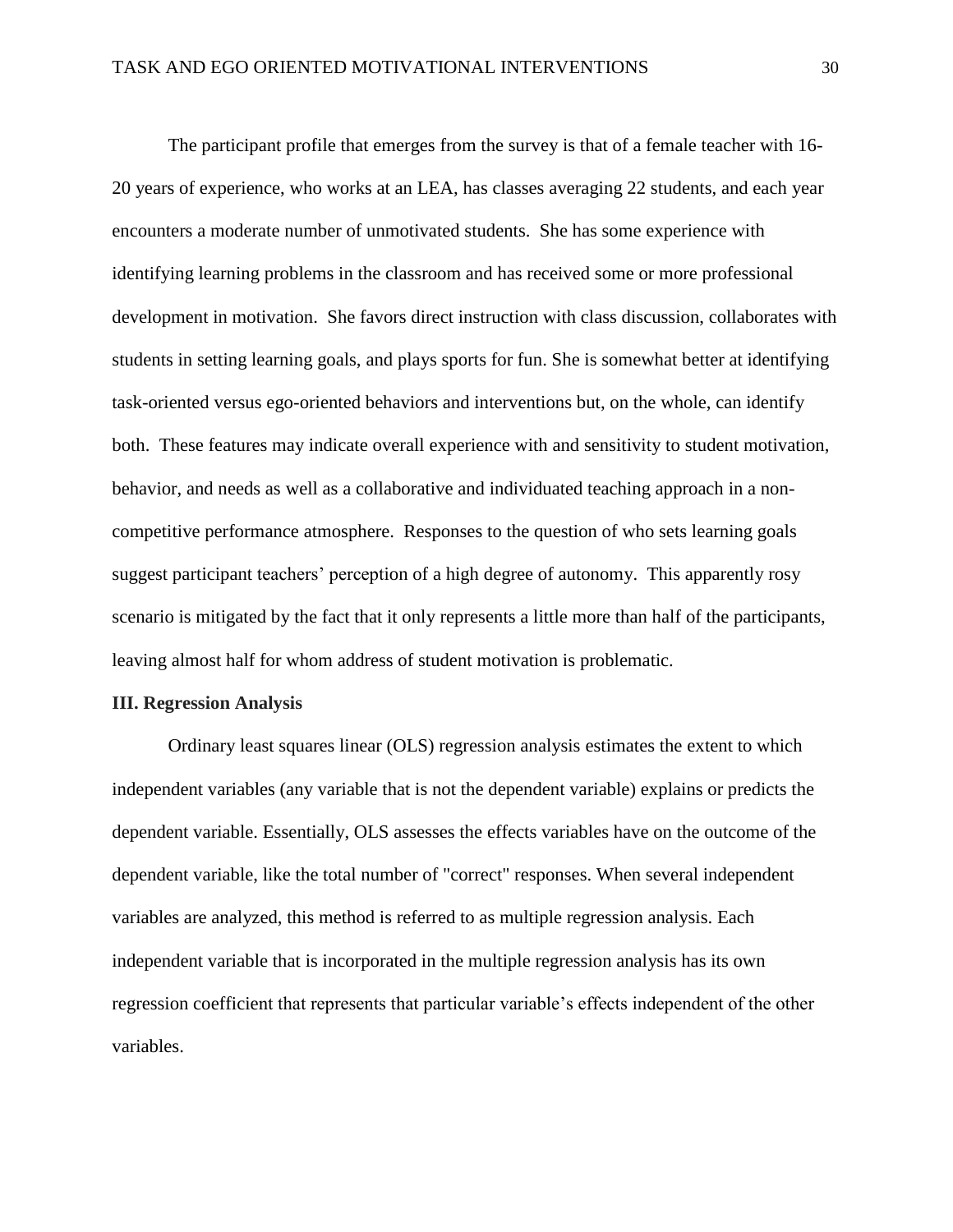The participant profile that emerges from the survey is that of a female teacher with 16-20 years of experience, who works at an LEA, has classes averaging 22 students, and each year encounters a moderate number of unmotivated students. She has some experience with identifying learning problems in the classroom and has received some or more professional development in motivation. She favors direct instruction with class discussion, collaborates with students in setting learning goals, and plays sports for fun. She is somewhat better at identifying task-oriented versus ego-oriented behaviors and interventions but, on the whole, can identify both. These features may indicate overall experience with and sensitivity to student motivation, behavior, and needs as well as a collaborative and individuated teaching approach in a non-competitive performance atmosphere. Responses to the question of who sets learning goals suggest participant teachers' perception of a high degree of autonomy. This apparently rosy scenario is mitigated by the fact that it only represents a little more than half of the participants, leaving almost half for whom address of student motivation is problematic.

**III. Regression Analysis**

Ordinary least squares linear (OLS) regression analysis estimates the extent to which independent variables (any variable that is not the dependent variable) explains or predicts the dependent variable. Essentially, OLS assesses the effects variables have on the outcome of the dependent variable, like the total number of "correct" responses. When several independent variables are analyzed, this method is referred to as multiple regression analysis. Each independent variable that is incorporated in the multiple regression analysis has its own regression coefficient that represents that particular variable's effects independent of the other variables.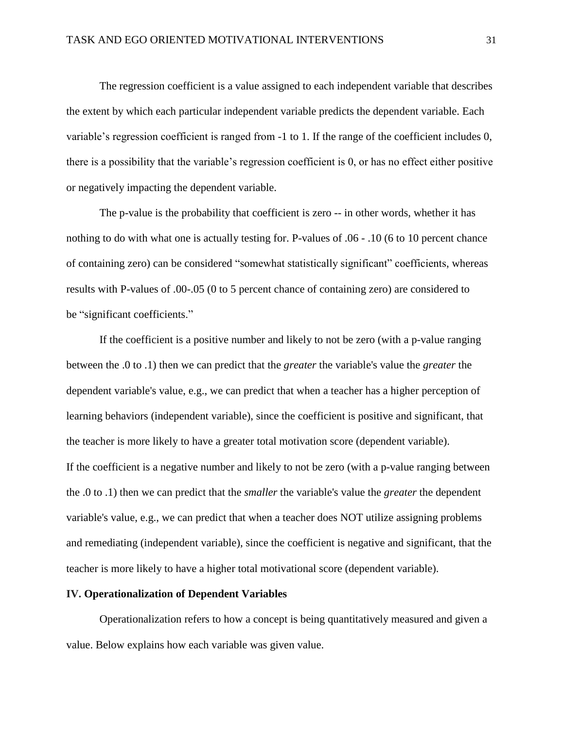The regression coefficient is a value assigned to each independent variable that describes the extent by which each particular independent variable predicts the dependent variable. Each variable's regression coefficient is ranged from -1 to 1. If the range of the coefficient includes 0, there is a possibility that the variable's regression coefficient is 0, or has no effect either positive or negatively impacting the dependent variable.

The p-value is the probability that coefficient is zero -- in other words, whether it has nothing to do with what one is actually testing for. P-values of .06 - .10 (6 to 10 percent chance of containing zero) can be considered "somewhat statistically significant" coefficients, whereas results with P-values of .00-.05 (0 to 5 percent chance of containing zero) are considered to be "significant coefficients."

If the coefficient is a positive number and likely to not be zero (with a p-value ranging between the .0 to .1) then we can predict that the *greater* the variable's value the *greater* the dependent variable's value, e.g., we can predict that when a teacher has a higher perception of learning behaviors (independent variable), since the coefficient is positive and significant, that the teacher is more likely to have a greater total motivation score (dependent variable).

If the coefficient is a negative number and likely to not be zero (with a p-value ranging between the .0 to .1) then we can predict that the *smaller* the variable's value the *greater* the dependent variable's value, e.g., we can predict that when a teacher does NOT utilize assigning problems and remediating (independent variable), since the coefficient is negative and significant, that the teacher is more likely to have a higher total motivational score (dependent variable).

**IV. Operationalization of Dependent Variables**

Operationalization refers to how a concept is being quantitatively measured and given a value. Below explains how each variable was given value.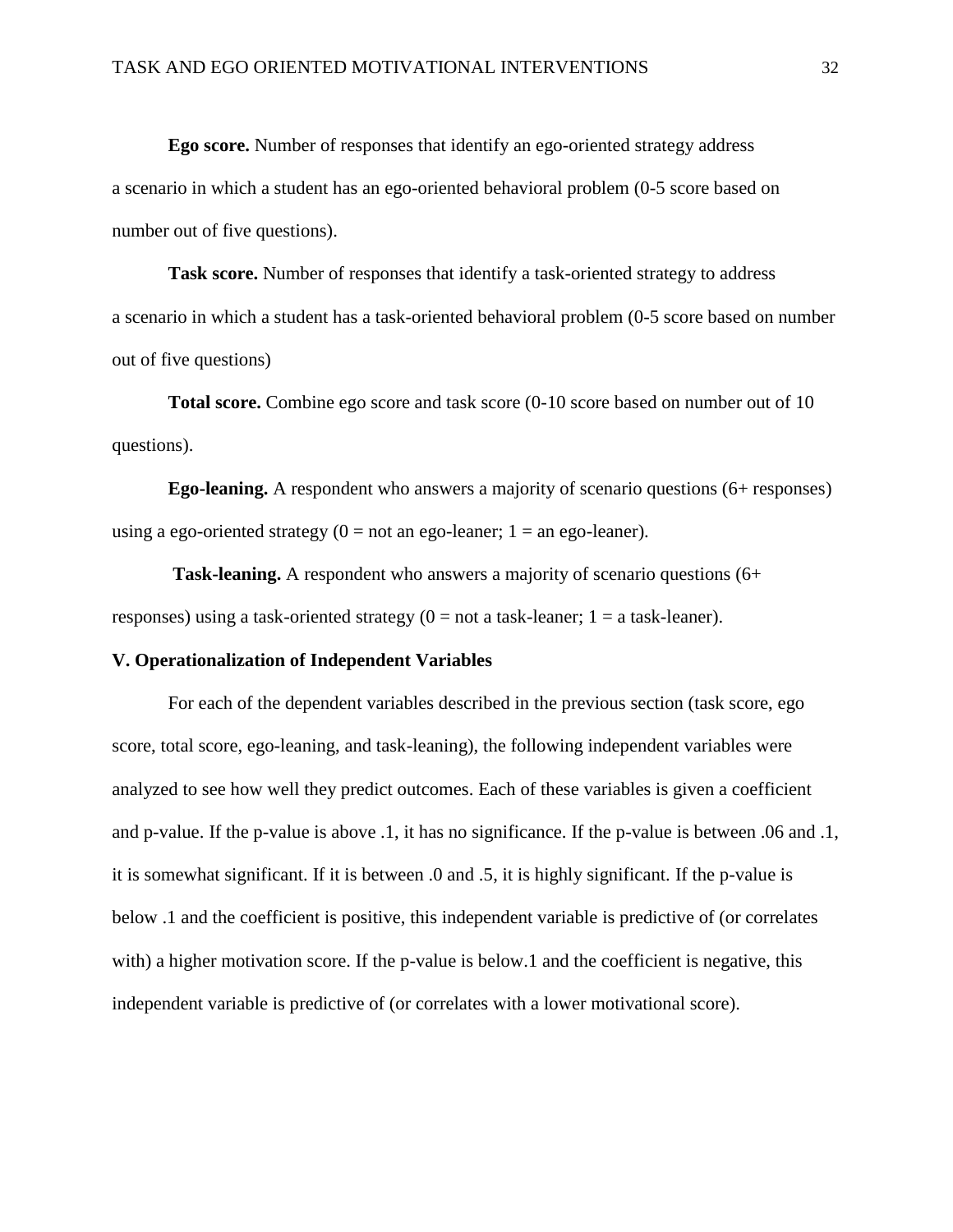**Ego score.** Number of responses that identify an ego-oriented strategy address a scenario in which a student has an ego-oriented behavioral problem (0-5 score based on number out of five questions).

**Task score.** Number of responses that identify a task-oriented strategy to address a scenario in which a student has a task-oriented behavioral problem (0-5 score based on number out of five questions)

**Total score.** Combine ego score and task score (0-10 score based on number out of 10 questions).

**Ego-leaning.** A respondent who answers a majority of scenario questions (6+ responses) using a ego-oriented strategy (0 = not an ego-leaner; 1 = an ego-leaner).

**Task-leaning.** A respondent who answers a majority of scenario questions (6+ responses) using a task-oriented strategy (0 = not a task-leaner; 1 = a task-leaner).

## V. Operationalization of Independent Variables

For each of the dependent variables described in the previous section (task score, ego score, total score, ego-leaning, and task-leaning), the following independent variables were analyzed to see how well they predict outcomes. Each of these variables is given a coefficient and p-value. If the p-value is above .1, it has no significance. If the p-value is between .06 and .1, it is somewhat significant. If it is between .0 and .5, it is highly significant. If the p-value is below .1 and the coefficient is positive, this independent variable is predictive of (or correlates with) a higher motivation score. If the p-value is below.1 and the coefficient is negative, this independent variable is predictive of (or correlates with a lower motivational score).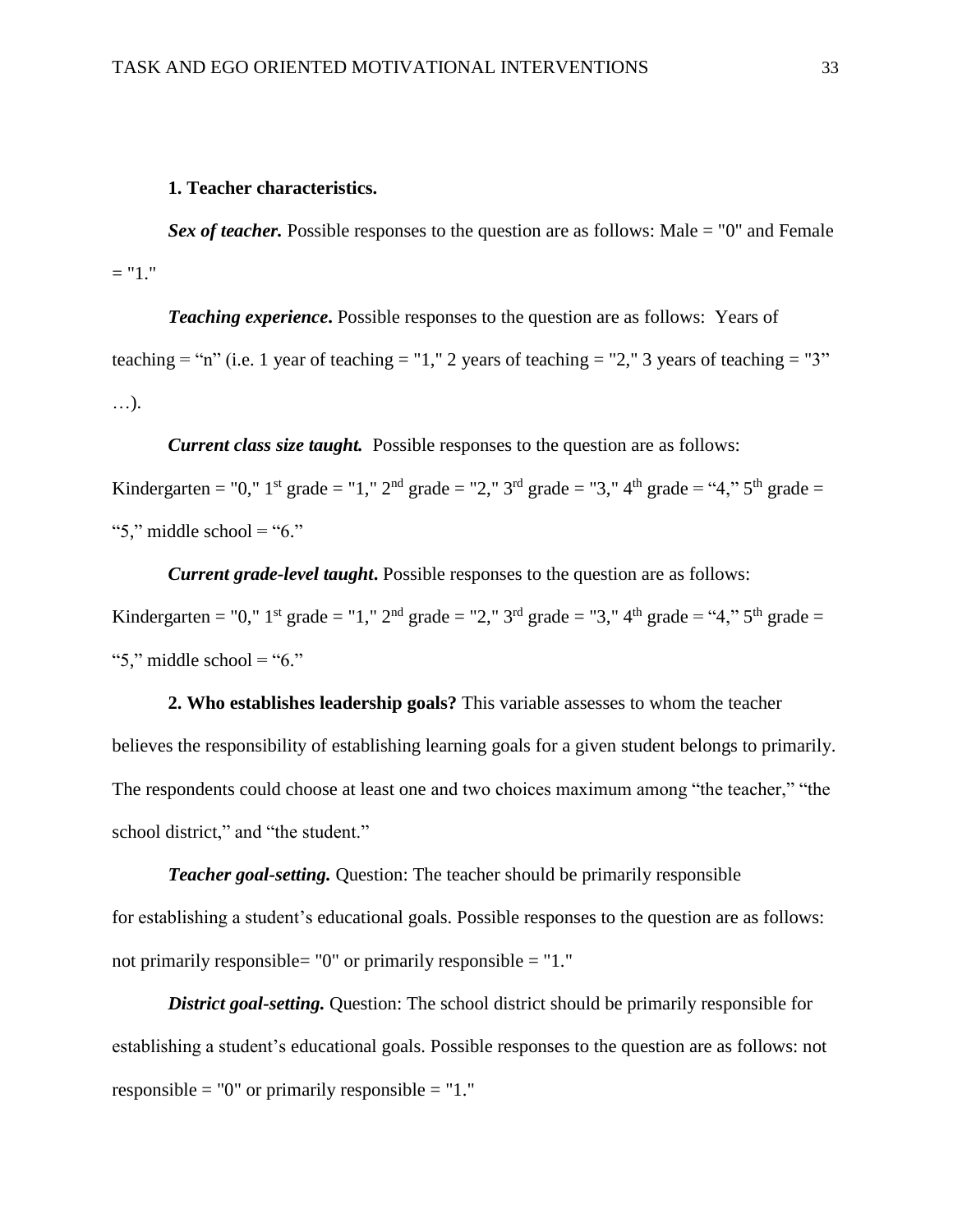**1. Teacher characteristics.**

***Sex of teacher.*** Possible responses to the question are as follows: Male = "0" and Female = "1."

***Teaching experience*.** Possible responses to the question are as follows: Years of teaching = "n" (i.e. 1 year of teaching = "1," 2 years of teaching = "2," 3 years of teaching = "3" …).

***Current class size taught.*** Possible responses to the question are as follows: Kindergarten = "0," 1st grade = "1," 2nd grade = "2," 3rd grade = "3," 4th grade = "4," 5th grade = "5," middle school = "6."

***Current grade-level taught*.** Possible responses to the question are as follows: Kindergarten = "0," 1st grade = "1," 2nd grade = "2," 3rd grade = "3," 4th grade = "4," 5th grade = "5," middle school = "6."

**2. Who establishes leadership goals?** This variable assesses to whom the teacher believes the responsibility of establishing learning goals for a given student belongs to primarily. The respondents could choose at least one and two choices maximum among "the teacher," "the school district," and "the student."

***Teacher goal-setting.*** Question: The teacher should be primarily responsible for establishing a student's educational goals. Possible responses to the question are as follows: not primarily responsible= "0" or primarily responsible = "1."

***District goal-setting.*** Question: The school district should be primarily responsible for establishing a student's educational goals. Possible responses to the question are as follows: not responsible = "0" or primarily responsible = "1."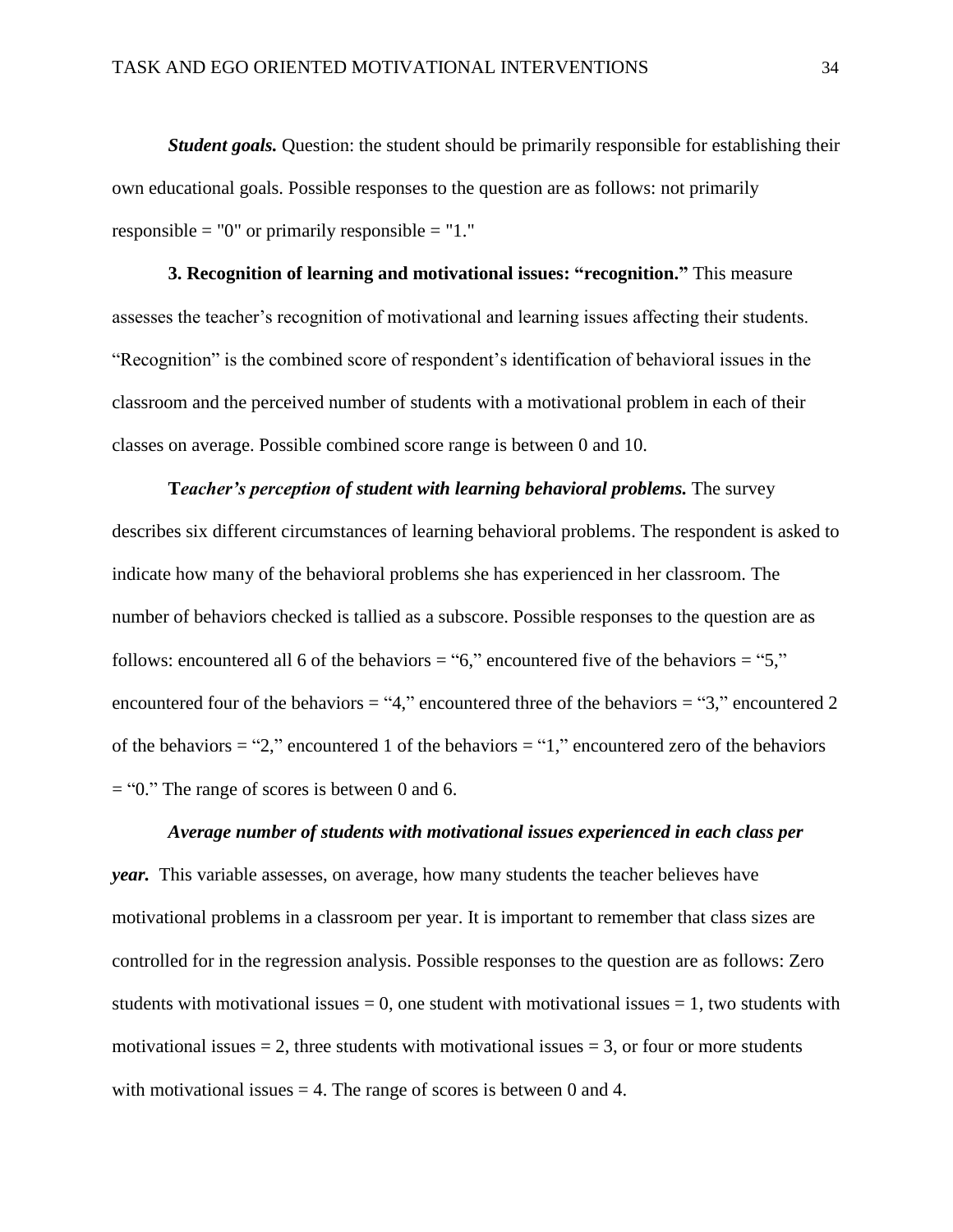***Student goals.*** Question: the student should be primarily responsible for establishing their own educational goals. Possible responses to the question are as follows: not primarily responsible = "0" or primarily responsible = "1."

**3. Recognition of learning and motivational issues: "recognition."** This measure assesses the teacher's recognition of motivational and learning issues affecting their students. "Recognition" is the combined score of respondent's identification of behavioral issues in the classroom and the perceived number of students with a motivational problem in each of their classes on average. Possible combined score range is between 0 and 10.

**T*eacher's perception of student with learning behavioral problems.*** The survey describes six different circumstances of learning behavioral problems. The respondent is asked to indicate how many of the behavioral problems she has experienced in her classroom. The number of behaviors checked is tallied as a subscore. Possible responses to the question are as follows: encountered all 6 of the behaviors = "6," encountered five of the behaviors = "5," encountered four of the behaviors = "4," encountered three of the behaviors = "3," encountered 2 of the behaviors = "2," encountered 1 of the behaviors = "1," encountered zero of the behaviors = "0." The range of scores is between 0 and 6.

***Average number of students with motivational issues experienced in each class per year.*** This variable assesses, on average, how many students the teacher believes have motivational problems in a classroom per year. It is important to remember that class sizes are controlled for in the regression analysis. Possible responses to the question are as follows: Zero students with motivational issues = 0, one student with motivational issues = 1, two students with motivational issues = 2, three students with motivational issues = 3, or four or more students with motivational issues = 4. The range of scores is between 0 and 4.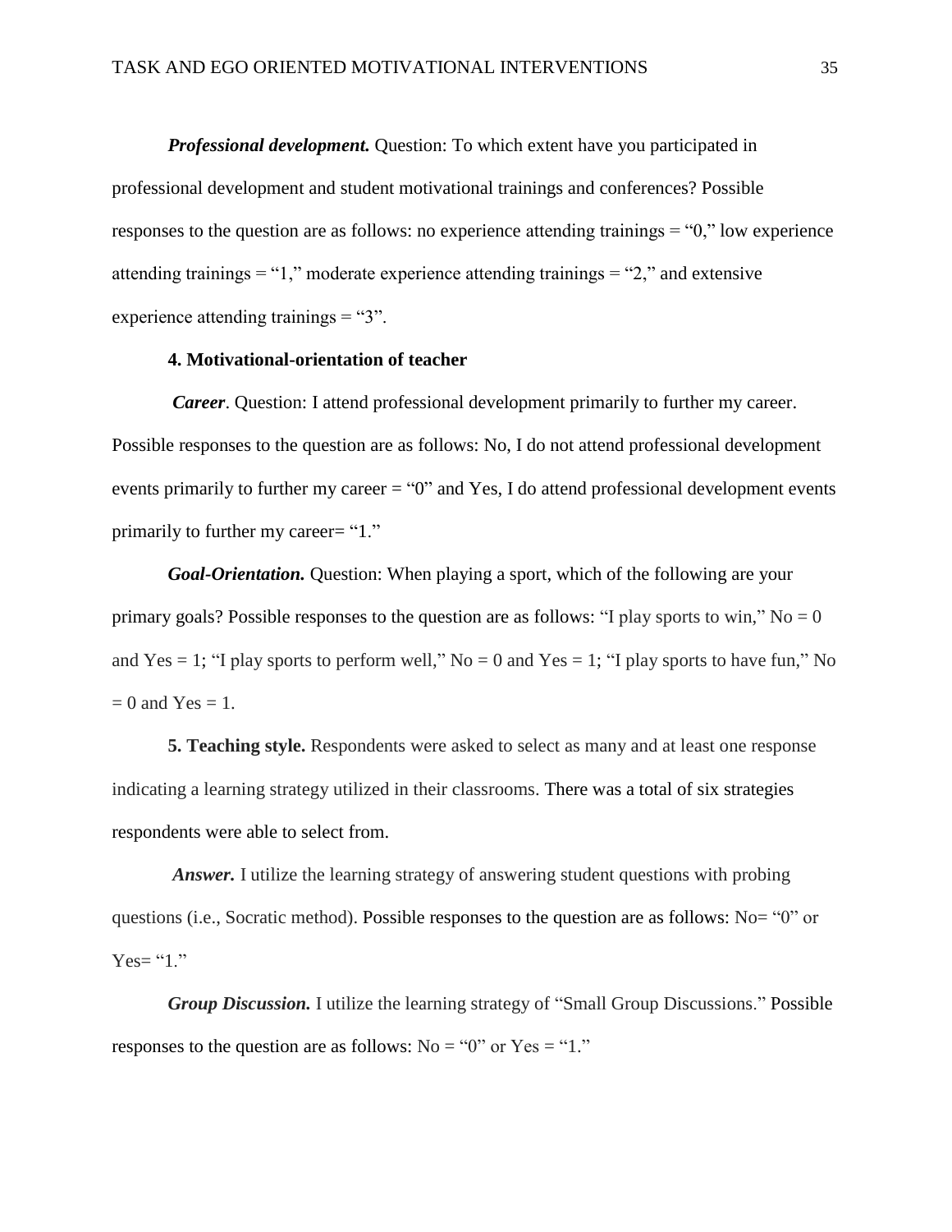***Professional development.*** Question: To which extent have you participated in professional development and student motivational trainings and conferences? Possible responses to the question are as follows: no experience attending trainings = "0," low experience attending trainings = "1," moderate experience attending trainings = "2," and extensive experience attending trainings = "3".

**4. Motivational-orientation of teacher**

***Career***. Question: I attend professional development primarily to further my career. Possible responses to the question are as follows: No, I do not attend professional development events primarily to further my career = "0" and Yes, I do attend professional development events primarily to further my career= "1."

***Goal-Orientation.*** Question: When playing a sport, which of the following are your primary goals? Possible responses to the question are as follows: "I play sports to win," No = 0 and Yes = 1; "I play sports to perform well," No = 0 and Yes = 1; "I play sports to have fun," No = 0 and Yes = 1.

**5. Teaching style.** Respondents were asked to select as many and at least one response indicating a learning strategy utilized in their classrooms. There was a total of six strategies respondents were able to select from.

***Answer.*** I utilize the learning strategy of answering student questions with probing questions (i.e., Socratic method). Possible responses to the question are as follows: No= "0" or Yes= "1."

***Group Discussion.*** I utilize the learning strategy of "Small Group Discussions." Possible responses to the question are as follows: No = "0" or Yes = "1."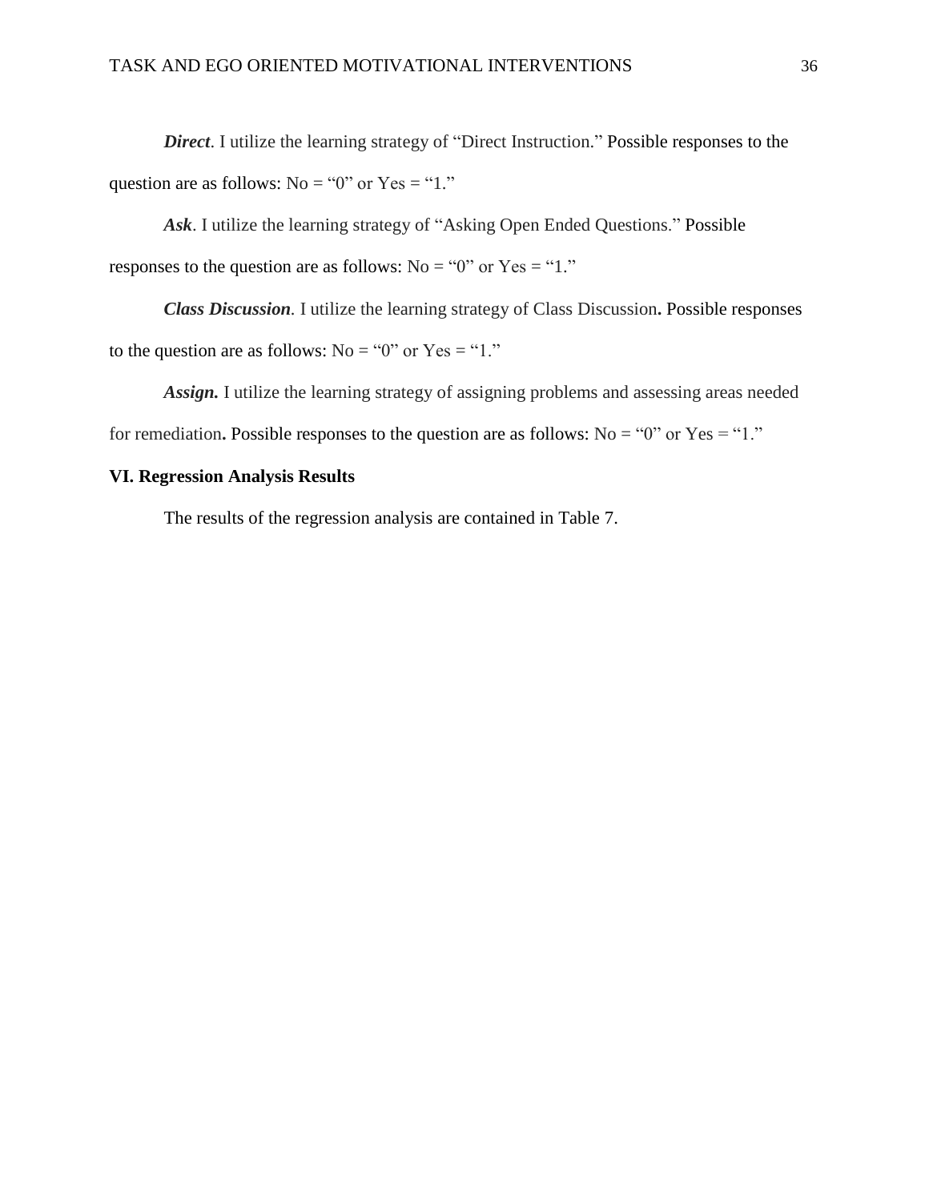***Direct***. I utilize the learning strategy of “Direct Instruction.” Possible responses to the question are as follows: No = “0” or Yes = “1.”

***Ask***. I utilize the learning strategy of “Asking Open Ended Questions.” Possible responses to the question are as follows: No = “0” or Yes = “1.”

***Class Discussion***. I utilize the learning strategy of Class Discussion**.** Possible responses to the question are as follows: No = “0” or Yes = “1.”

***Assign.*** I utilize the learning strategy of assigning problems and assessing areas needed for remediation**.** Possible responses to the question are as follows: No = “0” or Yes = “1.”

## VI. Regression Analysis Results

The results of the regression analysis are contained in Table 7.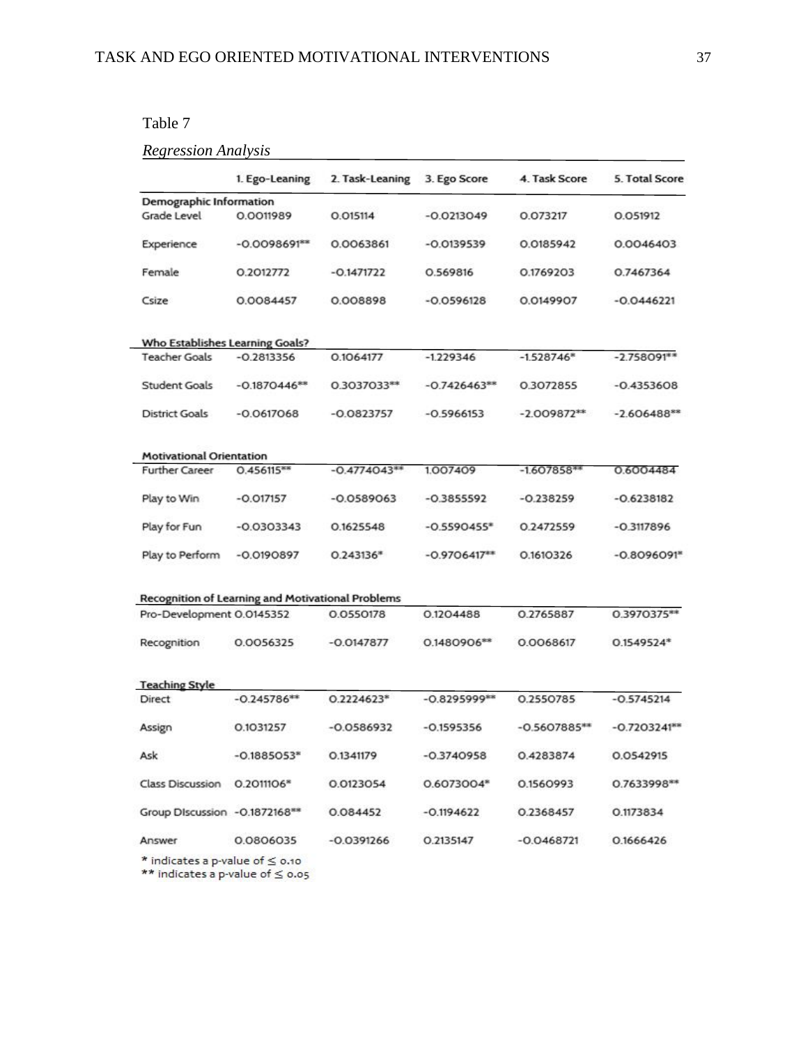Table 7

*Regression Analysis*

| | 1. Ego-Leaning | 2. Task-Leaning | 3. Ego Score | 4. Task Score | 5. Total Score |
|---|---|---|---|---|---|
| **Demographic Information** | | | | | |
| Grade Level | 0.0011989 | 0.015114 | -0.0213049 | 0.073217 | 0.051912 |
| Experience | -0.0098691** | 0.0063861 | -0.0139539 | 0.0185942 | 0.0046403 |
| Female | 0.2012772 | -0.1471722 | 0.569816 | 0.1769203 | 0.7467364 |
| Csize | 0.0084457 | 0.008898 | -0.0596128 | 0.0149907 | -0.0446221 |
| **Who Establishes Learning Goals?** | | | | | |
| Teacher Goals | -0.2813356 | 0.1064177 | -1.229346 | -1.528746* | -2.758091** |
| Student Goals | -0.1870446** | 0.3037033** | -0.7426463** | 0.3072855 | -0.4353608 |
| District Goals | -0.0617068 | -0.0823757 | -0.5966153 | -2.009872** | -2.606488** |
| **Motivational Orientation** | | | | | |
| Further Career | 0.456115** | -0.4774043** | 1.007409 | -1.607858** | 0.6004484 |
| Play to Win | -0.017157 | -0.0589063 | -0.3855592 | -0.238259 | -0.6238182 |
| Play for Fun | -0.0303343 | 0.1625548 | -0.5590455* | 0.2472559 | -0.3117896 |
| Play to Perform | -0.0190897 | 0.243136* | -0.9706417** | 0.1610326 | -0.8096091* |
| **Recognition of Learning and Motivational Problems** | | | | | |
| Pro-Development | 0.0145352 | 0.0550178 | 0.1204488 | 0.2765887 | 0.3970375** |
| Recognition | 0.0056325 | -0.0147877 | 0.1480906** | 0.0068617 | 0.1549524* |
| **Teaching Style** | | | | | |
| Direct | -0.245786** | 0.2224623* | -0.8295999** | 0.2550785 | -0.5745214 |
| Assign | 0.1031257 | -0.0586932 | -0.1595356 | -0.5607885** | -0.7203241** |
| Ask | -0.1885053* | 0.1341179 | -0.3740958 | 0.4283874 | 0.0542915 |
| Class Discussion | 0.2011106* | 0.0123054 | 0.6073004* | 0.1560993 | 0.7633998** |
| Group Discussion | -0.1872168** | 0.084452 | -0.1194622 | 0.2368457 | 0.1173834 |
| Answer | 0.0806035 | -0.0391266 | 0.2135147 | -0.0468721 | 0.1666426 |

* indicates a p-value of ≤ 0.10
** indicates a p-value of ≤ 0.05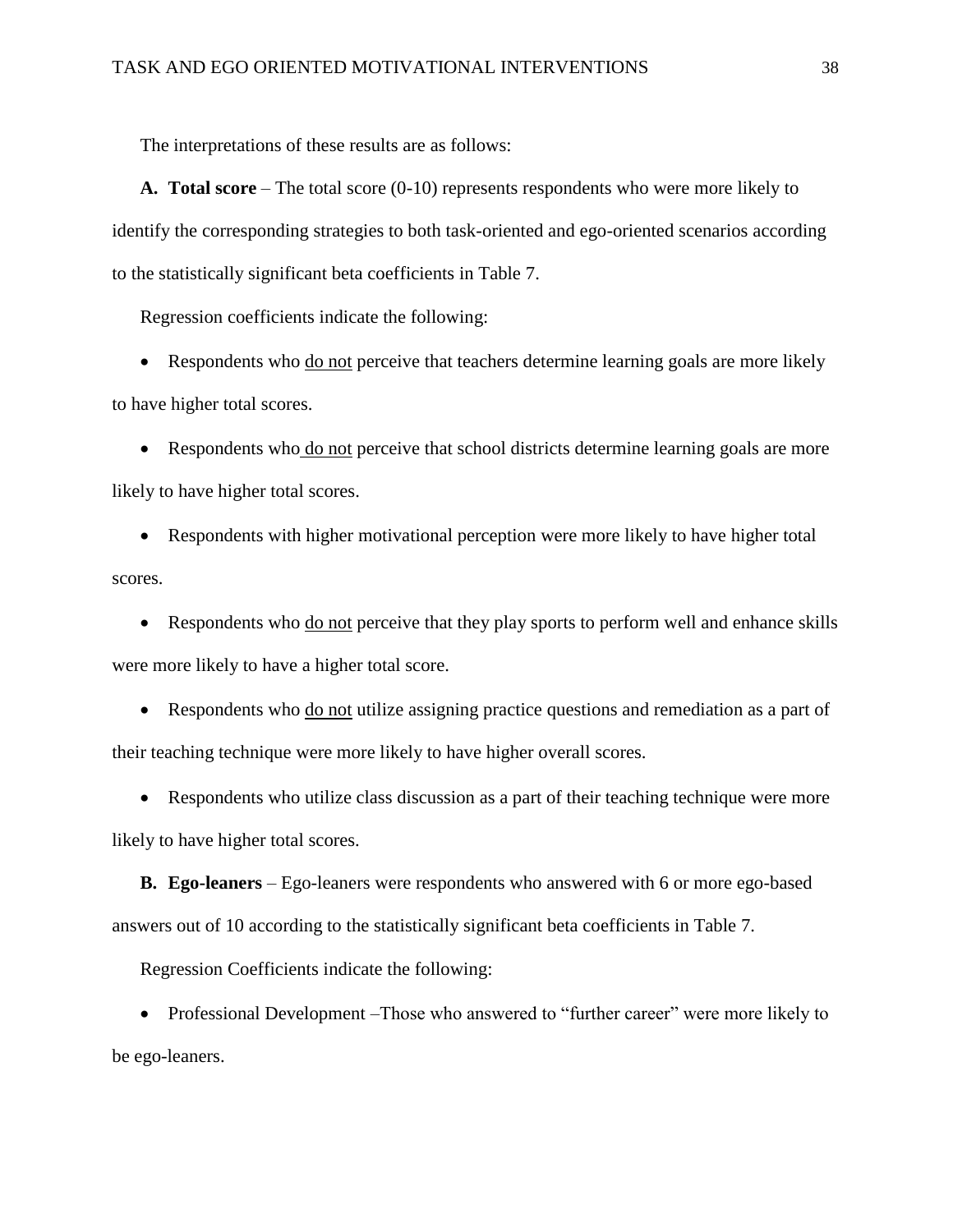The interpretations of these results are as follows:

**A. Total score** – The total score (0-10) represents respondents who were more likely to identify the corresponding strategies to both task-oriented and ego-oriented scenarios according to the statistically significant beta coefficients in Table 7.

Regression coefficients indicate the following:

- Respondents who <u>do not</u> perceive that teachers determine learning goals are more likely to have higher total scores.
- Respondents who <u>do not</u> perceive that school districts determine learning goals are more likely to have higher total scores.
- Respondents with higher motivational perception were more likely to have higher total scores.
- Respondents who <u>do not</u> perceive that they play sports to perform well and enhance skills were more likely to have a higher total score.
- Respondents who <u>do not</u> utilize assigning practice questions and remediation as a part of their teaching technique were more likely to have higher overall scores.
- Respondents who utilize class discussion as a part of their teaching technique were more likely to have higher total scores.

**B. Ego-leaners** – Ego-leaners were respondents who answered with 6 or more ego-based answers out of 10 according to the statistically significant beta coefficients in Table 7.

Regression Coefficients indicate the following:

- Professional Development –Those who answered to "further career" were more likely to be ego-leaners.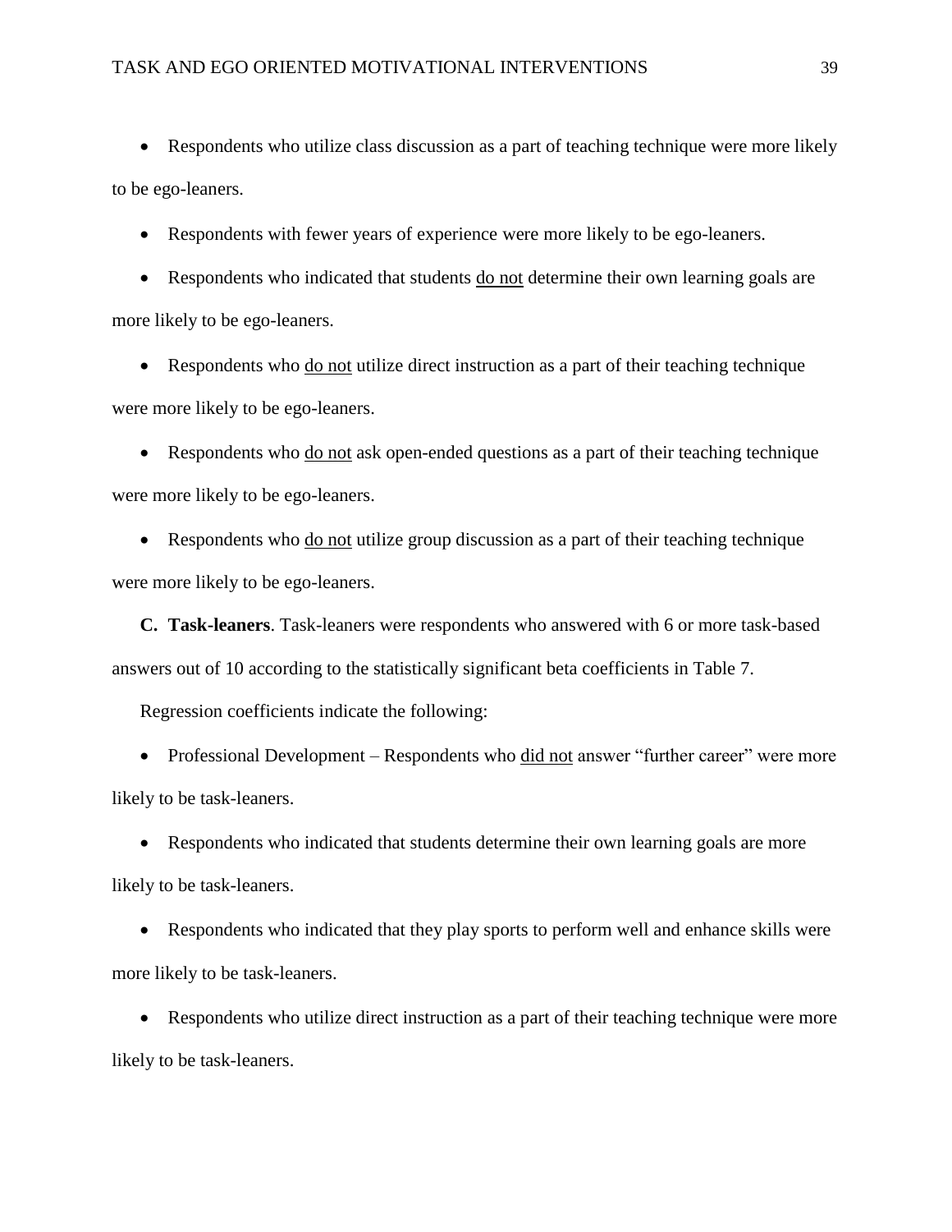- Respondents who utilize class discussion as a part of teaching technique were more likely to be ego-leaners.
- Respondents with fewer years of experience were more likely to be ego-leaners.
- Respondents who indicated that students <u>do not</u> determine their own learning goals are more likely to be ego-leaners.
- Respondents who <u>do not</u> utilize direct instruction as a part of their teaching technique were more likely to be ego-leaners.
- Respondents who <u>do not</u> ask open-ended questions as a part of their teaching technique were more likely to be ego-leaners.
- Respondents who <u>do not</u> utilize group discussion as a part of their teaching technique were more likely to be ego-leaners.

**C. Task-leaners**. Task-leaners were respondents who answered with 6 or more task-based answers out of 10 according to the statistically significant beta coefficients in Table 7.

Regression coefficients indicate the following:

- Professional Development – Respondents who <u>did not</u> answer "further career" were more likely to be task-leaners.
- Respondents who indicated that students determine their own learning goals are more likely to be task-leaners.
- Respondents who indicated that they play sports to perform well and enhance skills were more likely to be task-leaners.
- Respondents who utilize direct instruction as a part of their teaching technique were more likely to be task-leaners.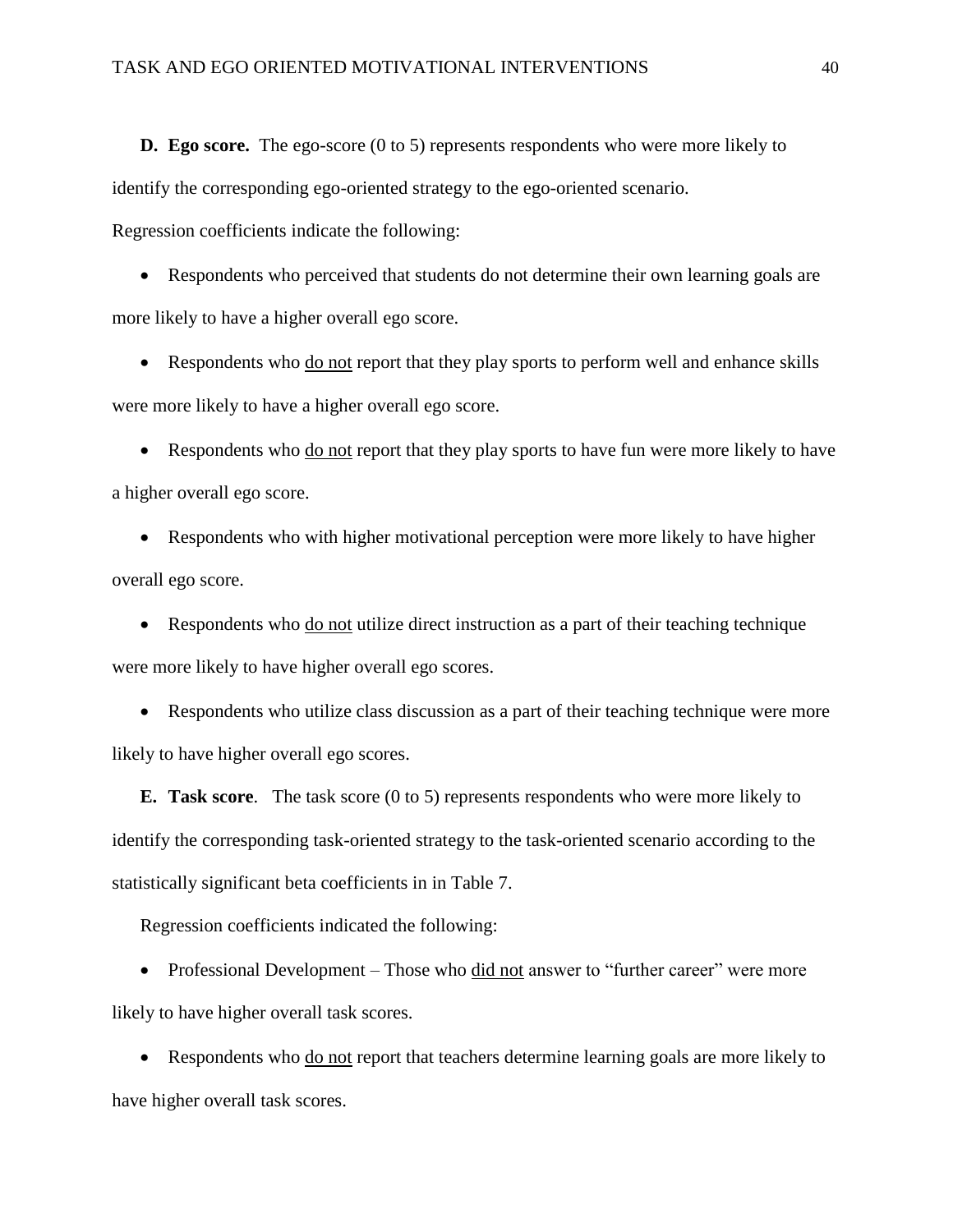**D. Ego score.** The ego-score (0 to 5) represents respondents who were more likely to identify the corresponding ego-oriented strategy to the ego-oriented scenario.

Regression coefficients indicate the following:

- Respondents who perceived that students do not determine their own learning goals are more likely to have a higher overall ego score.
- Respondents who <u>do not</u> report that they play sports to perform well and enhance skills were more likely to have a higher overall ego score.
- Respondents who <u>do not</u> report that they play sports to have fun were more likely to have a higher overall ego score.
- Respondents who with higher motivational perception were more likely to have higher overall ego score.
- Respondents who <u>do not</u> utilize direct instruction as a part of their teaching technique were more likely to have higher overall ego scores.
- Respondents who utilize class discussion as a part of their teaching technique were more likely to have higher overall ego scores.

**E. Task score**. The task score (0 to 5) represents respondents who were more likely to identify the corresponding task-oriented strategy to the task-oriented scenario according to the statistically significant beta coefficients in in Table 7.

Regression coefficients indicated the following:

- Professional Development – Those who <u>did not</u> answer to "further career" were more likely to have higher overall task scores.
- Respondents who <u>do not</u> report that teachers determine learning goals are more likely to have higher overall task scores.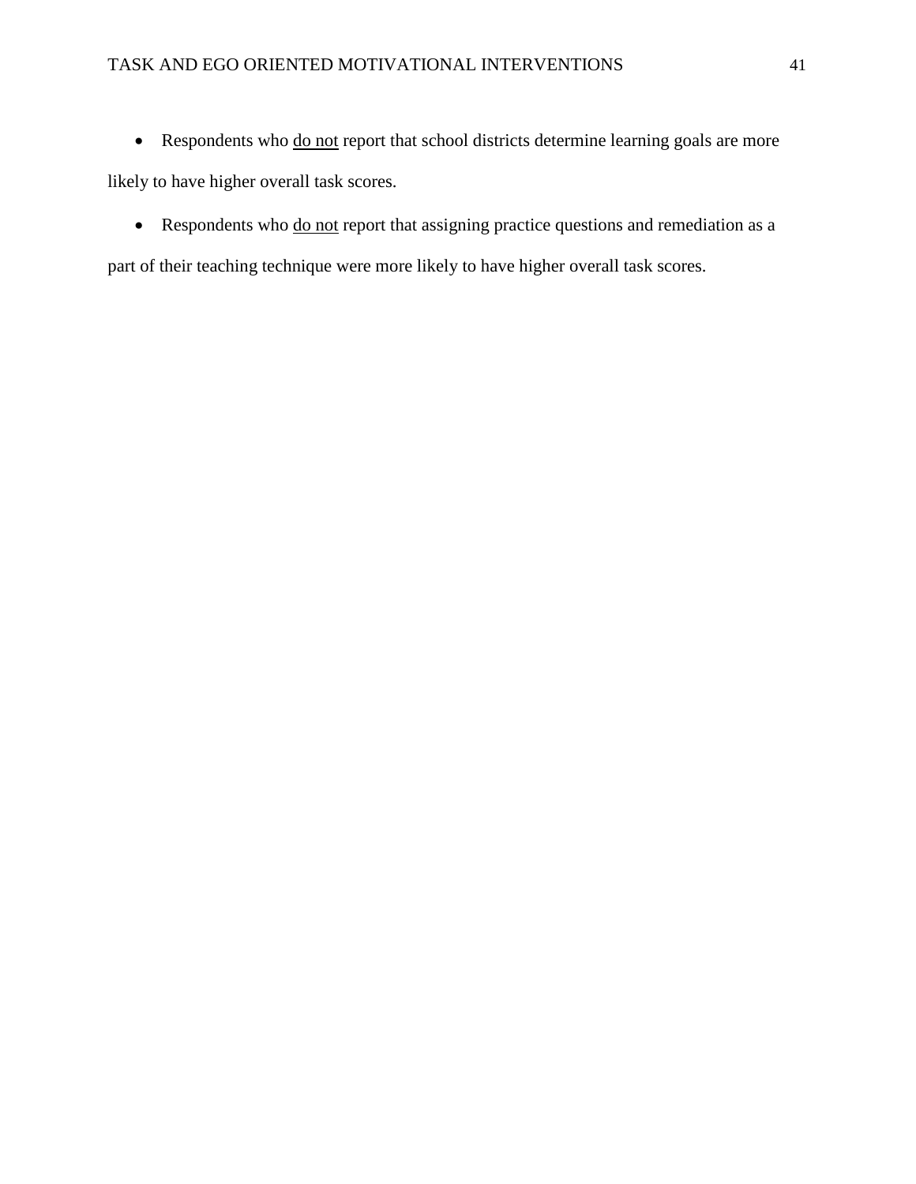- Respondents who <u>do not</u> report that school districts determine learning goals are more likely to have higher overall task scores.
- Respondents who <u>do not</u> report that assigning practice questions and remediation as a part of their teaching technique were more likely to have higher overall task scores.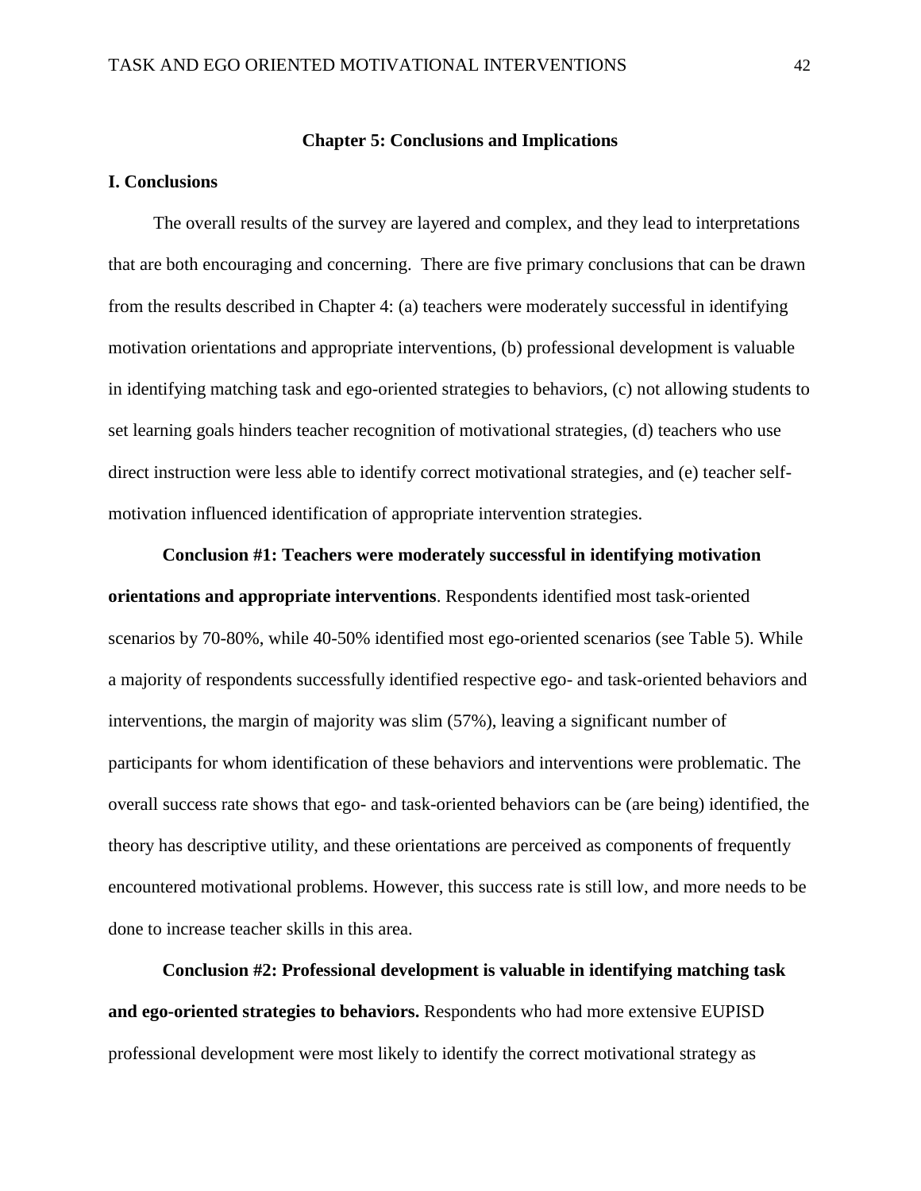## Chapter 5: Conclusions and Implications

### I. Conclusions

The overall results of the survey are layered and complex, and they lead to interpretations that are both encouraging and concerning. There are five primary conclusions that can be drawn from the results described in Chapter 4: (a) teachers were moderately successful in identifying motivation orientations and appropriate interventions, (b) professional development is valuable in identifying matching task and ego-oriented strategies to behaviors, (c) not allowing students to set learning goals hinders teacher recognition of motivational strategies, (d) teachers who use direct instruction were less able to identify correct motivational strategies, and (e) teacher self-motivation influenced identification of appropriate intervention strategies.

**Conclusion #1: Teachers were moderately successful in identifying motivation orientations and appropriate interventions**. Respondents identified most task-oriented scenarios by 70-80%, while 40-50% identified most ego-oriented scenarios (see Table 5). While a majority of respondents successfully identified respective ego- and task-oriented behaviors and interventions, the margin of majority was slim (57%), leaving a significant number of participants for whom identification of these behaviors and interventions were problematic. The overall success rate shows that ego- and task-oriented behaviors can be (are being) identified, the theory has descriptive utility, and these orientations are perceived as components of frequently encountered motivational problems. However, this success rate is still low, and more needs to be done to increase teacher skills in this area.

**Conclusion #2: Professional development is valuable in identifying matching task and ego-oriented strategies to behaviors.** Respondents who had more extensive EUPISD professional development were most likely to identify the correct motivational strategy as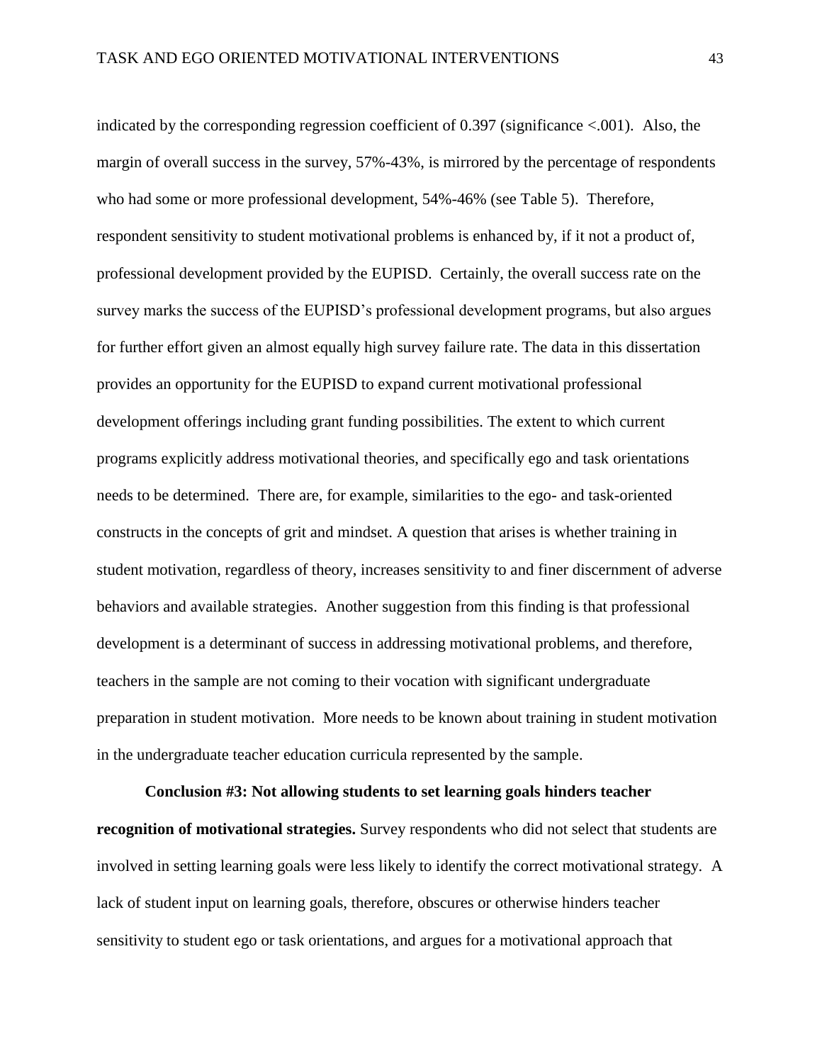indicated by the corresponding regression coefficient of 0.397 (significance <.001). Also, the margin of overall success in the survey, 57%-43%, is mirrored by the percentage of respondents who had some or more professional development, 54%-46% (see Table 5). Therefore, respondent sensitivity to student motivational problems is enhanced by, if it not a product of, professional development provided by the EUPISD. Certainly, the overall success rate on the survey marks the success of the EUPISD's professional development programs, but also argues for further effort given an almost equally high survey failure rate. The data in this dissertation provides an opportunity for the EUPISD to expand current motivational professional development offerings including grant funding possibilities. The extent to which current programs explicitly address motivational theories, and specifically ego and task orientations needs to be determined. There are, for example, similarities to the ego- and task-oriented constructs in the concepts of grit and mindset. A question that arises is whether training in student motivation, regardless of theory, increases sensitivity to and finer discernment of adverse behaviors and available strategies. Another suggestion from this finding is that professional development is a determinant of success in addressing motivational problems, and therefore, teachers in the sample are not coming to their vocation with significant undergraduate preparation in student motivation. More needs to be known about training in student motivation in the undergraduate teacher education curricula represented by the sample.

**Conclusion #3: Not allowing students to set learning goals hinders teacher recognition of motivational strategies.** Survey respondents who did not select that students are involved in setting learning goals were less likely to identify the correct motivational strategy. A lack of student input on learning goals, therefore, obscures or otherwise hinders teacher sensitivity to student ego or task orientations, and argues for a motivational approach that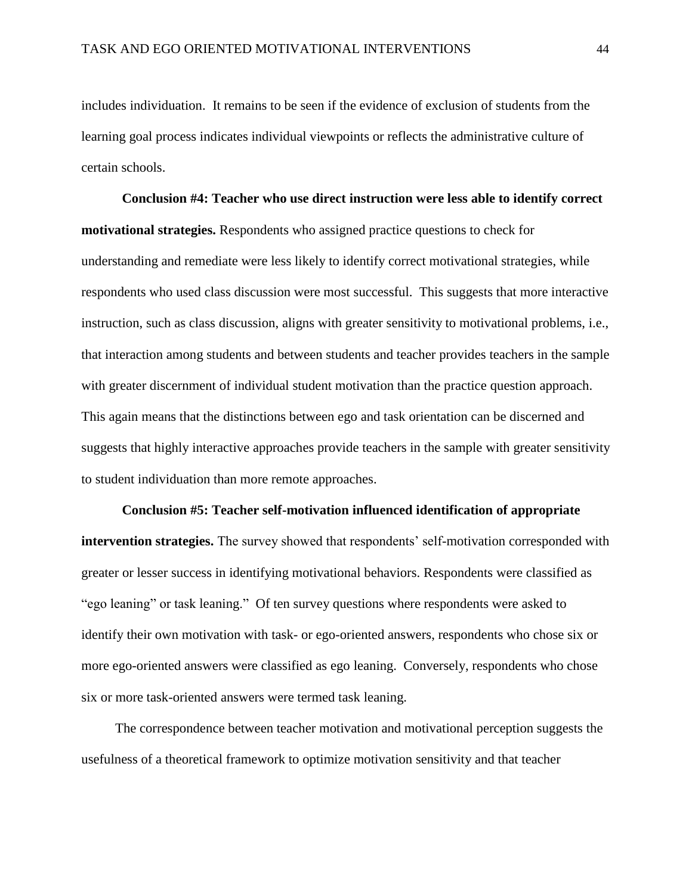includes individuation. It remains to be seen if the evidence of exclusion of students from the learning goal process indicates individual viewpoints or reflects the administrative culture of certain schools.

**Conclusion #4: Teacher who use direct instruction were less able to identify correct motivational strategies.** Respondents who assigned practice questions to check for understanding and remediate were less likely to identify correct motivational strategies, while respondents who used class discussion were most successful. This suggests that more interactive instruction, such as class discussion, aligns with greater sensitivity to motivational problems, i.e., that interaction among students and between students and teacher provides teachers in the sample with greater discernment of individual student motivation than the practice question approach. This again means that the distinctions between ego and task orientation can be discerned and suggests that highly interactive approaches provide teachers in the sample with greater sensitivity to student individuation than more remote approaches.

**Conclusion #5: Teacher self-motivation influenced identification of appropriate intervention strategies.** The survey showed that respondents' self-motivation corresponded with greater or lesser success in identifying motivational behaviors. Respondents were classified as "ego leaning" or task leaning." Of ten survey questions where respondents were asked to identify their own motivation with task- or ego-oriented answers, respondents who chose six or more ego-oriented answers were classified as ego leaning. Conversely, respondents who chose six or more task-oriented answers were termed task leaning.

The correspondence between teacher motivation and motivational perception suggests the usefulness of a theoretical framework to optimize motivation sensitivity and that teacher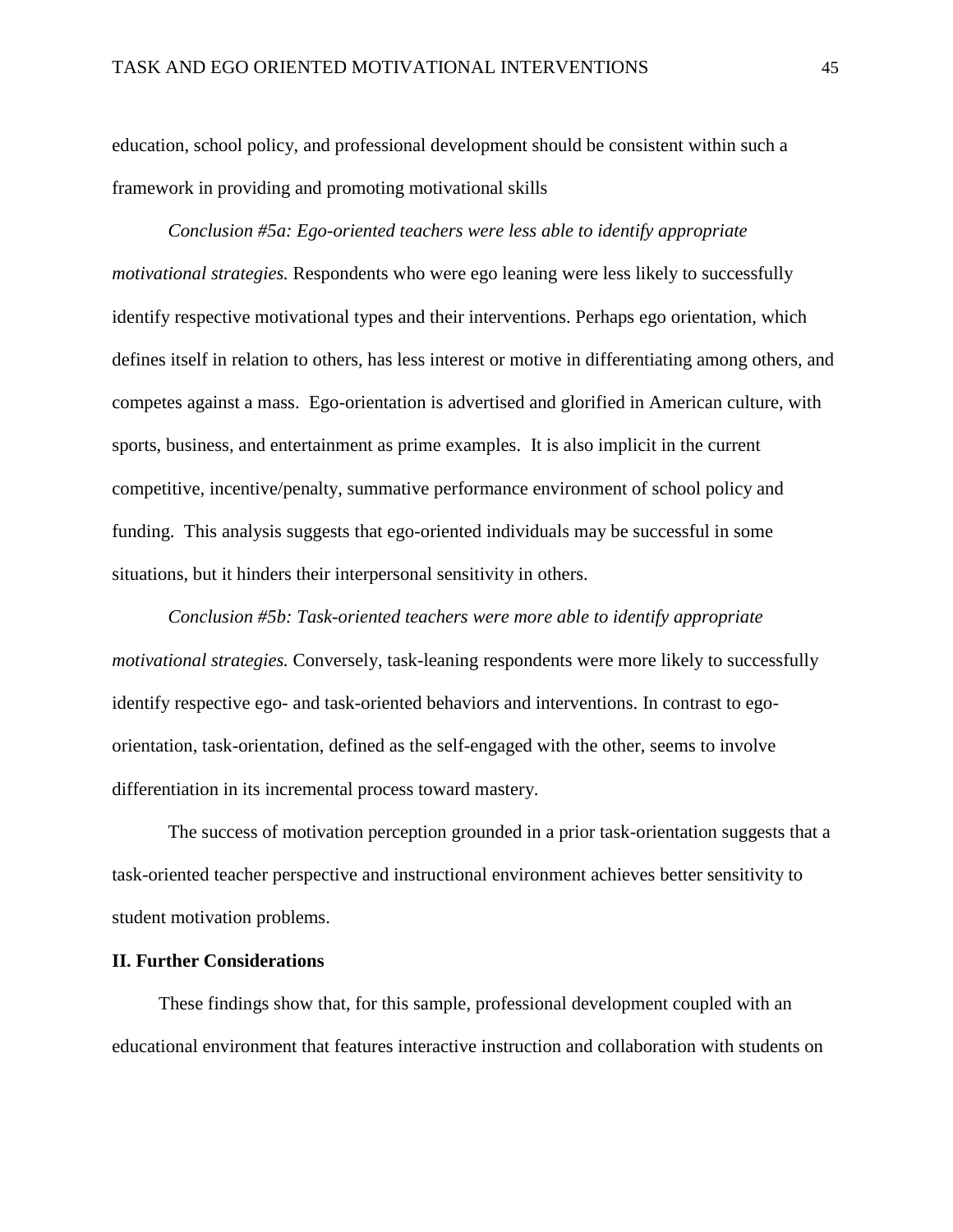education, school policy, and professional development should be consistent within such a framework in providing and promoting motivational skills

*Conclusion #5a: Ego-oriented teachers were less able to identify appropriate motivational strategies.* Respondents who were ego leaning were less likely to successfully identify respective motivational types and their interventions. Perhaps ego orientation, which defines itself in relation to others, has less interest or motive in differentiating among others, and competes against a mass. Ego-orientation is advertised and glorified in American culture, with sports, business, and entertainment as prime examples. It is also implicit in the current competitive, incentive/penalty, summative performance environment of school policy and funding. This analysis suggests that ego-oriented individuals may be successful in some situations, but it hinders their interpersonal sensitivity in others.

*Conclusion #5b: Task-oriented teachers were more able to identify appropriate motivational strategies.* Conversely, task-leaning respondents were more likely to successfully identify respective ego- and task-oriented behaviors and interventions. In contrast to ego-orientation, task-orientation, defined as the self-engaged with the other, seems to involve differentiation in its incremental process toward mastery.

The success of motivation perception grounded in a prior task-orientation suggests that a task-oriented teacher perspective and instructional environment achieves better sensitivity to student motivation problems.

**II. Further Considerations**

These findings show that, for this sample, professional development coupled with an educational environment that features interactive instruction and collaboration with students on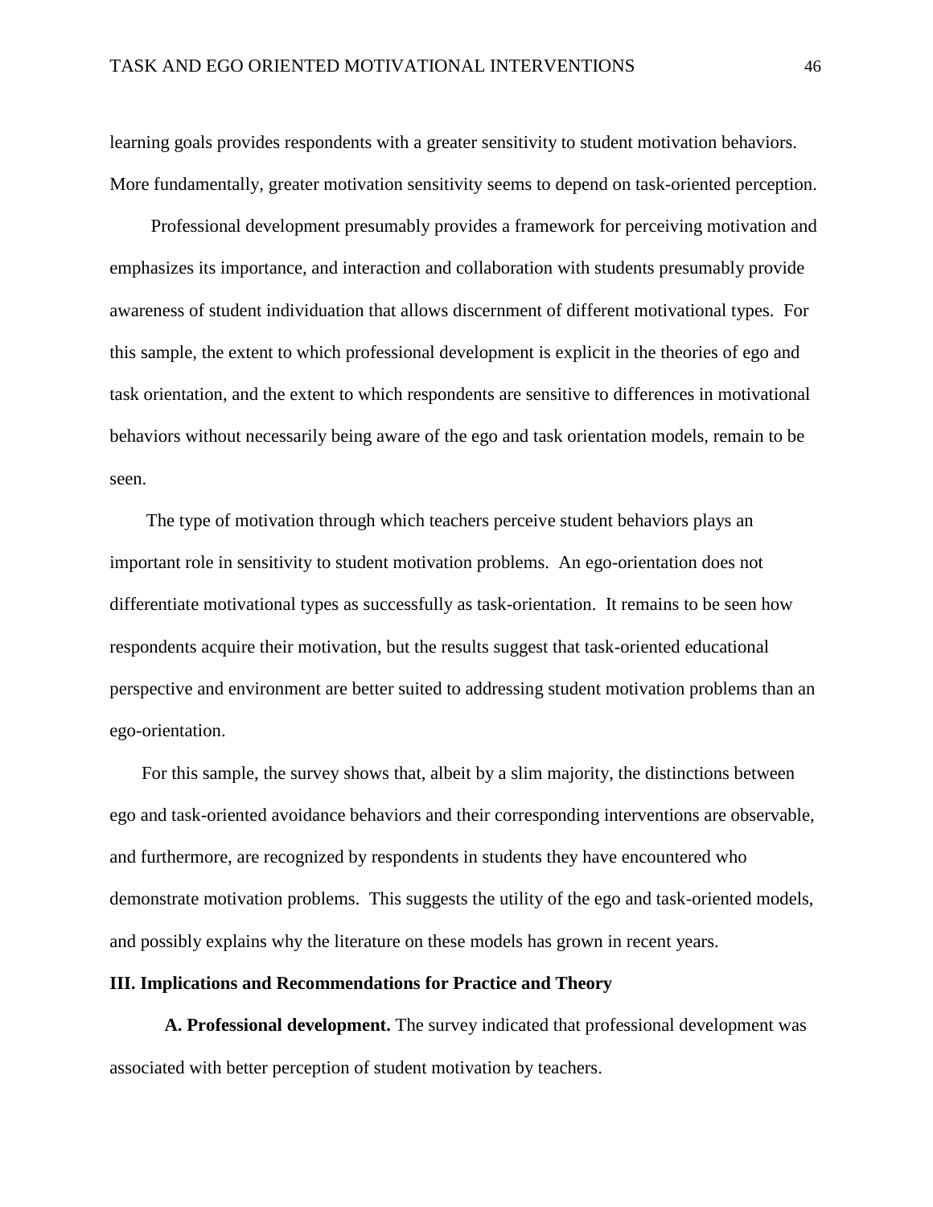learning goals provides respondents with a greater sensitivity to student motivation behaviors. More fundamentally, greater motivation sensitivity seems to depend on task-oriented perception.

Professional development presumably provides a framework for perceiving motivation and emphasizes its importance, and interaction and collaboration with students presumably provide awareness of student individuation that allows discernment of different motivational types. For this sample, the extent to which professional development is explicit in the theories of ego and task orientation, and the extent to which respondents are sensitive to differences in motivational behaviors without necessarily being aware of the ego and task orientation models, remain to be seen.

The type of motivation through which teachers perceive student behaviors plays an important role in sensitivity to student motivation problems. An ego-orientation does not differentiate motivational types as successfully as task-orientation. It remains to be seen how respondents acquire their motivation, but the results suggest that task-oriented educational perspective and environment are better suited to addressing student motivation problems than an ego-orientation.

For this sample, the survey shows that, albeit by a slim majority, the distinctions between ego and task-oriented avoidance behaviors and their corresponding interventions are observable, and furthermore, are recognized by respondents in students they have encountered who demonstrate motivation problems. This suggests the utility of the ego and task-oriented models, and possibly explains why the literature on these models has grown in recent years.

## III. Implications and Recommendations for Practice and Theory

**A. Professional development.** The survey indicated that professional development was associated with better perception of student motivation by teachers.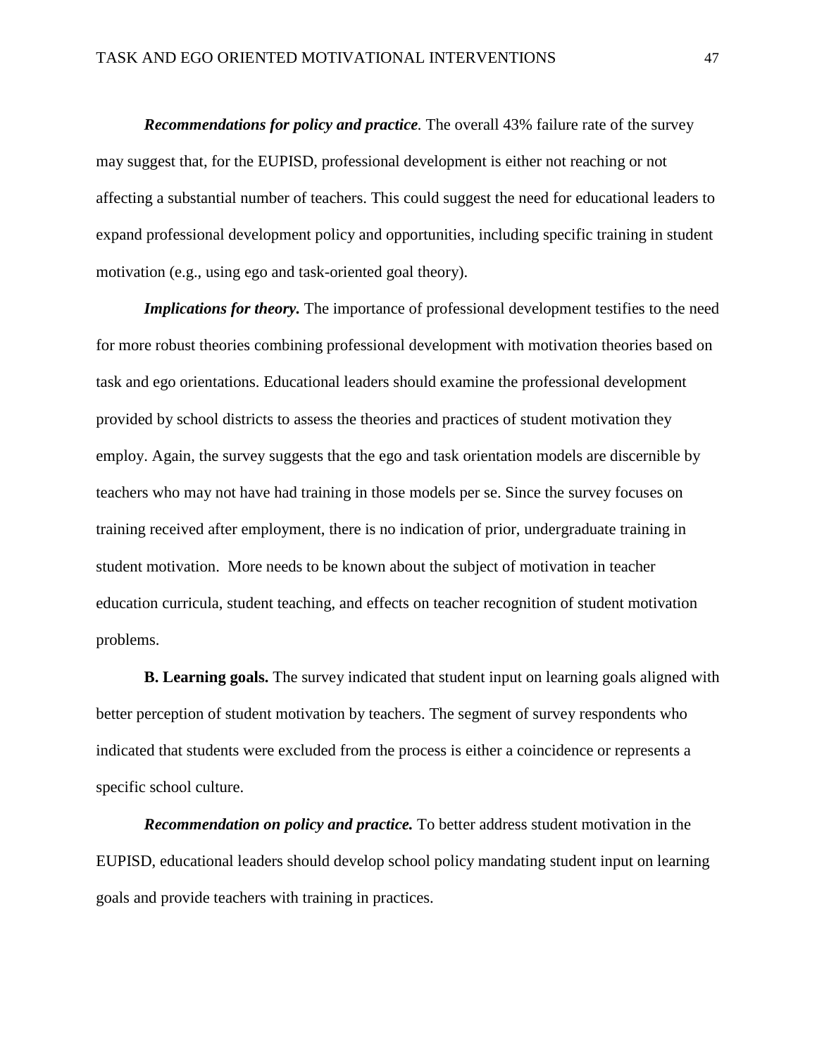***Recommendations for policy and practice***. The overall 43% failure rate of the survey may suggest that, for the EUPISD, professional development is either not reaching or not affecting a substantial number of teachers. This could suggest the need for educational leaders to expand professional development policy and opportunities, including specific training in student motivation (e.g., using ego and task-oriented goal theory).

***Implications for theory.*** The importance of professional development testifies to the need for more robust theories combining professional development with motivation theories based on task and ego orientations. Educational leaders should examine the professional development provided by school districts to assess the theories and practices of student motivation they employ. Again, the survey suggests that the ego and task orientation models are discernible by teachers who may not have had training in those models per se. Since the survey focuses on training received after employment, there is no indication of prior, undergraduate training in student motivation. More needs to be known about the subject of motivation in teacher education curricula, student teaching, and effects on teacher recognition of student motivation problems.

**B. Learning goals.** The survey indicated that student input on learning goals aligned with better perception of student motivation by teachers. The segment of survey respondents who indicated that students were excluded from the process is either a coincidence or represents a specific school culture.

***Recommendation on policy and practice.*** To better address student motivation in the EUPISD, educational leaders should develop school policy mandating student input on learning goals and provide teachers with training in practices.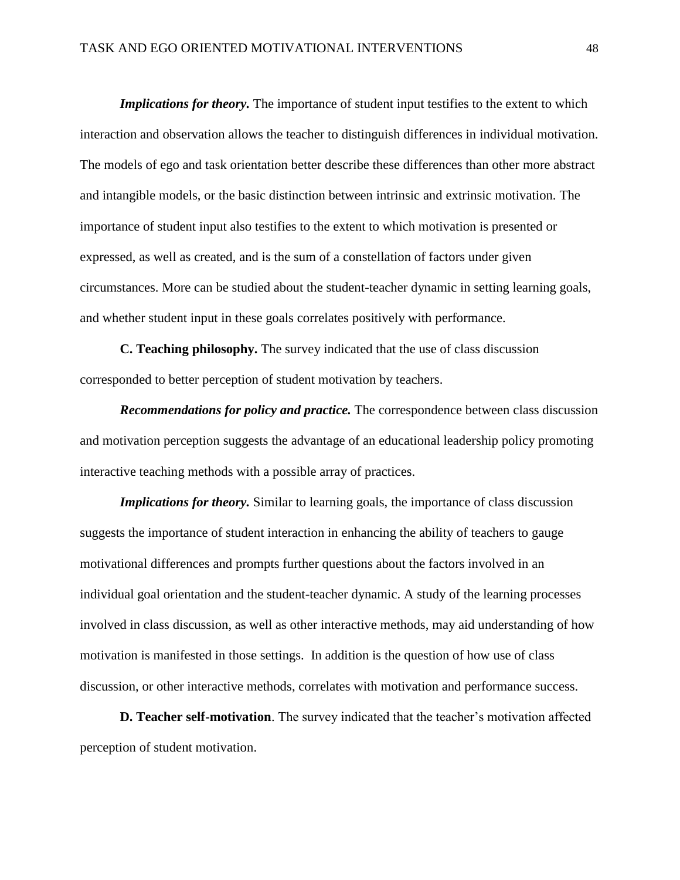***Implications for theory.*** The importance of student input testifies to the extent to which interaction and observation allows the teacher to distinguish differences in individual motivation. The models of ego and task orientation better describe these differences than other more abstract and intangible models, or the basic distinction between intrinsic and extrinsic motivation. The importance of student input also testifies to the extent to which motivation is presented or expressed, as well as created, and is the sum of a constellation of factors under given circumstances. More can be studied about the student-teacher dynamic in setting learning goals, and whether student input in these goals correlates positively with performance.

**C. Teaching philosophy.** The survey indicated that the use of class discussion corresponded to better perception of student motivation by teachers.

***Recommendations for policy and practice.*** The correspondence between class discussion and motivation perception suggests the advantage of an educational leadership policy promoting interactive teaching methods with a possible array of practices.

***Implications for theory.*** Similar to learning goals, the importance of class discussion suggests the importance of student interaction in enhancing the ability of teachers to gauge motivational differences and prompts further questions about the factors involved in an individual goal orientation and the student-teacher dynamic. A study of the learning processes involved in class discussion, as well as other interactive methods, may aid understanding of how motivation is manifested in those settings. In addition is the question of how use of class discussion, or other interactive methods, correlates with motivation and performance success.

**D. Teacher self-motivation**. The survey indicated that the teacher's motivation affected perception of student motivation.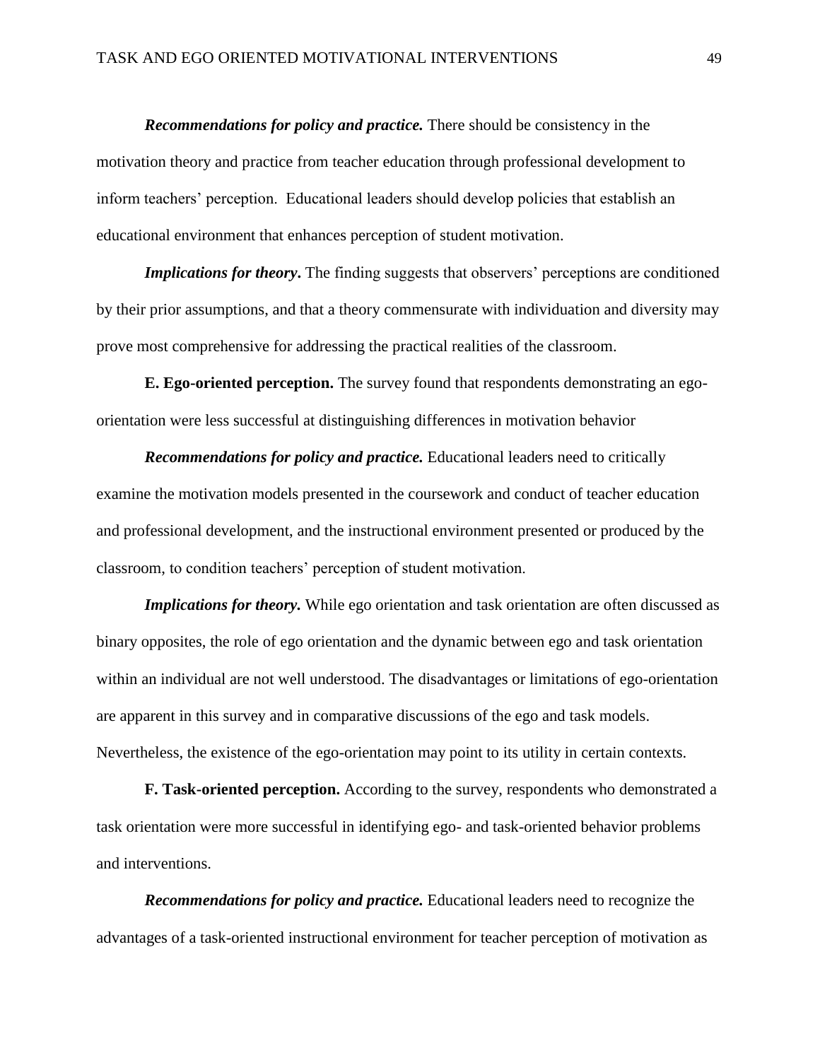***Recommendations for policy and practice.*** There should be consistency in the motivation theory and practice from teacher education through professional development to inform teachers' perception. Educational leaders should develop policies that establish an educational environment that enhances perception of student motivation.

***Implications for theory*.** The finding suggests that observers' perceptions are conditioned by their prior assumptions, and that a theory commensurate with individuation and diversity may prove most comprehensive for addressing the practical realities of the classroom.

**E. Ego-oriented perception.** The survey found that respondents demonstrating an ego-orientation were less successful at distinguishing differences in motivation behavior

***Recommendations for policy and practice.*** Educational leaders need to critically examine the motivation models presented in the coursework and conduct of teacher education and professional development, and the instructional environment presented or produced by the classroom, to condition teachers' perception of student motivation.

***Implications for theory.*** While ego orientation and task orientation are often discussed as binary opposites, the role of ego orientation and the dynamic between ego and task orientation within an individual are not well understood. The disadvantages or limitations of ego-orientation are apparent in this survey and in comparative discussions of the ego and task models. Nevertheless, the existence of the ego-orientation may point to its utility in certain contexts.

**F. Task-oriented perception.** According to the survey, respondents who demonstrated a task orientation were more successful in identifying ego- and task-oriented behavior problems and interventions.

***Recommendations for policy and practice.*** Educational leaders need to recognize the advantages of a task-oriented instructional environment for teacher perception of motivation as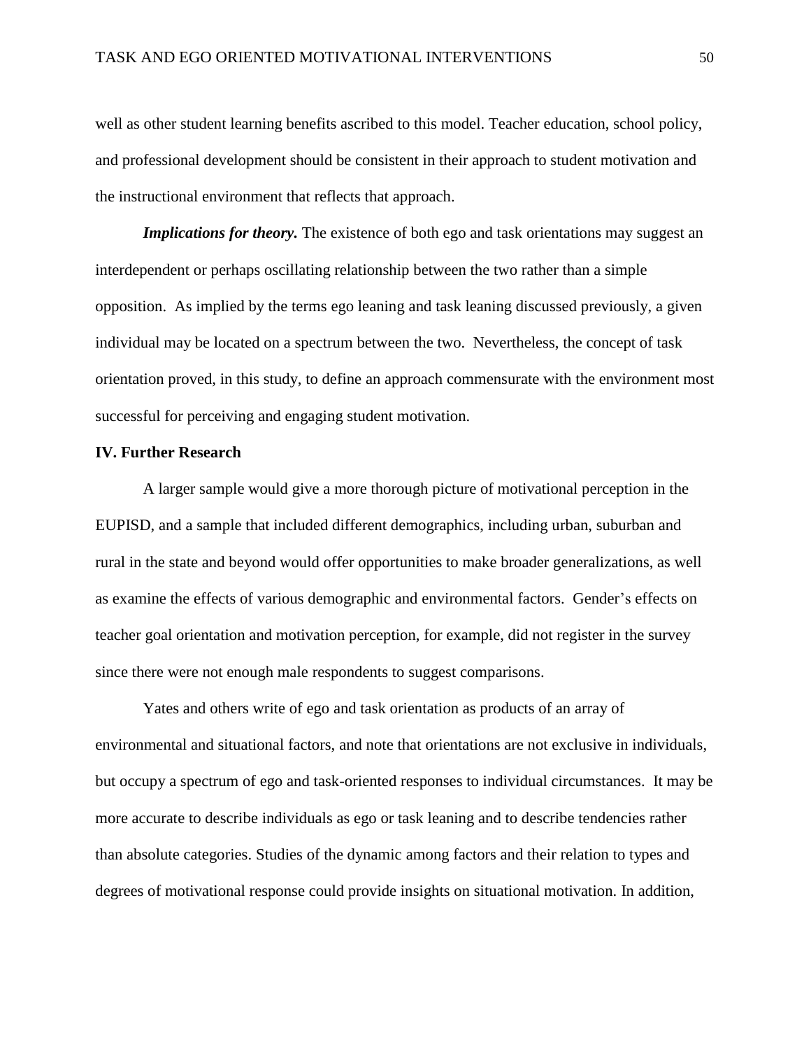well as other student learning benefits ascribed to this model. Teacher education, school policy, and professional development should be consistent in their approach to student motivation and the instructional environment that reflects that approach.

***Implications for theory.*** The existence of both ego and task orientations may suggest an interdependent or perhaps oscillating relationship between the two rather than a simple opposition. As implied by the terms ego leaning and task leaning discussed previously, a given individual may be located on a spectrum between the two. Nevertheless, the concept of task orientation proved, in this study, to define an approach commensurate with the environment most successful for perceiving and engaging student motivation.

**IV. Further Research**

A larger sample would give a more thorough picture of motivational perception in the EUPISD, and a sample that included different demographics, including urban, suburban and rural in the state and beyond would offer opportunities to make broader generalizations, as well as examine the effects of various demographic and environmental factors. Gender's effects on teacher goal orientation and motivation perception, for example, did not register in the survey since there were not enough male respondents to suggest comparisons.

Yates and others write of ego and task orientation as products of an array of environmental and situational factors, and note that orientations are not exclusive in individuals, but occupy a spectrum of ego and task-oriented responses to individual circumstances. It may be more accurate to describe individuals as ego or task leaning and to describe tendencies rather than absolute categories. Studies of the dynamic among factors and their relation to types and degrees of motivational response could provide insights on situational motivation. In addition,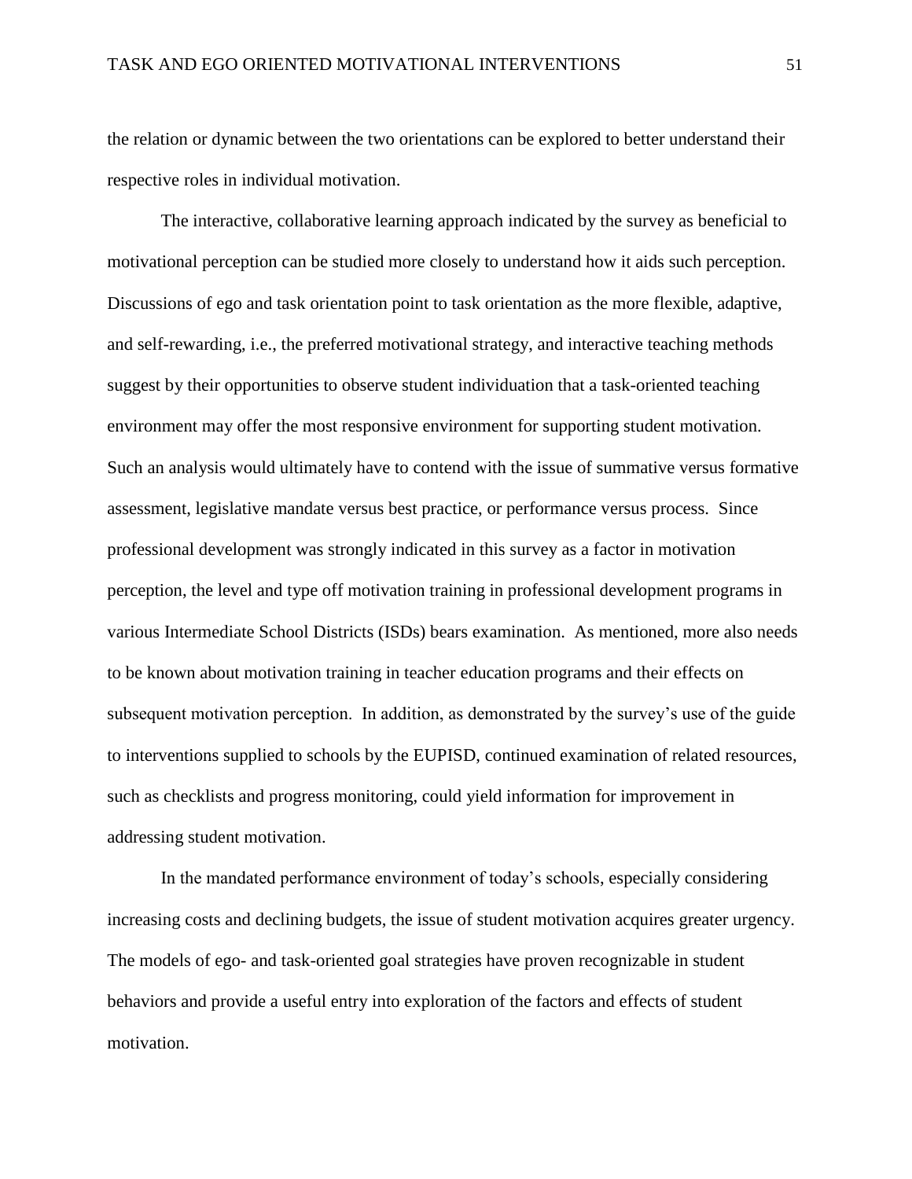the relation or dynamic between the two orientations can be explored to better understand their respective roles in individual motivation.

The interactive, collaborative learning approach indicated by the survey as beneficial to motivational perception can be studied more closely to understand how it aids such perception. Discussions of ego and task orientation point to task orientation as the more flexible, adaptive, and self-rewarding, i.e., the preferred motivational strategy, and interactive teaching methods suggest by their opportunities to observe student individuation that a task-oriented teaching environment may offer the most responsive environment for supporting student motivation. Such an analysis would ultimately have to contend with the issue of summative versus formative assessment, legislative mandate versus best practice, or performance versus process. Since professional development was strongly indicated in this survey as a factor in motivation perception, the level and type off motivation training in professional development programs in various Intermediate School Districts (ISDs) bears examination. As mentioned, more also needs to be known about motivation training in teacher education programs and their effects on subsequent motivation perception. In addition, as demonstrated by the survey's use of the guide to interventions supplied to schools by the EUPISD, continued examination of related resources, such as checklists and progress monitoring, could yield information for improvement in addressing student motivation.

In the mandated performance environment of today's schools, especially considering increasing costs and declining budgets, the issue of student motivation acquires greater urgency. The models of ego- and task-oriented goal strategies have proven recognizable in student behaviors and provide a useful entry into exploration of the factors and effects of student motivation.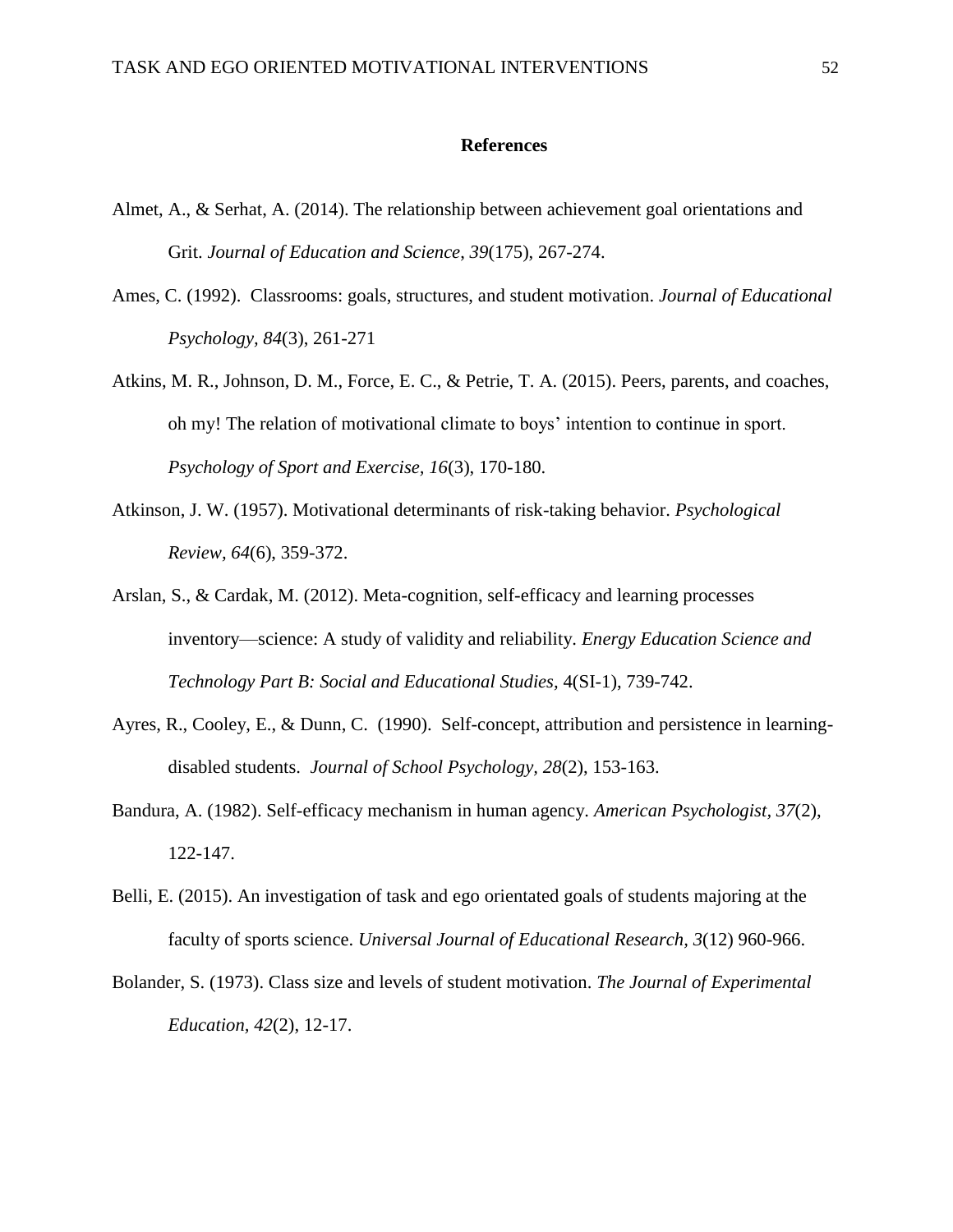# References

Almet, A., & Serhat, A. (2014). The relationship between achievement goal orientations and Grit. *Journal of Education and Science*, *39*(175), 267-274.

Ames, C. (1992). Classrooms: goals, structures, and student motivation. *Journal of Educational Psychology, 84*(3), 261-271

Atkins, M. R., Johnson, D. M., Force, E. C., & Petrie, T. A. (2015). Peers, parents, and coaches, oh my! The relation of motivational climate to boys' intention to continue in sport. *Psychology of Sport and Exercise, 16*(3), 170-180.

Atkinson, J. W. (1957). Motivational determinants of risk-taking behavior. *Psychological Review, 64*(6), 359-372.

Arslan, S., & Cardak, M. (2012). Meta-cognition, self-efficacy and learning processes inventory—science: A study of validity and reliability. *Energy Education Science and Technology Part B: Social and Educational Studies,* 4(SI-1), 739-742.

Ayres, R., Cooley, E., & Dunn, C. (1990). Self-concept, attribution and persistence in learning-disabled students. *Journal of School Psychology, 28*(2), 153-163.

Bandura, A. (1982). Self-efficacy mechanism in human agency. *American Psychologist, 37*(2), 122-147.

Belli, E. (2015). An investigation of task and ego orientated goals of students majoring at the faculty of sports science. *Universal Journal of Educational Research, 3*(12) 960-966.

Bolander, S. (1973). Class size and levels of student motivation. *The Journal of Experimental Education, 42*(2), 12-17.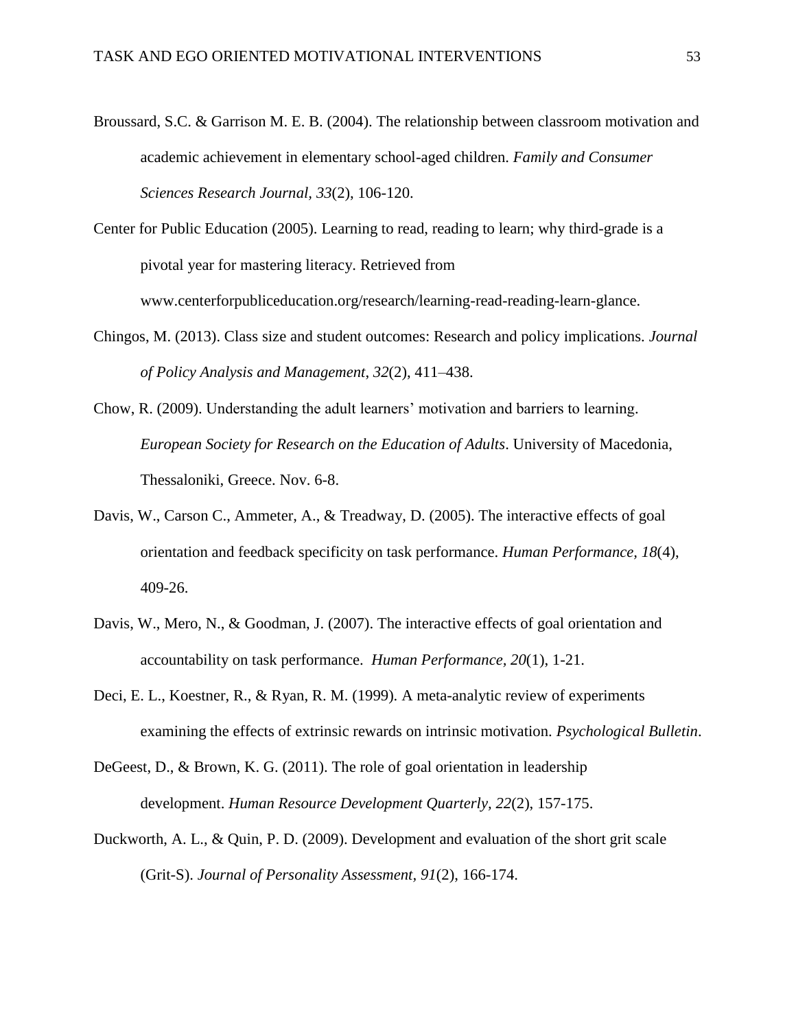Broussard, S.C. & Garrison M. E. B. (2004). The relationship between classroom motivation and academic achievement in elementary school-aged children. *Family and Consumer Sciences Research Journal, 33*(2), 106-120.

Center for Public Education (2005). Learning to read, reading to learn; why third-grade is a pivotal year for mastering literacy. Retrieved from www.centerforpubliceducation.org/research/learning-read-reading-learn-glance.

Chingos, M. (2013). Class size and student outcomes: Research and policy implications. *Journal of Policy Analysis and Management*, *32*(2), 411–438.

Chow, R. (2009). Understanding the adult learners' motivation and barriers to learning. *European Society for Research on the Education of Adults*. University of Macedonia, Thessaloniki, Greece. Nov. 6-8.

Davis, W., Carson C., Ammeter, A., & Treadway, D. (2005). The interactive effects of goal orientation and feedback specificity on task performance. *Human Performance, 18*(4), 409-26.

Davis, W., Mero, N., & Goodman, J. (2007). The interactive effects of goal orientation and accountability on task performance. *Human Performance, 20*(1), 1-21.

Deci, E. L., Koestner, R., & Ryan, R. M. (1999). A meta-analytic review of experiments examining the effects of extrinsic rewards on intrinsic motivation. *Psychological Bulletin*.

DeGeest, D., & Brown, K. G. (2011). The role of goal orientation in leadership development. *Human Resource Development Quarterly, 22*(2), 157-175.

Duckworth, A. L., & Quin, P. D. (2009). Development and evaluation of the short grit scale (Grit-S). *Journal of Personality Assessment, 91*(2), 166-174.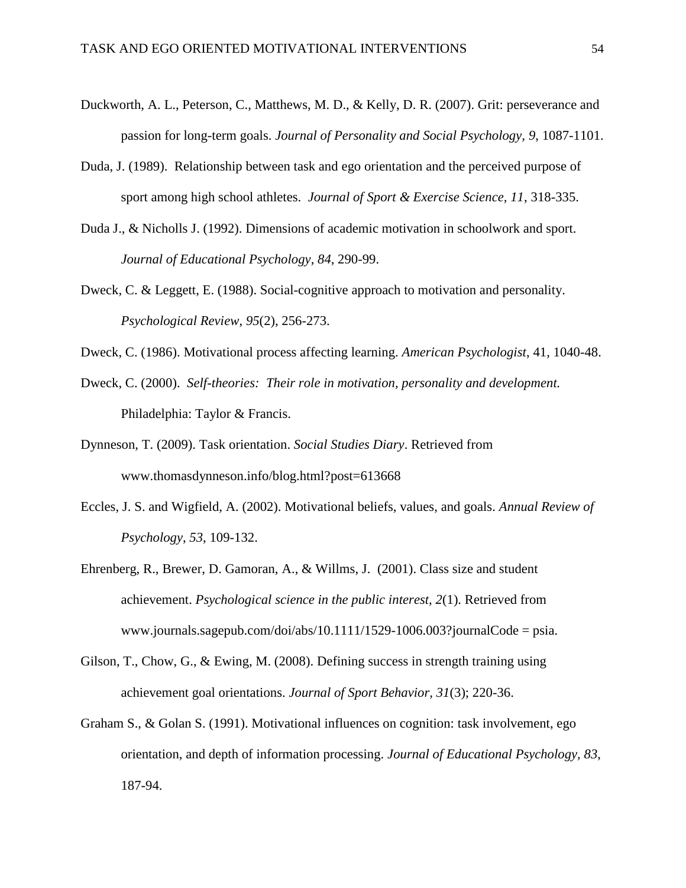Duckworth, A. L., Peterson, C., Matthews, M. D., & Kelly, D. R. (2007). Grit: perseverance and passion for long-term goals. *Journal of Personality and Social Psychology*, *9*, 1087-1101.

Duda, J. (1989). Relationship between task and ego orientation and the perceived purpose of sport among high school athletes. *Journal of Sport & Exercise Science, 11*, 318-335.

Duda J., & Nicholls J. (1992). Dimensions of academic motivation in schoolwork and sport. *Journal of Educational Psychology*, *84*, 290-99.

Dweck, C. & Leggett, E. (1988). Social-cognitive approach to motivation and personality. *Psychological Review*, *95*(2), 256-273.

Dweck, C. (1986). Motivational process affecting learning. *American Psychologist*, 41, 1040-48.

Dweck, C. (2000). *Self-theories: Their role in motivation, personality and development.* Philadelphia: Taylor & Francis.

Dynneson, T. (2009). Task orientation. *Social Studies Diary*. Retrieved from www.thomasdynneson.info/blog.html?post=613668

Eccles, J. S. and Wigfield, A. (2002). Motivational beliefs, values, and goals. *Annual Review of Psychology*, *53*, 109-132.

Ehrenberg, R., Brewer, D. Gamoran, A., & Willms, J. (2001). Class size and student achievement. *Psychological science in the public interest*, *2*(1). Retrieved from www.journals.sagepub.com/doi/abs/10.1111/1529-1006.003?journalCode = psia.

Gilson, T., Chow, G., & Ewing, M. (2008). Defining success in strength training using achievement goal orientations. *Journal of Sport Behavior, 31*(3); 220-36.

Graham S., & Golan S. (1991). Motivational influences on cognition: task involvement, ego orientation, and depth of information processing. *Journal of Educational Psychology, 83*, 187-94.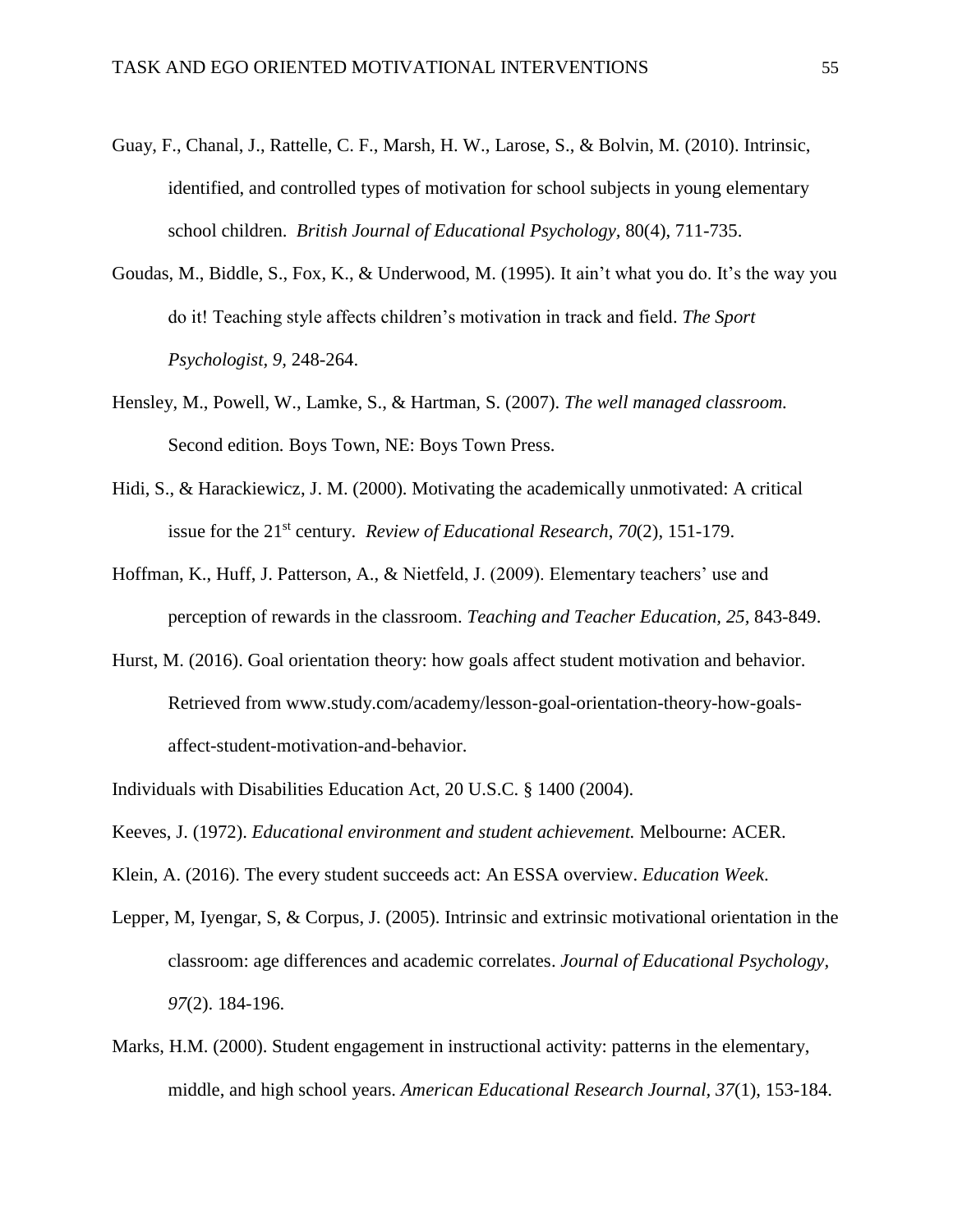Guay, F., Chanal, J., Rattelle, C. F., Marsh, H. W., Larose, S., & Bolvin, M. (2010). Intrinsic, identified, and controlled types of motivation for school subjects in young elementary school children. *British Journal of Educational Psychology,* 80(4), 711-735.

Goudas, M., Biddle, S., Fox, K., & Underwood, M. (1995). It ain't what you do. It's the way you do it! Teaching style affects children's motivation in track and field. *The Sport Psychologist, 9,* 248-264.

Hensley, M., Powell, W., Lamke, S., & Hartman, S. (2007). *The well managed classroom.* Second edition*.* Boys Town, NE: Boys Town Press.

Hidi, S., & Harackiewicz, J. M. (2000). Motivating the academically unmotivated: A critical issue for the 21st century. *Review of Educational Research*, *70*(2), 151-179.

Hoffman, K., Huff, J. Patterson, A., & Nietfeld, J. (2009). Elementary teachers' use and perception of rewards in the classroom. *Teaching and Teacher Education, 25*, 843-849.

Hurst, M. (2016). Goal orientation theory: how goals affect student motivation and behavior. Retrieved from www.study.com/academy/lesson-goal-orientation-theory-how-goals-affect-student-motivation-and-behavior.

Individuals with Disabilities Education Act, 20 U.S.C. § 1400 (2004).

Keeves, J. (1972). *Educational environment and student achievement.* Melbourne: ACER.

Klein, A. (2016). The every student succeeds act: An ESSA overview. *Education Week*.

Lepper, M, Iyengar, S, & Corpus, J. (2005). Intrinsic and extrinsic motivational orientation in the classroom: age differences and academic correlates. *Journal of Educational Psychology, 97*(2). 184-196.

Marks, H.M. (2000). Student engagement in instructional activity: patterns in the elementary, middle, and high school years. *American Educational Research Journal*, *37*(1), 153-184.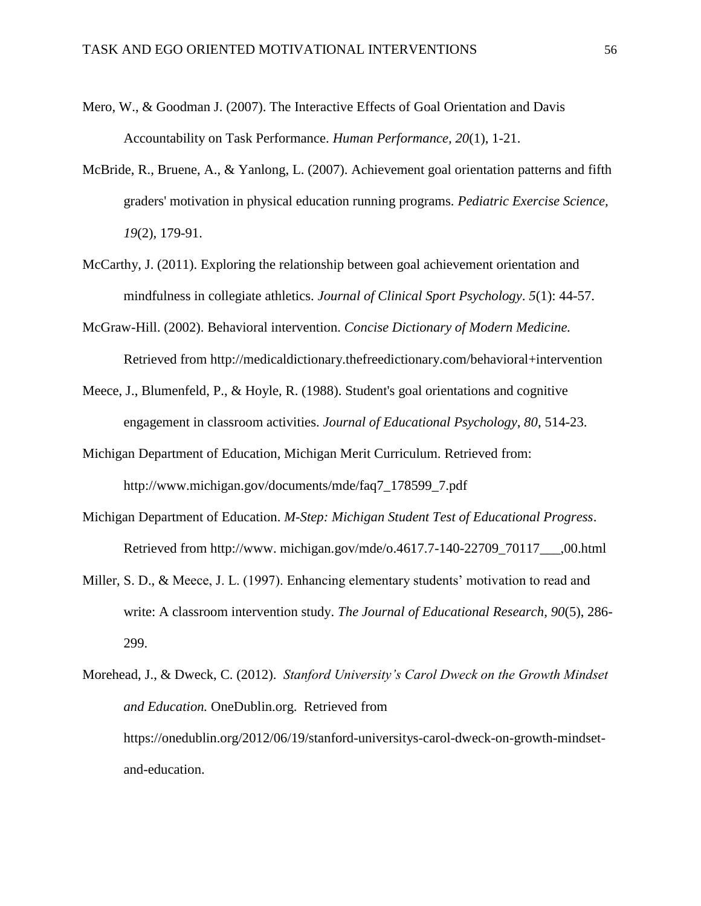Mero, W., & Goodman J. (2007). The Interactive Effects of Goal Orientation and Davis Accountability on Task Performance. *Human Performance*, *20*(1), 1-21.

McBride, R., Bruene, A., & Yanlong, L. (2007). Achievement goal orientation patterns and fifth graders' motivation in physical education running programs. *Pediatric Exercise Science, 19*(2), 179-91.

McCarthy, J. (2011). Exploring the relationship between goal achievement orientation and mindfulness in collegiate athletics. *Journal of Clinical Sport Psychology*. *5*(1): 44-57.

McGraw-Hill. (2002). Behavioral intervention. *Concise Dictionary of Modern Medicine.* Retrieved from http://medicaldictionary.thefreedictionary.com/behavioral+intervention

Meece, J., Blumenfeld, P., & Hoyle, R. (1988). Student's goal orientations and cognitive engagement in classroom activities. *Journal of Educational Psychology*, *80*, 514-23.

Michigan Department of Education, Michigan Merit Curriculum. Retrieved from: http://www.michigan.gov/documents/mde/faq7_178599_7.pdf

Michigan Department of Education. *M-Step: Michigan Student Test of Educational Progress*. Retrieved from http://www. michigan.gov/mde/o.4617.7-140-22709_70117___,00.html

Miller, S. D., & Meece, J. L. (1997). Enhancing elementary students' motivation to read and write: A classroom intervention study. *The Journal of Educational Research*, *90*(5), 286-299.

Morehead, J., & Dweck, C. (2012). *Stanford University's Carol Dweck on the Growth Mindset and Education.* OneDublin.org. Retrieved from https://onedublin.org/2012/06/19/stanford-universitys-carol-dweck-on-growth-mindset-and-education.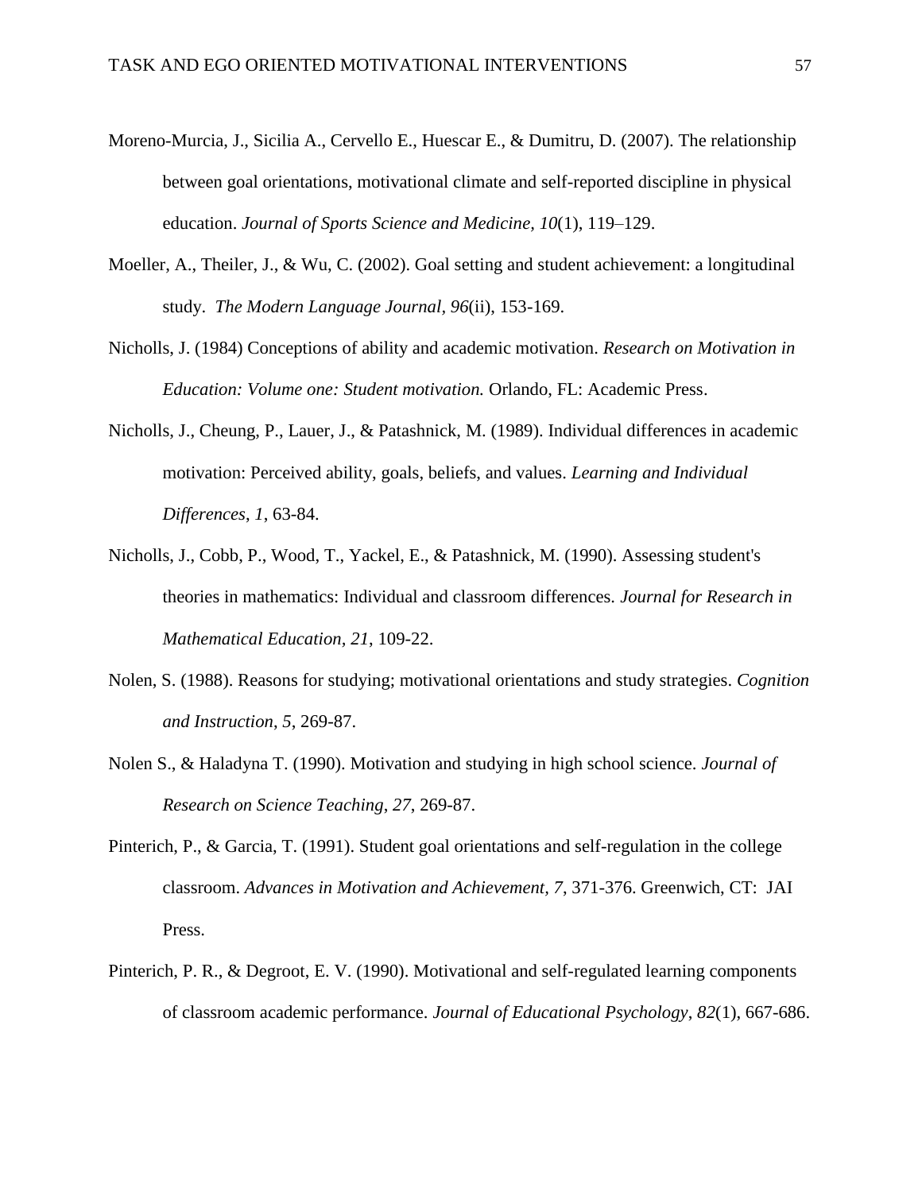Moreno-Murcia, J., Sicilia A., Cervello E., Huescar E., & Dumitru, D. (2007). The relationship between goal orientations, motivational climate and self-reported discipline in physical education. *Journal of Sports Science and Medicine, 10*(1), 119–129.

Moeller, A., Theiler, J., & Wu, C. (2002). Goal setting and student achievement: a longitudinal study. *The Modern Language Journal*, *96*(ii), 153-169.

Nicholls, J. (1984) Conceptions of ability and academic motivation. *Research on Motivation in Education: Volume one: Student motivation.* Orlando, FL: Academic Press.

Nicholls, J., Cheung, P., Lauer, J., & Patashnick, M. (1989). Individual differences in academic motivation: Perceived ability, goals, beliefs, and values. *Learning and Individual Differences*, *1*, 63-84.

Nicholls, J., Cobb, P., Wood, T., Yackel, E., & Patashnick, M. (1990). Assessing student's theories in mathematics: Individual and classroom differences. *Journal for Research in Mathematical Education*, *21*, 109-22.

Nolen, S. (1988). Reasons for studying; motivational orientations and study strategies. *Cognition and Instruction*, *5*, 269-87.

Nolen S., & Haladyna T. (1990). Motivation and studying in high school science. *Journal of Research on Science Teaching*, *27*, 269-87.

Pinterich, P., & Garcia, T. (1991). Student goal orientations and self-regulation in the college classroom. *Advances in Motivation and Achievement, 7*, 371-376. Greenwich, CT: JAI Press.

Pinterich, P. R., & Degroot, E. V. (1990). Motivational and self-regulated learning components of classroom academic performance. *Journal of Educational Psychology*, *82*(1), 667-686.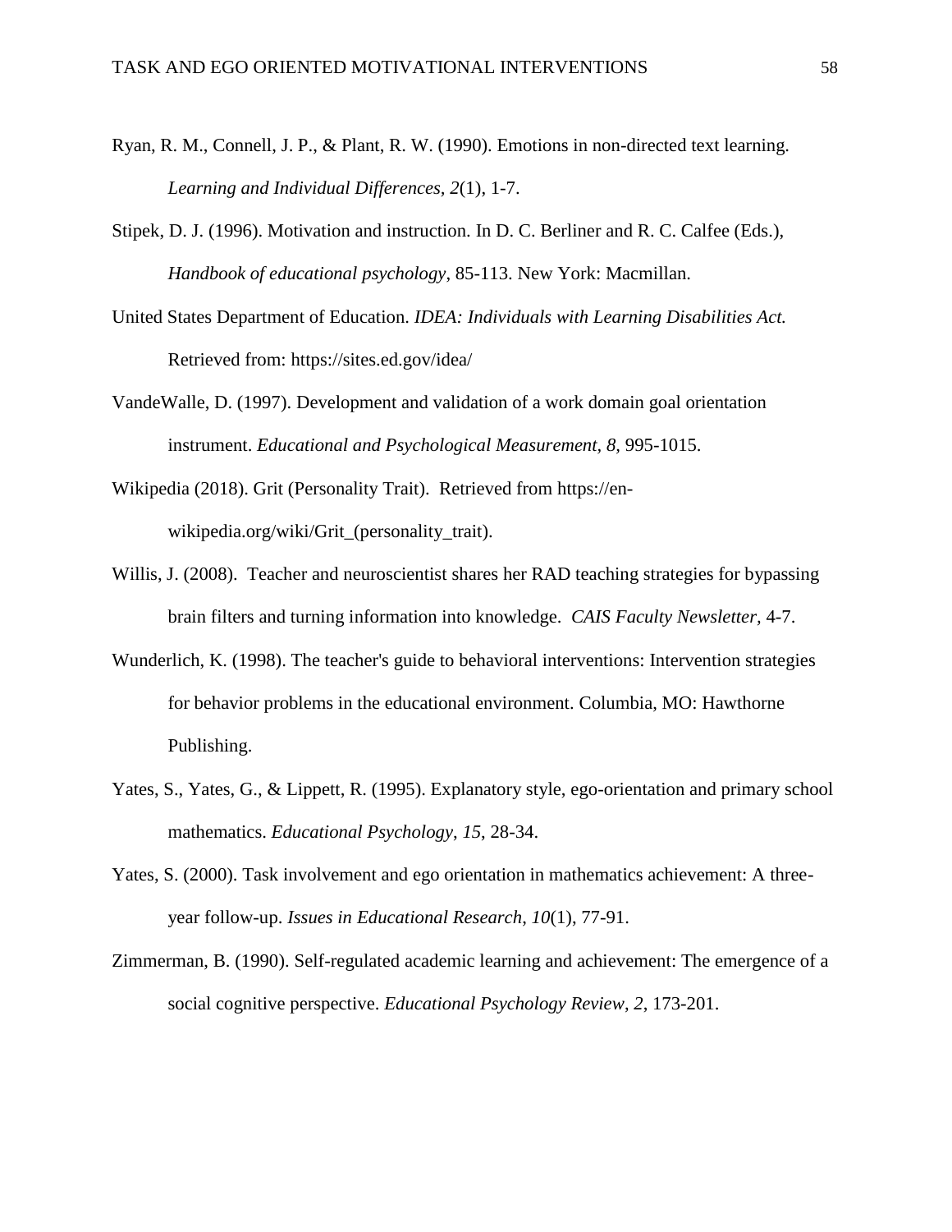Ryan, R. M., Connell, J. P., & Plant, R. W. (1990). Emotions in non-directed text learning. *Learning and Individual Differences*, *2*(1), 1-7.

Stipek, D. J. (1996). Motivation and instruction. In D. C. Berliner and R. C. Calfee (Eds.), *Handbook of educational psychology*, 85-113. New York: Macmillan.

United States Department of Education. *IDEA: Individuals with Learning Disabilities Act.* Retrieved from: https://sites.ed.gov/idea/

VandeWalle, D. (1997). Development and validation of a work domain goal orientation instrument. *Educational and Psychological Measurement*, *8*, 995-1015.

Wikipedia (2018). Grit (Personality Trait). Retrieved from https://en-wikipedia.org/wiki/Grit_(personality_trait).

Willis, J. (2008). Teacher and neuroscientist shares her RAD teaching strategies for bypassing brain filters and turning information into knowledge. *CAIS Faculty Newsletter*, 4-7.

Wunderlich, K. (1998). The teacher's guide to behavioral interventions: Intervention strategies for behavior problems in the educational environment. Columbia, MO: Hawthorne Publishing.

Yates, S., Yates, G., & Lippett, R. (1995). Explanatory style, ego-orientation and primary school mathematics. *Educational Psychology*, *15*, 28-34.

Yates, S. (2000). Task involvement and ego orientation in mathematics achievement: A three-year follow-up. *Issues in Educational Research*, *10*(1), 77-91.

Zimmerman, B. (1990). Self-regulated academic learning and achievement: The emergence of a social cognitive perspective. *Educational Psychology Review*, *2*, 173-201.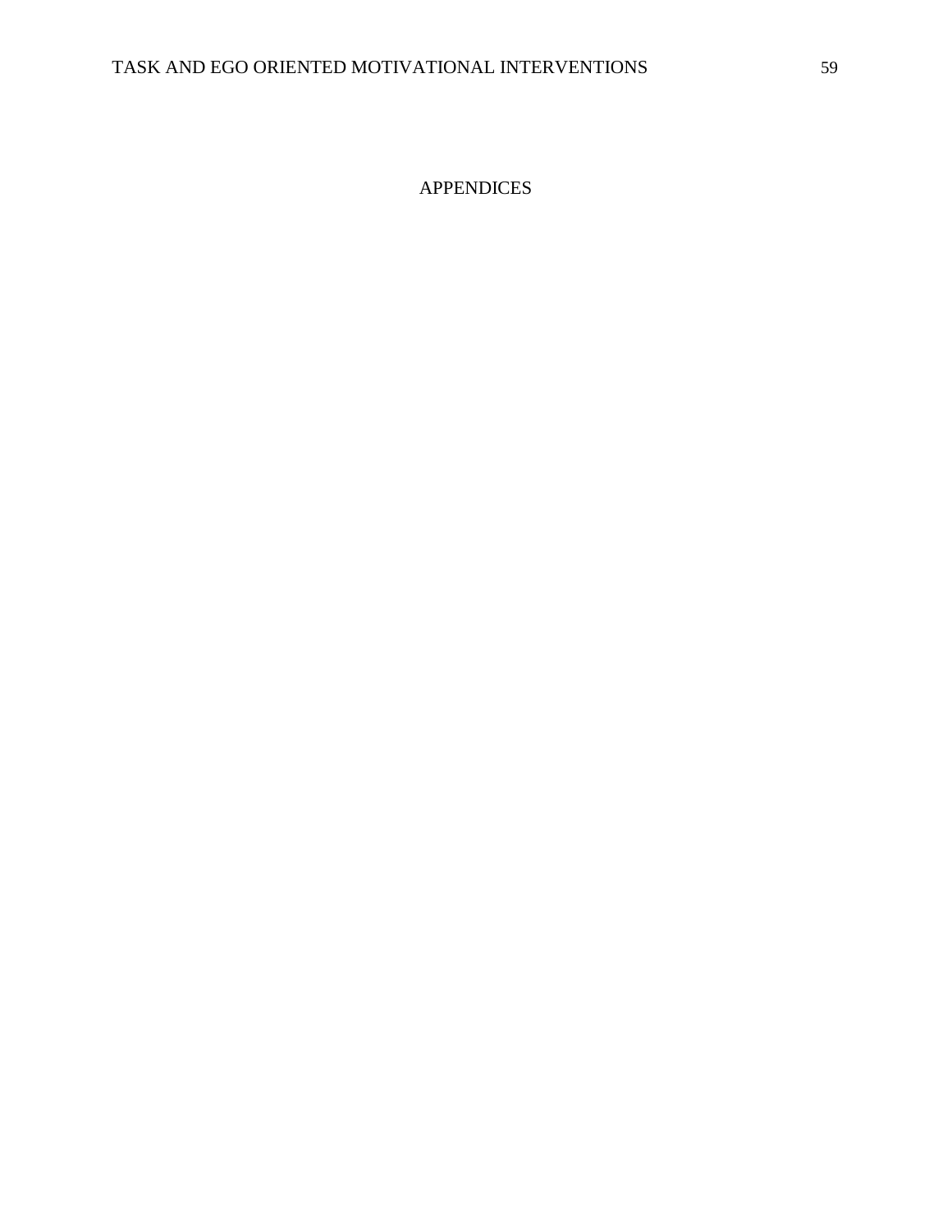# APPENDICES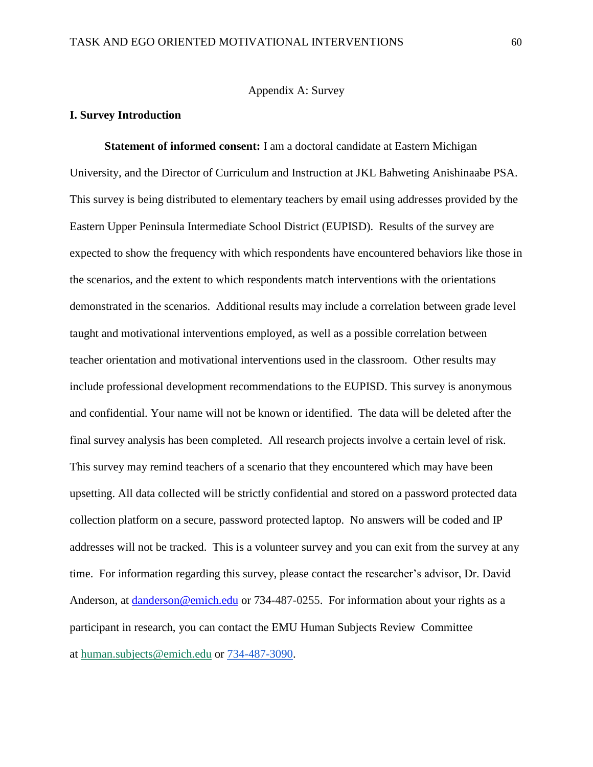Appendix A: Survey

**I. Survey Introduction**

**Statement of informed consent:** I am a doctoral candidate at Eastern Michigan University, and the Director of Curriculum and Instruction at JKL Bahweting Anishinaabe PSA. This survey is being distributed to elementary teachers by email using addresses provided by the Eastern Upper Peninsula Intermediate School District (EUPISD). Results of the survey are expected to show the frequency with which respondents have encountered behaviors like those in the scenarios, and the extent to which respondents match interventions with the orientations demonstrated in the scenarios. Additional results may include a correlation between grade level taught and motivational interventions employed, as well as a possible correlation between teacher orientation and motivational interventions used in the classroom. Other results may include professional development recommendations to the EUPISD. This survey is anonymous and confidential. Your name will not be known or identified. The data will be deleted after the final survey analysis has been completed. All research projects involve a certain level of risk. This survey may remind teachers of a scenario that they encountered which may have been upsetting. All data collected will be strictly confidential and stored on a password protected data collection platform on a secure, password protected laptop. No answers will be coded and IP addresses will not be tracked. This is a volunteer survey and you can exit from the survey at any time. For information regarding this survey, please contact the researcher's advisor, Dr. David Anderson, at danderson@emich.edu or 734-487-0255. For information about your rights as a participant in research, you can contact the EMU Human Subjects Review Committee at human.subjects@emich.edu or 734-487-3090.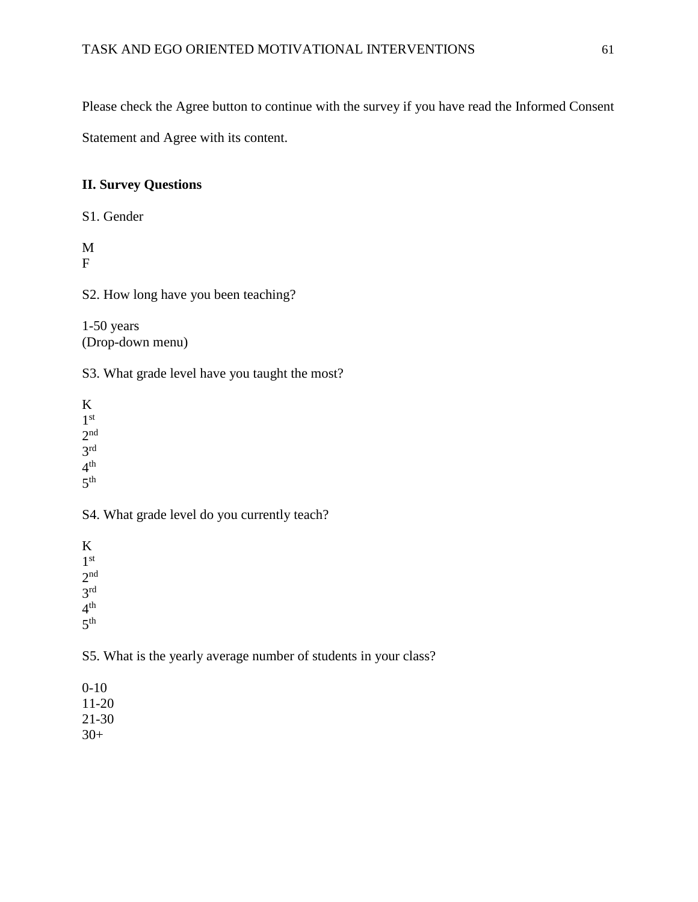Please check the Agree button to continue with the survey if you have read the Informed Consent Statement and Agree with its content.

**II. Survey Questions**

S1. Gender

M
F

S2. How long have you been teaching?

1-50 years
(Drop-down menu)

S3. What grade level have you taught the most?

K
1st
2nd
3rd
4th
5th

S4. What grade level do you currently teach?

K
1st
2nd
3rd
4th
5th

S5. What is the yearly average number of students in your class?

0-10
11-20
21-30
30+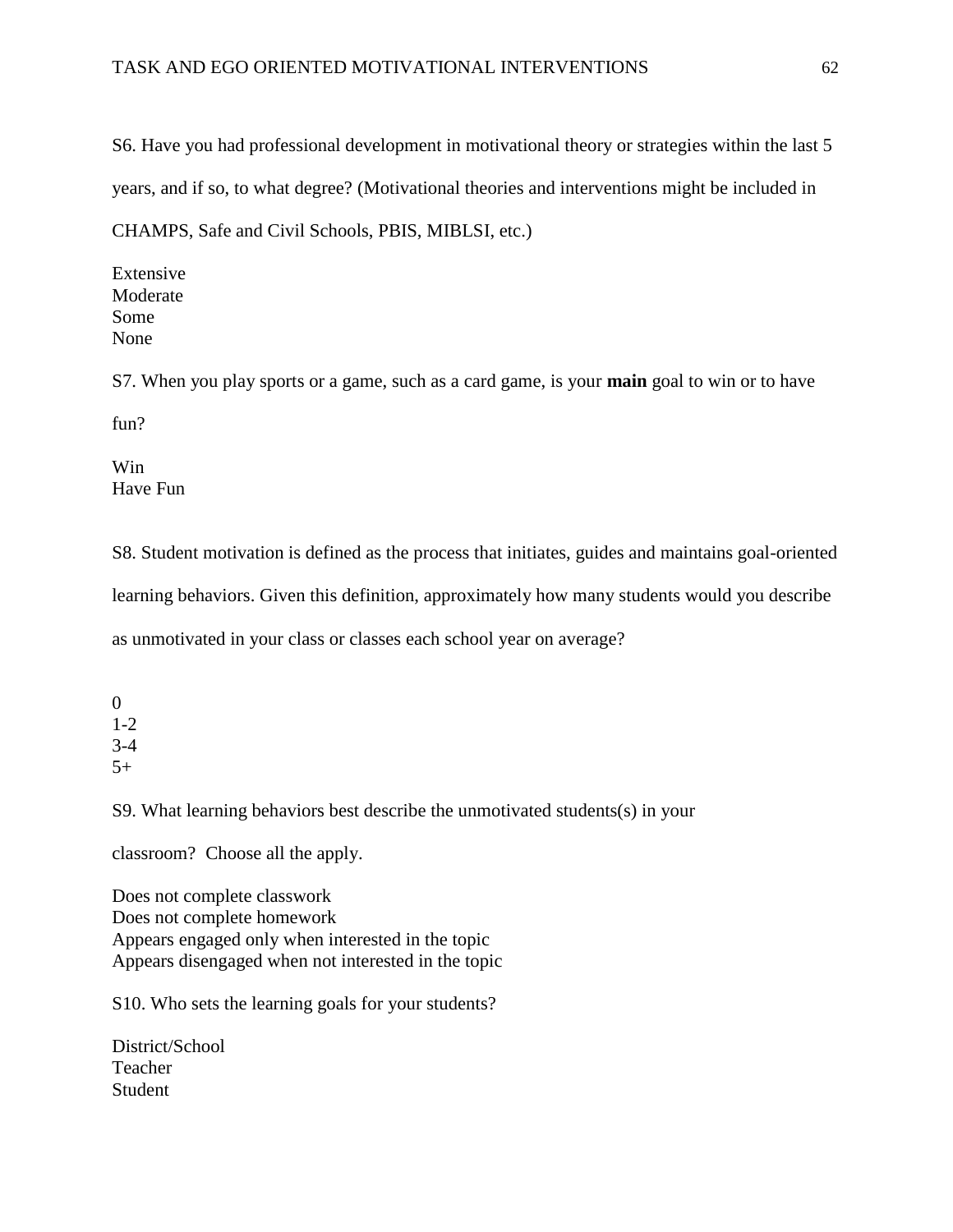S6. Have you had professional development in motivational theory or strategies within the last 5 years, and if so, to what degree? (Motivational theories and interventions might be included in CHAMPS, Safe and Civil Schools, PBIS, MIBLSI, etc.)

Extensive
Moderate
Some
None

S7. When you play sports or a game, such as a card game, is your **main** goal to win or to have fun?

Win
Have Fun

S8. Student motivation is defined as the process that initiates, guides and maintains goal-oriented learning behaviors. Given this definition, approximately how many students would you describe as unmotivated in your class or classes each school year on average?

0
1-2
3-4
5+

S9. What learning behaviors best describe the unmotivated students(s) in your classroom? Choose all the apply.

Does not complete classwork
Does not complete homework
Appears engaged only when interested in the topic
Appears disengaged when not interested in the topic

S10. Who sets the learning goals for your students?

District/School
Teacher
Student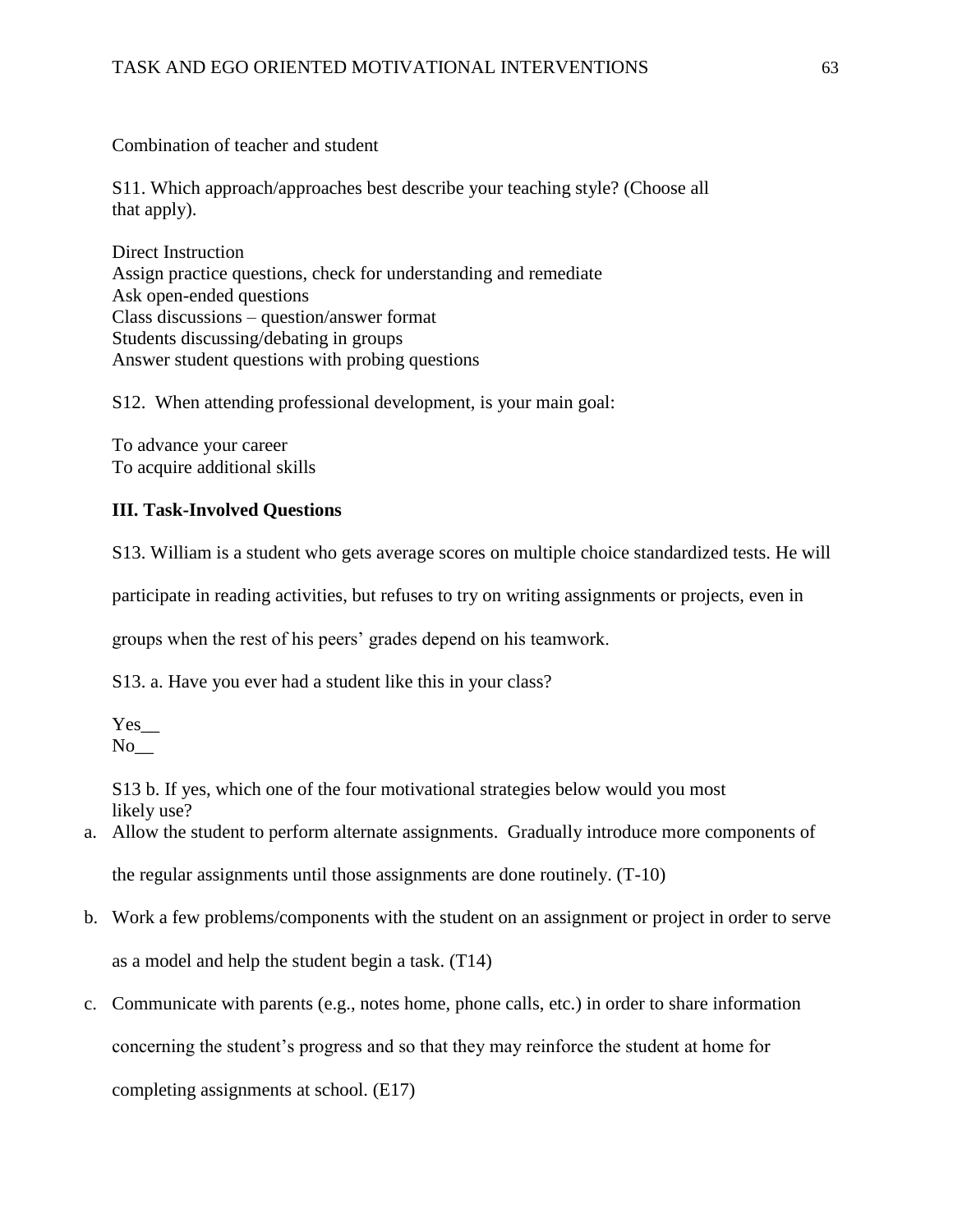Combination of teacher and student

S11. Which approach/approaches best describe your teaching style? (Choose all that apply).

Direct Instruction
Assign practice questions, check for understanding and remediate
Ask open-ended questions
Class discussions – question/answer format
Students discussing/debating in groups
Answer student questions with probing questions

S12. When attending professional development, is your main goal:

To advance your career
To acquire additional skills

### III. Task-Involved Questions

S13. William is a student who gets average scores on multiple choice standardized tests. He will participate in reading activities, but refuses to try on writing assignments or projects, even in groups when the rest of his peers' grades depend on his teamwork.

S13. a. Have you ever had a student like this in your class?

Yes__
No__

S13 b. If yes, which one of the four motivational strategies below would you most likely use?

a. Allow the student to perform alternate assignments. Gradually introduce more components of the regular assignments until those assignments are done routinely. (T-10)
b. Work a few problems/components with the student on an assignment or project in order to serve as a model and help the student begin a task. (T14)
c. Communicate with parents (e.g., notes home, phone calls, etc.) in order to share information concerning the student's progress and so that they may reinforce the student at home for completing assignments at school. (E17)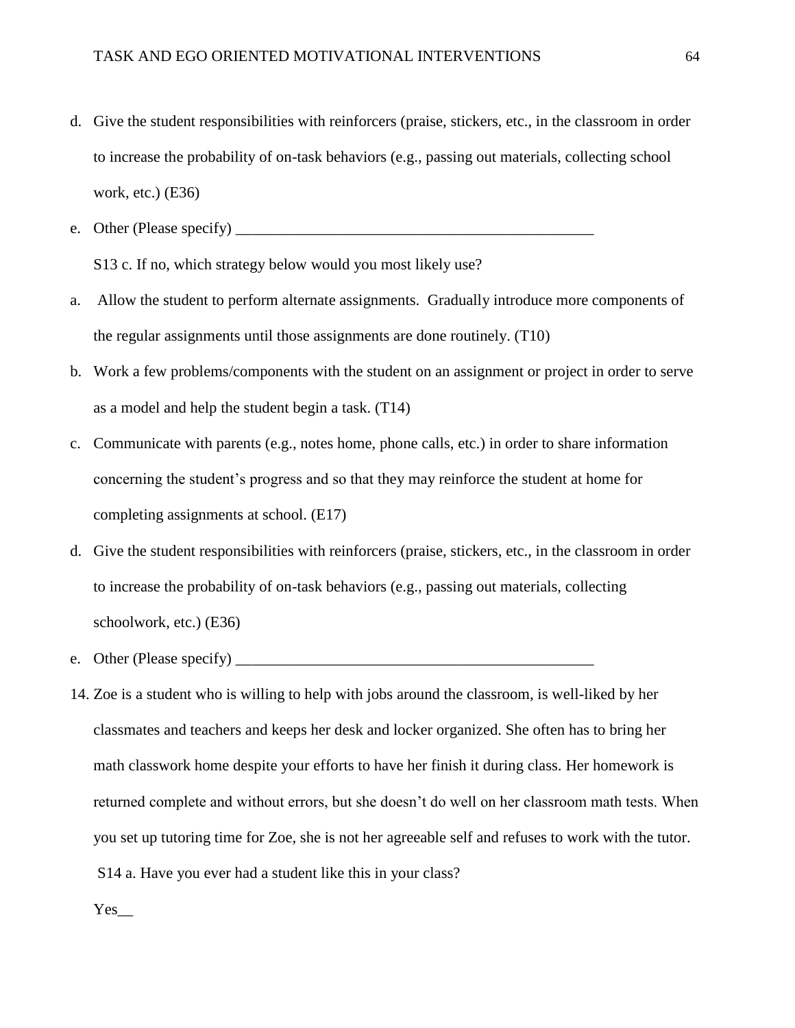d. Give the student responsibilities with reinforcers (praise, stickers, etc., in the classroom in order to increase the probability of on-task behaviors (e.g., passing out materials, collecting school work, etc.) (E36)

e. Other (Please specify) ________________________________________________

S13 c. If no, which strategy below would you most likely use?

a. Allow the student to perform alternate assignments. Gradually introduce more components of the regular assignments until those assignments are done routinely. (T10)

b. Work a few problems/components with the student on an assignment or project in order to serve as a model and help the student begin a task. (T14)

c. Communicate with parents (e.g., notes home, phone calls, etc.) in order to share information concerning the student's progress and so that they may reinforce the student at home for completing assignments at school. (E17)

d. Give the student responsibilities with reinforcers (praise, stickers, etc., in the classroom in order to increase the probability of on-task behaviors (e.g., passing out materials, collecting schoolwork, etc.) (E36)

e. Other (Please specify) ________________________________________________

14. Zoe is a student who is willing to help with jobs around the classroom, is well-liked by her classmates and teachers and keeps her desk and locker organized. She often has to bring her math classwork home despite your efforts to have her finish it during class. Her homework is returned complete and without errors, but she doesn't do well on her classroom math tests. When you set up tutoring time for Zoe, she is not her agreeable self and refuses to work with the tutor.

S14 a. Have you ever had a student like this in your class?

Yes__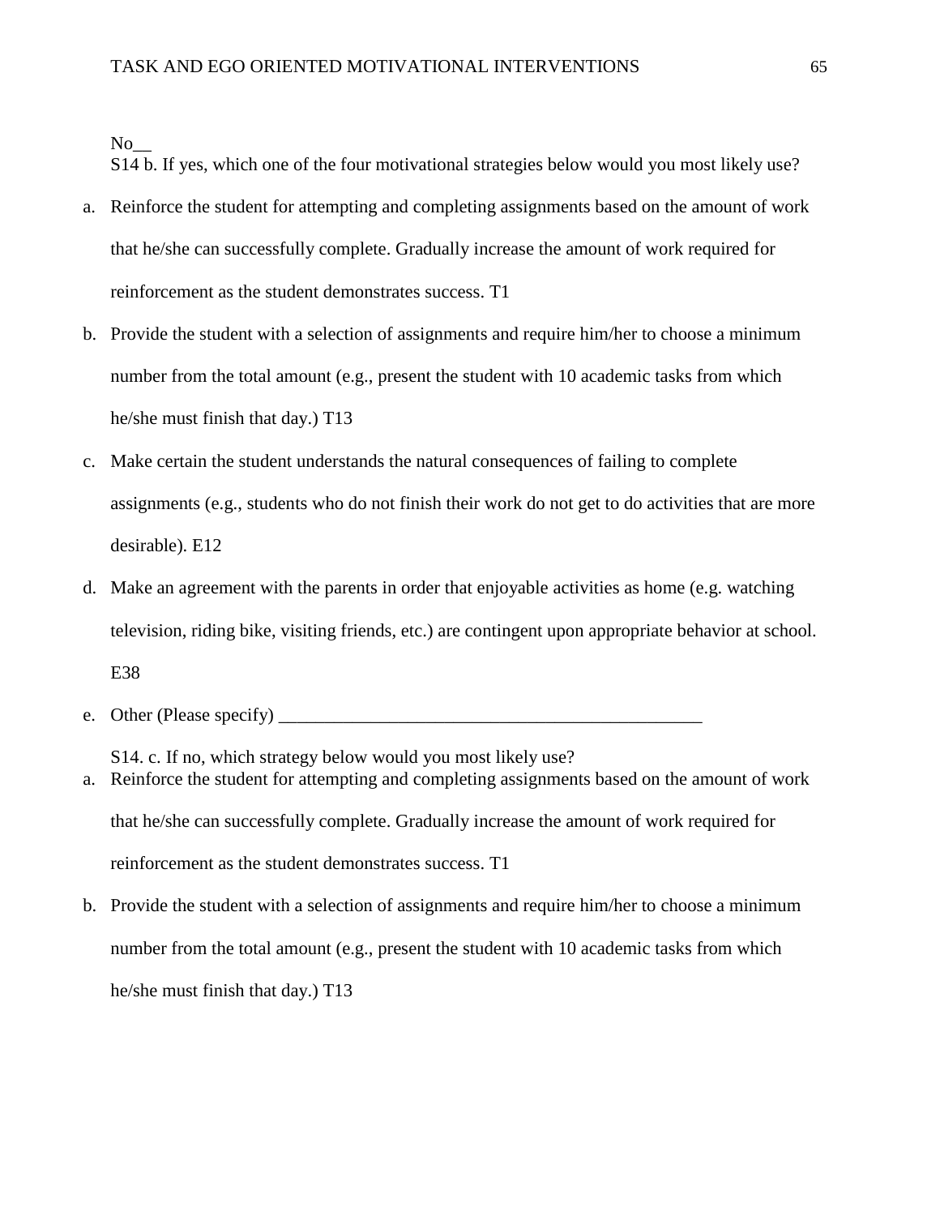No__

S14 b. If yes, which one of the four motivational strategies below would you most likely use?

a. Reinforce the student for attempting and completing assignments based on the amount of work that he/she can successfully complete. Gradually increase the amount of work required for reinforcement as the student demonstrates success. T1
b. Provide the student with a selection of assignments and require him/her to choose a minimum number from the total amount (e.g., present the student with 10 academic tasks from which he/she must finish that day.) T13
c. Make certain the student understands the natural consequences of failing to complete assignments (e.g., students who do not finish their work do not get to do activities that are more desirable). E12
d. Make an agreement with the parents in order that enjoyable activities as home (e.g. watching television, riding bike, visiting friends, etc.) are contingent upon appropriate behavior at school. E38
e. Other (Please specify) _______________________________________________

S14. c. If no, which strategy below would you most likely use?

a. Reinforce the student for attempting and completing assignments based on the amount of work that he/she can successfully complete. Gradually increase the amount of work required for reinforcement as the student demonstrates success. T1
b. Provide the student with a selection of assignments and require him/her to choose a minimum number from the total amount (e.g., present the student with 10 academic tasks from which he/she must finish that day.) T13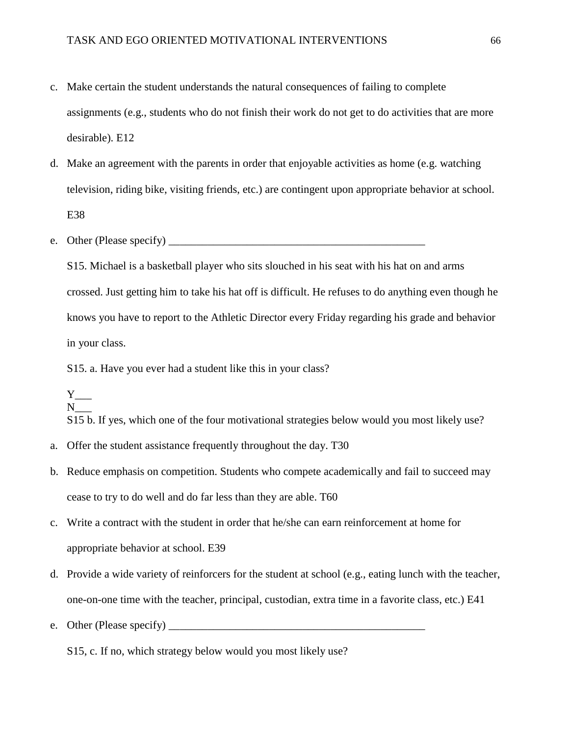c. Make certain the student understands the natural consequences of failing to complete assignments (e.g., students who do not finish their work do not get to do activities that are more desirable). E12

d. Make an agreement with the parents in order that enjoyable activities as home (e.g. watching television, riding bike, visiting friends, etc.) are contingent upon appropriate behavior at school. E38

e. Other (Please specify) _______________________________________________

S15. Michael is a basketball player who sits slouched in his seat with his hat on and arms crossed. Just getting him to take his hat off is difficult. He refuses to do anything even though he knows you have to report to the Athletic Director every Friday regarding his grade and behavior in your class.

S15. a. Have you ever had a student like this in your class?

Y___
N___

S15 b. If yes, which one of the four motivational strategies below would you most likely use?

a. Offer the student assistance frequently throughout the day. T30

b. Reduce emphasis on competition. Students who compete academically and fail to succeed may cease to try to do well and do far less than they are able. T60

c. Write a contract with the student in order that he/she can earn reinforcement at home for appropriate behavior at school. E39

d. Provide a wide variety of reinforcers for the student at school (e.g., eating lunch with the teacher, one-on-one time with the teacher, principal, custodian, extra time in a favorite class, etc.) E41

e. Other (Please specify) _______________________________________________

S15, c. If no, which strategy below would you most likely use?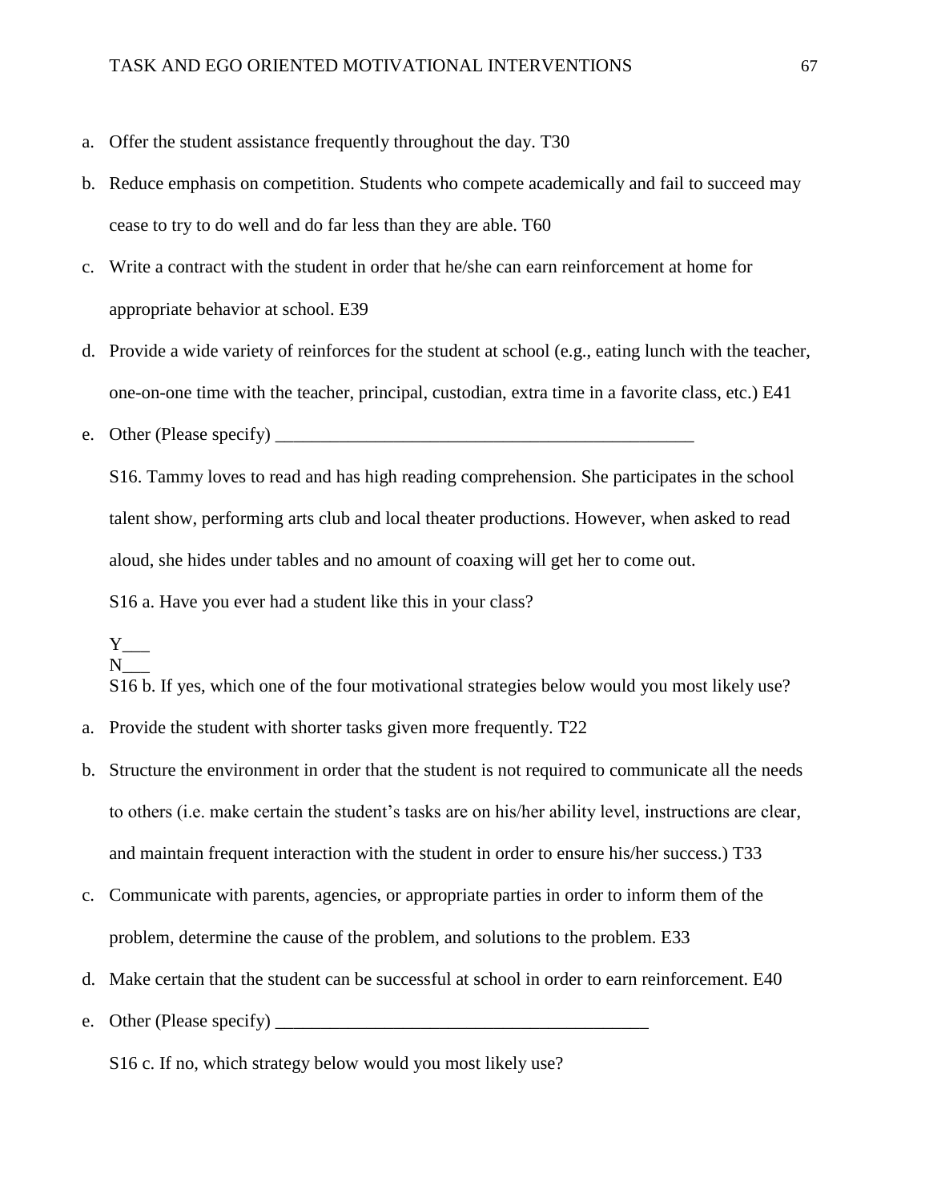a. Offer the student assistance frequently throughout the day. T30
b. Reduce emphasis on competition. Students who compete academically and fail to succeed may cease to try to do well and do far less than they are able. T60
c. Write a contract with the student in order that he/she can earn reinforcement at home for appropriate behavior at school. E39
d. Provide a wide variety of reinforces for the student at school (e.g., eating lunch with the teacher, one-on-one time with the teacher, principal, custodian, extra time in a favorite class, etc.) E41
e. Other (Please specify) ________________________________________________

S16. Tammy loves to read and has high reading comprehension. She participates in the school talent show, performing arts club and local theater productions. However, when asked to read aloud, she hides under tables and no amount of coaxing will get her to come out.

S16 a. Have you ever had a student like this in your class?

Y___
N___

S16 b. If yes, which one of the four motivational strategies below would you most likely use?

a. Provide the student with shorter tasks given more frequently. T22
b. Structure the environment in order that the student is not required to communicate all the needs to others (i.e. make certain the student's tasks are on his/her ability level, instructions are clear, and maintain frequent interaction with the student in order to ensure his/her success.) T33
c. Communicate with parents, agencies, or appropriate parties in order to inform them of the problem, determine the cause of the problem, and solutions to the problem. E33
d. Make certain that the student can be successful at school in order to earn reinforcement. E40
e. Other (Please specify) __________________________________________

S16 c. If no, which strategy below would you most likely use?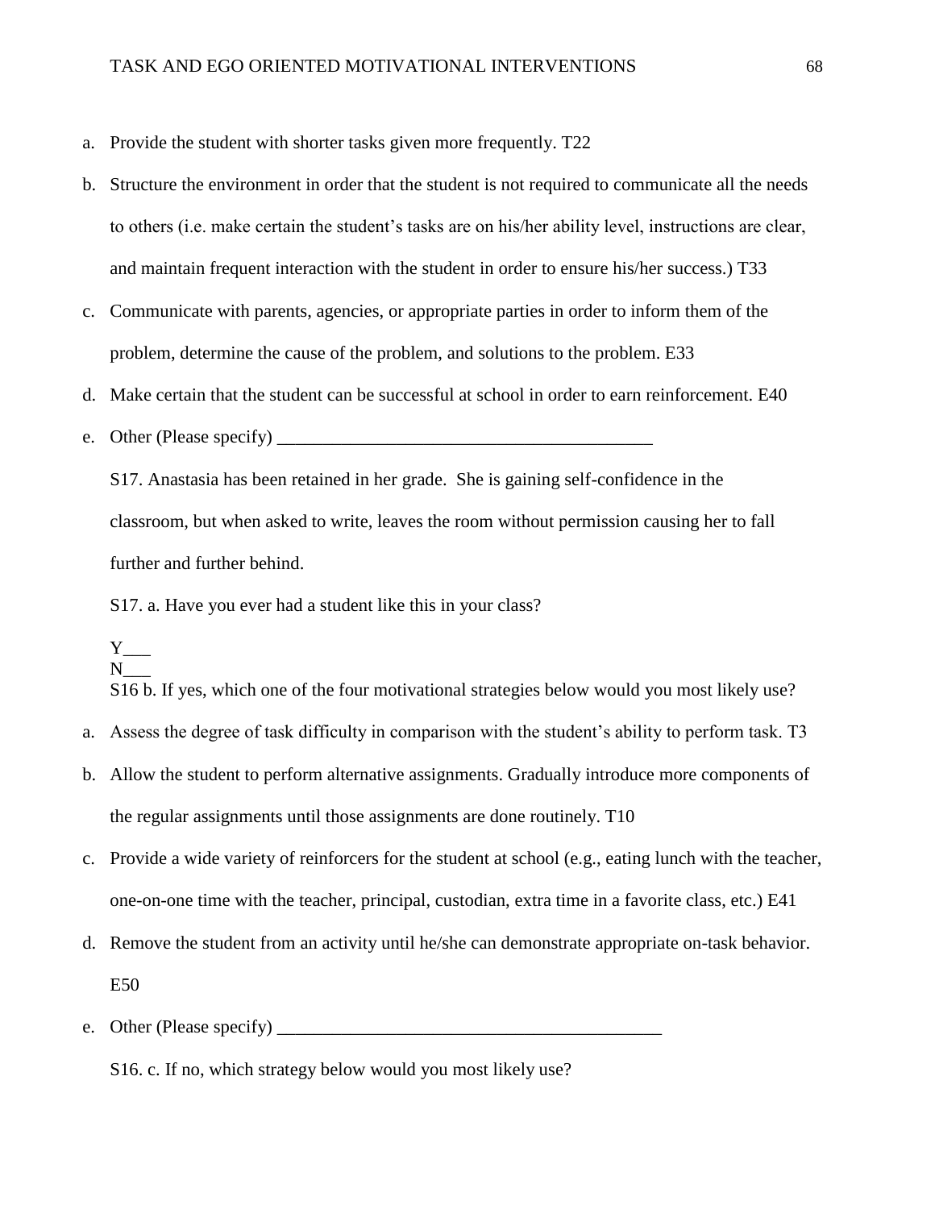a. Provide the student with shorter tasks given more frequently. T22

b. Structure the environment in order that the student is not required to communicate all the needs to others (i.e. make certain the student's tasks are on his/her ability level, instructions are clear, and maintain frequent interaction with the student in order to ensure his/her success.) T33

c. Communicate with parents, agencies, or appropriate parties in order to inform them of the problem, determine the cause of the problem, and solutions to the problem. E33

d. Make certain that the student can be successful at school in order to earn reinforcement. E40

e. Other (Please specify) ________________________________________

S17. Anastasia has been retained in her grade. She is gaining self-confidence in the classroom, but when asked to write, leaves the room without permission causing her to fall further and further behind.

S17. a. Have you ever had a student like this in your class?

Y___
N___

S16 b. If yes, which one of the four motivational strategies below would you most likely use?

a. Assess the degree of task difficulty in comparison with the student's ability to perform task. T3

b. Allow the student to perform alternative assignments. Gradually introduce more components of the regular assignments until those assignments are done routinely. T10

c. Provide a wide variety of reinforcers for the student at school (e.g., eating lunch with the teacher, one-on-one time with the teacher, principal, custodian, extra time in a favorite class, etc.) E41

d. Remove the student from an activity until he/she can demonstrate appropriate on-task behavior. E50

e. Other (Please specify) ________________________________________

S16. c. If no, which strategy below would you most likely use?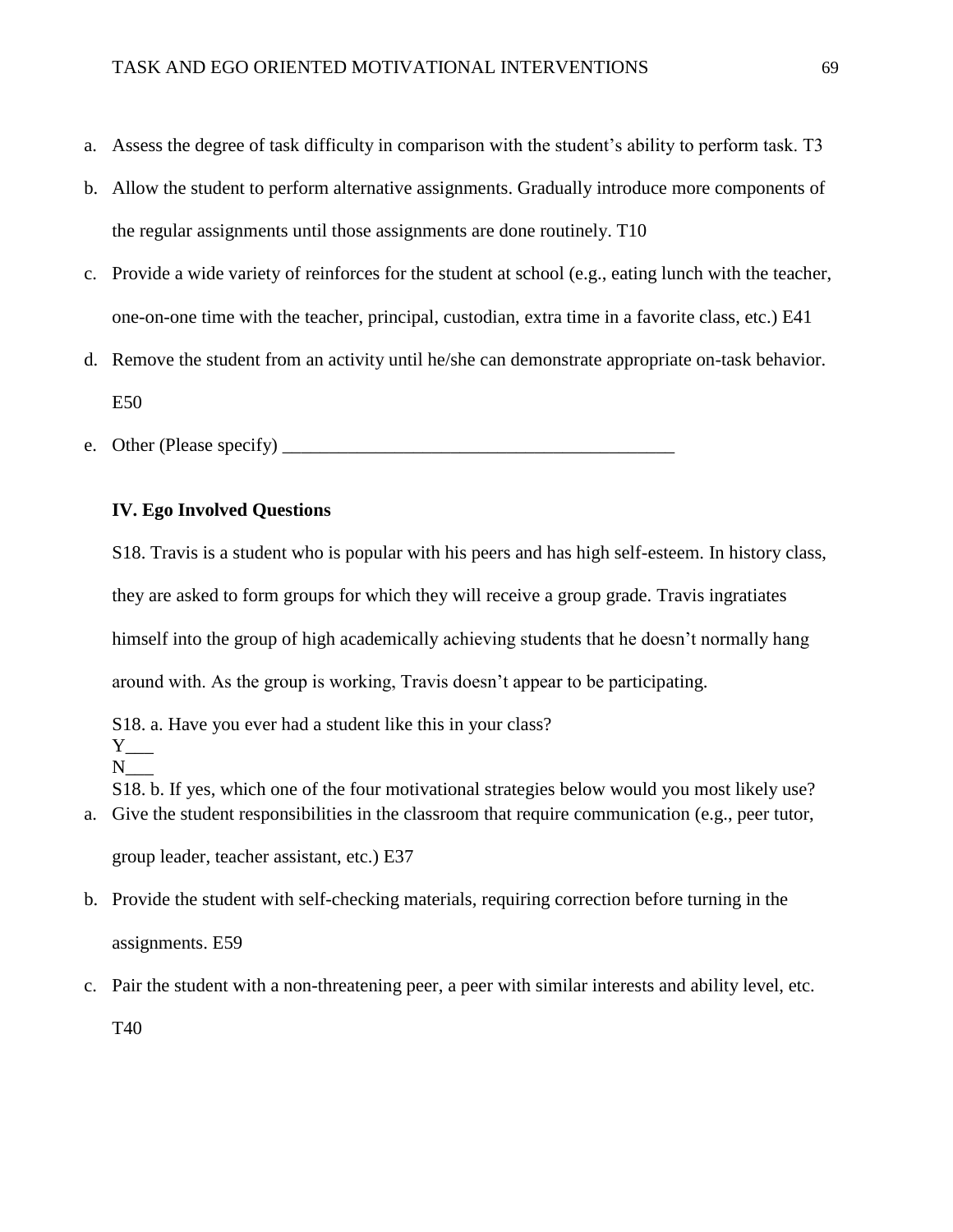a. Assess the degree of task difficulty in comparison with the student's ability to perform task. T3
b. Allow the student to perform alternative assignments. Gradually introduce more components of the regular assignments until those assignments are done routinely. T10
c. Provide a wide variety of reinforces for the student at school (e.g., eating lunch with the teacher, one-on-one time with the teacher, principal, custodian, extra time in a favorite class, etc.) E41
d. Remove the student from an activity until he/she can demonstrate appropriate on-task behavior. E50
e. Other (Please specify) ___________________________________________

**IV. Ego Involved Questions**

S18. Travis is a student who is popular with his peers and has high self-esteem. In history class, they are asked to form groups for which they will receive a group grade. Travis ingratiates himself into the group of high academically achieving students that he doesn't normally hang around with. As the group is working, Travis doesn't appear to be participating.

S18. a. Have you ever had a student like this in your class?
Y___
N___
S18. b. If yes, which one of the four motivational strategies below would you most likely use?

a. Give the student responsibilities in the classroom that require communication (e.g., peer tutor, group leader, teacher assistant, etc.) E37
b. Provide the student with self-checking materials, requiring correction before turning in the assignments. E59
c. Pair the student with a non-threatening peer, a peer with similar interests and ability level, etc. T40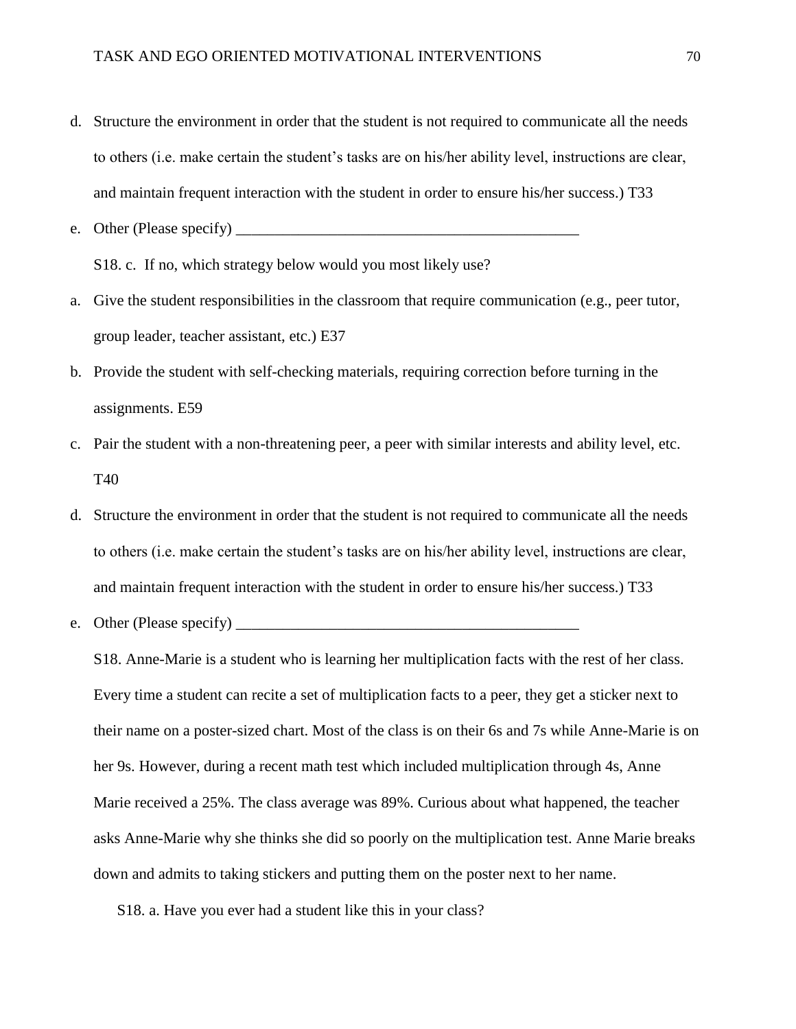d. Structure the environment in order that the student is not required to communicate all the needs to others (i.e. make certain the student's tasks are on his/her ability level, instructions are clear, and maintain frequent interaction with the student in order to ensure his/her success.) T33

e. Other (Please specify) ____________________________________________

S18. c. If no, which strategy below would you most likely use?

a. Give the student responsibilities in the classroom that require communication (e.g., peer tutor, group leader, teacher assistant, etc.) E37

b. Provide the student with self-checking materials, requiring correction before turning in the assignments. E59

c. Pair the student with a non-threatening peer, a peer with similar interests and ability level, etc. T40

d. Structure the environment in order that the student is not required to communicate all the needs to others (i.e. make certain the student's tasks are on his/her ability level, instructions are clear, and maintain frequent interaction with the student in order to ensure his/her success.) T33

e. Other (Please specify) ____________________________________________

S18. Anne-Marie is a student who is learning her multiplication facts with the rest of her class. Every time a student can recite a set of multiplication facts to a peer, they get a sticker next to their name on a poster-sized chart. Most of the class is on their 6s and 7s while Anne-Marie is on her 9s. However, during a recent math test which included multiplication through 4s, Anne Marie received a 25%. The class average was 89%. Curious about what happened, the teacher asks Anne-Marie why she thinks she did so poorly on the multiplication test. Anne Marie breaks down and admits to taking stickers and putting them on the poster next to her name.

S18. a. Have you ever had a student like this in your class?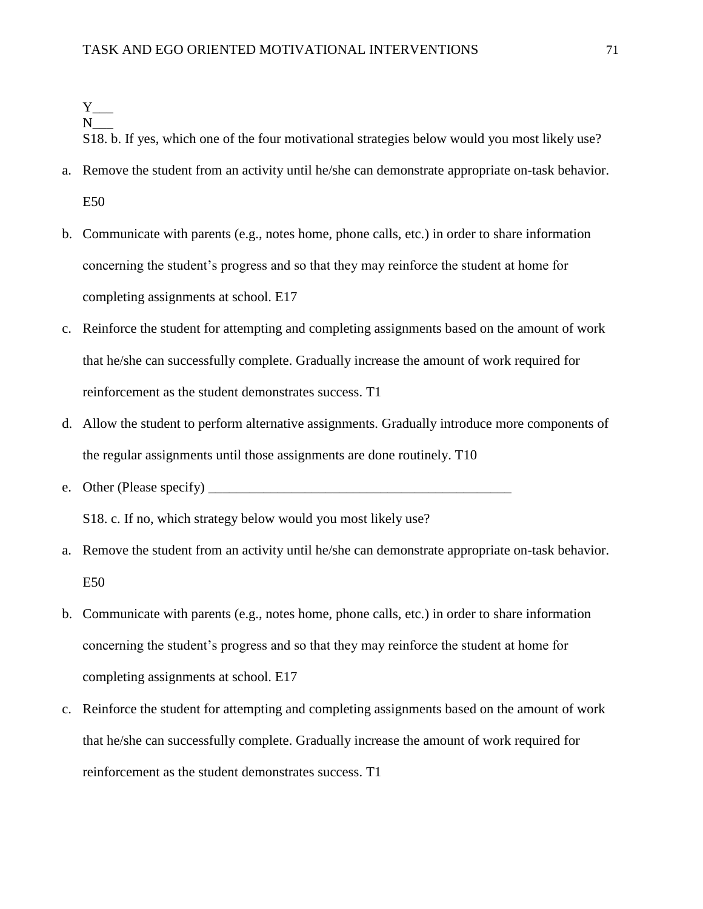Y___
N___
S18. b. If yes, which one of the four motivational strategies below would you most likely use?

a. Remove the student from an activity until he/she can demonstrate appropriate on-task behavior. E50
b. Communicate with parents (e.g., notes home, phone calls, etc.) in order to share information concerning the student's progress and so that they may reinforce the student at home for completing assignments at school. E17
c. Reinforce the student for attempting and completing assignments based on the amount of work that he/she can successfully complete. Gradually increase the amount of work required for reinforcement as the student demonstrates success. T1
d. Allow the student to perform alternative assignments. Gradually introduce more components of the regular assignments until those assignments are done routinely. T10
e. Other (Please specify) _____________________________________________

S18. c. If no, which strategy below would you most likely use?

a. Remove the student from an activity until he/she can demonstrate appropriate on-task behavior. E50
b. Communicate with parents (e.g., notes home, phone calls, etc.) in order to share information concerning the student's progress and so that they may reinforce the student at home for completing assignments at school. E17
c. Reinforce the student for attempting and completing assignments based on the amount of work that he/she can successfully complete. Gradually increase the amount of work required for reinforcement as the student demonstrates success. T1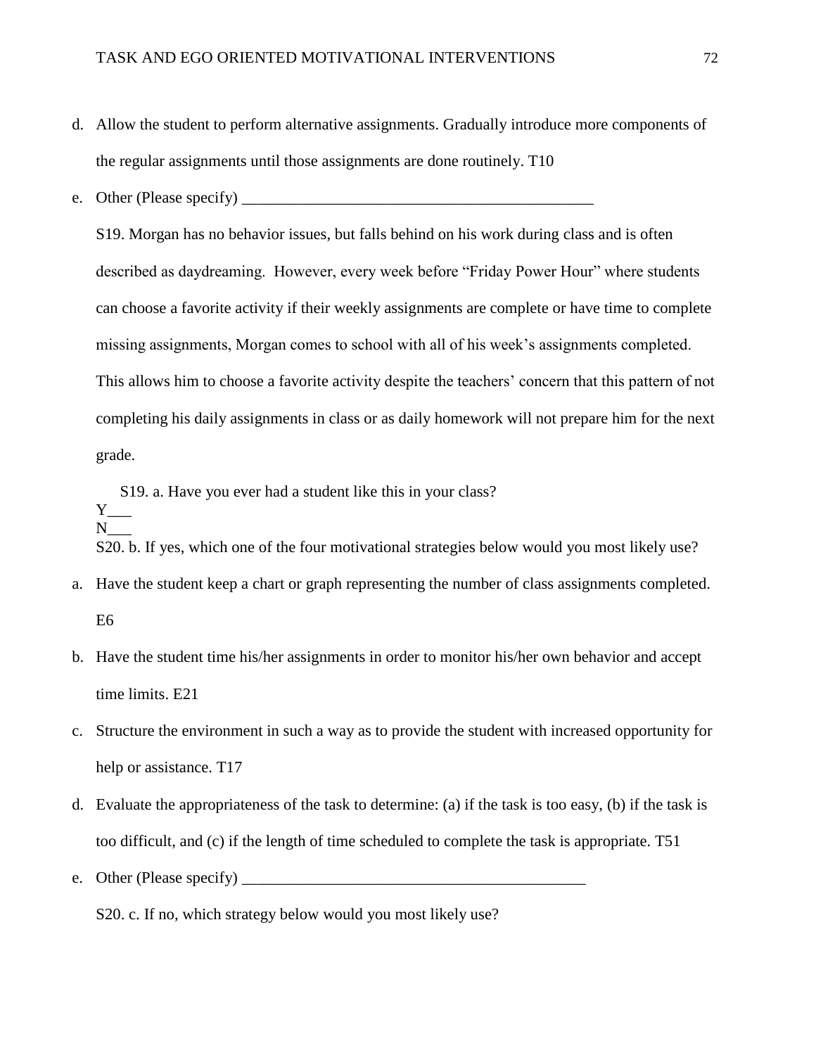d. Allow the student to perform alternative assignments. Gradually introduce more components of the regular assignments until those assignments are done routinely. T10

e. Other (Please specify) _____________________________________________

S19. Morgan has no behavior issues, but falls behind on his work during class and is often described as daydreaming. However, every week before "Friday Power Hour" where students can choose a favorite activity if their weekly assignments are complete or have time to complete missing assignments, Morgan comes to school with all of his week's assignments completed. This allows him to choose a favorite activity despite the teachers' concern that this pattern of not completing his daily assignments in class or as daily homework will not prepare him for the next grade.

S19. a. Have you ever had a student like this in your class?

Y___

N___

S20. b. If yes, which one of the four motivational strategies below would you most likely use?

a. Have the student keep a chart or graph representing the number of class assignments completed. E6

b. Have the student time his/her assignments in order to monitor his/her own behavior and accept time limits. E21

c. Structure the environment in such a way as to provide the student with increased opportunity for help or assistance. T17

d. Evaluate the appropriateness of the task to determine: (a) if the task is too easy, (b) if the task is too difficult, and (c) if the length of time scheduled to complete the task is appropriate. T51

e. Other (Please specify) _____________________________________________

S20. c. If no, which strategy below would you most likely use?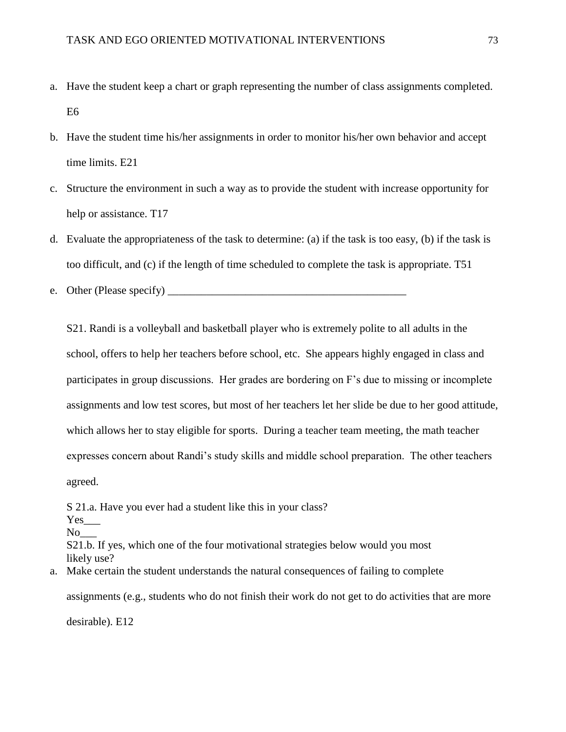a. Have the student keep a chart or graph representing the number of class assignments completed. E6

b. Have the student time his/her assignments in order to monitor his/her own behavior and accept time limits. E21

c. Structure the environment in such a way as to provide the student with increase opportunity for help or assistance. T17

d. Evaluate the appropriateness of the task to determine: (a) if the task is too easy, (b) if the task is too difficult, and (c) if the length of time scheduled to complete the task is appropriate. T51

e. Other (Please specify) ____________________________________________

S21. Randi is a volleyball and basketball player who is extremely polite to all adults in the school, offers to help her teachers before school, etc. She appears highly engaged in class and participates in group discussions. Her grades are bordering on F's due to missing or incomplete assignments and low test scores, but most of her teachers let her slide be due to her good attitude, which allows her to stay eligible for sports. During a teacher team meeting, the math teacher expresses concern about Randi's study skills and middle school preparation. The other teachers agreed.

S 21.a. Have you ever had a student like this in your class?
Yes___
No___
S21.b. If yes, which one of the four motivational strategies below would you most likely use?

a. Make certain the student understands the natural consequences of failing to complete assignments (e.g., students who do not finish their work do not get to do activities that are more desirable). E12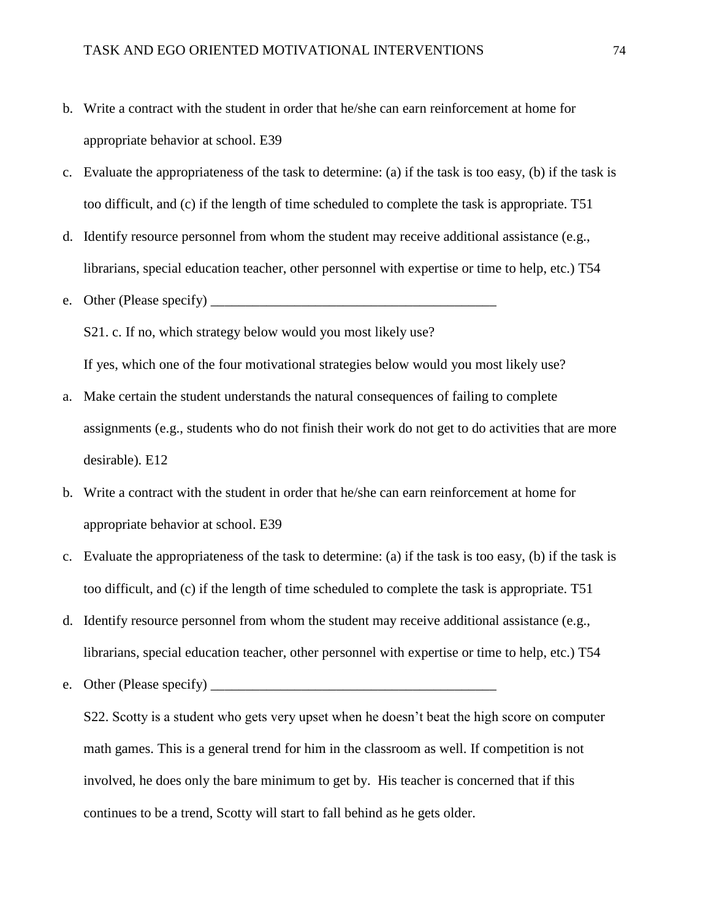b. Write a contract with the student in order that he/she can earn reinforcement at home for appropriate behavior at school. E39

c. Evaluate the appropriateness of the task to determine: (a) if the task is too easy, (b) if the task is too difficult, and (c) if the length of time scheduled to complete the task is appropriate. T51

d. Identify resource personnel from whom the student may receive additional assistance (e.g., librarians, special education teacher, other personnel with expertise or time to help, etc.) T54

e. Other (Please specify) __________________________________________

S21. c. If no, which strategy below would you most likely use?

If yes, which one of the four motivational strategies below would you most likely use?

a. Make certain the student understands the natural consequences of failing to complete assignments (e.g., students who do not finish their work do not get to do activities that are more desirable). E12

b. Write a contract with the student in order that he/she can earn reinforcement at home for appropriate behavior at school. E39

c. Evaluate the appropriateness of the task to determine: (a) if the task is too easy, (b) if the task is too difficult, and (c) if the length of time scheduled to complete the task is appropriate. T51

d. Identify resource personnel from whom the student may receive additional assistance (e.g., librarians, special education teacher, other personnel with expertise or time to help, etc.) T54

e. Other (Please specify) __________________________________________

S22. Scotty is a student who gets very upset when he doesn't beat the high score on computer math games. This is a general trend for him in the classroom as well. If competition is not involved, he does only the bare minimum to get by. His teacher is concerned that if this continues to be a trend, Scotty will start to fall behind as he gets older.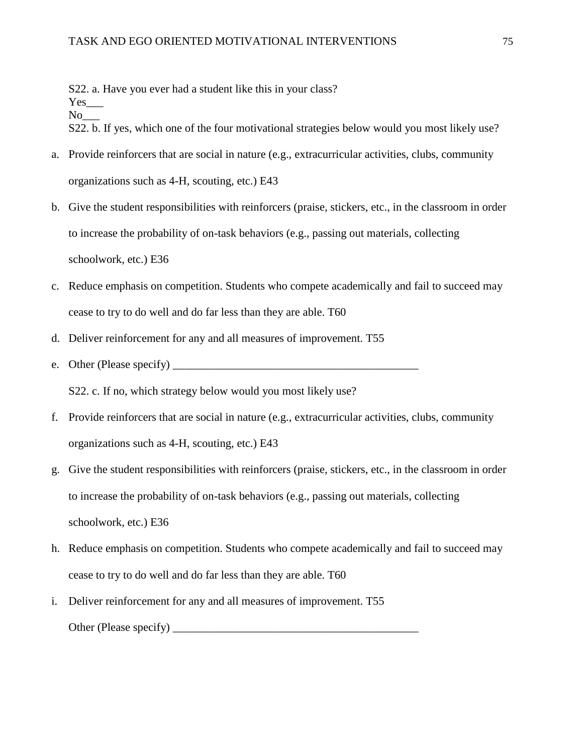S22. a. Have you ever had a student like this in your class?

Yes___

No___

S22. b. If yes, which one of the four motivational strategies below would you most likely use?

a. Provide reinforcers that are social in nature (e.g., extracurricular activities, clubs, community organizations such as 4-H, scouting, etc.) E43
b. Give the student responsibilities with reinforcers (praise, stickers, etc., in the classroom in order to increase the probability of on-task behaviors (e.g., passing out materials, collecting schoolwork, etc.) E36
c. Reduce emphasis on competition. Students who compete academically and fail to succeed may cease to try to do well and do far less than they are able. T60
d. Deliver reinforcement for any and all measures of improvement. T55
e. Other (Please specify) ____________________________________________

S22. c. If no, which strategy below would you most likely use?

f. Provide reinforcers that are social in nature (e.g., extracurricular activities, clubs, community organizations such as 4-H, scouting, etc.) E43
g. Give the student responsibilities with reinforcers (praise, stickers, etc., in the classroom in order to increase the probability of on-task behaviors (e.g., passing out materials, collecting schoolwork, etc.) E36
h. Reduce emphasis on competition. Students who compete academically and fail to succeed may cease to try to do well and do far less than they are able. T60
i. Deliver reinforcement for any and all measures of improvement. T55

Other (Please specify) ____________________________________________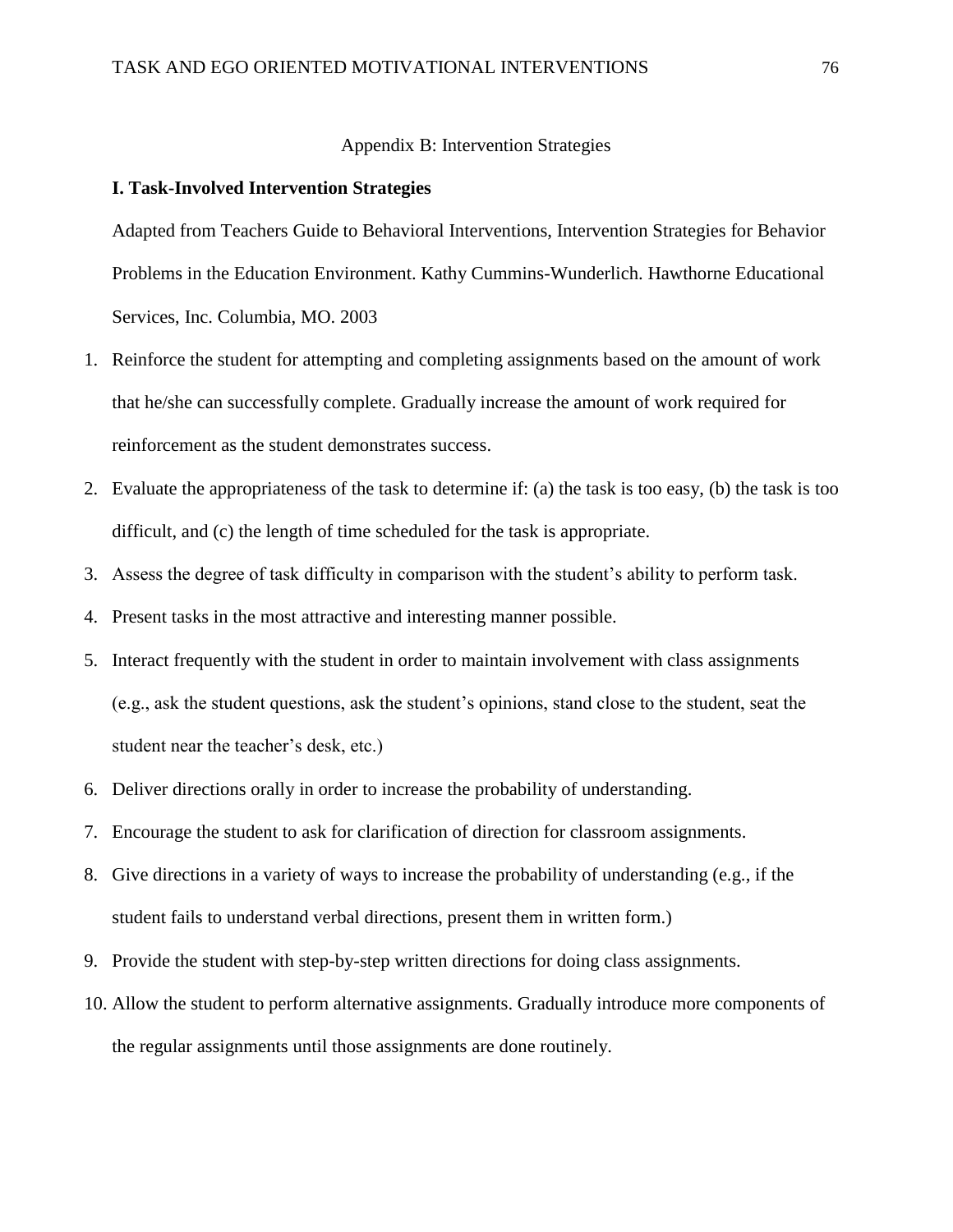## Appendix B: Intervention Strategies

### I. Task-Involved Intervention Strategies

Adapted from Teachers Guide to Behavioral Interventions, Intervention Strategies for Behavior Problems in the Education Environment. Kathy Cummins-Wunderlich. Hawthorne Educational Services, Inc. Columbia, MO. 2003

1. Reinforce the student for attempting and completing assignments based on the amount of work that he/she can successfully complete. Gradually increase the amount of work required for reinforcement as the student demonstrates success.
2. Evaluate the appropriateness of the task to determine if: (a) the task is too easy, (b) the task is too difficult, and (c) the length of time scheduled for the task is appropriate.
3. Assess the degree of task difficulty in comparison with the student's ability to perform task.
4. Present tasks in the most attractive and interesting manner possible.
5. Interact frequently with the student in order to maintain involvement with class assignments (e.g., ask the student questions, ask the student's opinions, stand close to the student, seat the student near the teacher's desk, etc.)
6. Deliver directions orally in order to increase the probability of understanding.
7. Encourage the student to ask for clarification of direction for classroom assignments.
8. Give directions in a variety of ways to increase the probability of understanding (e.g., if the student fails to understand verbal directions, present them in written form.)
9. Provide the student with step-by-step written directions for doing class assignments.
10. Allow the student to perform alternative assignments. Gradually introduce more components of the regular assignments until those assignments are done routinely.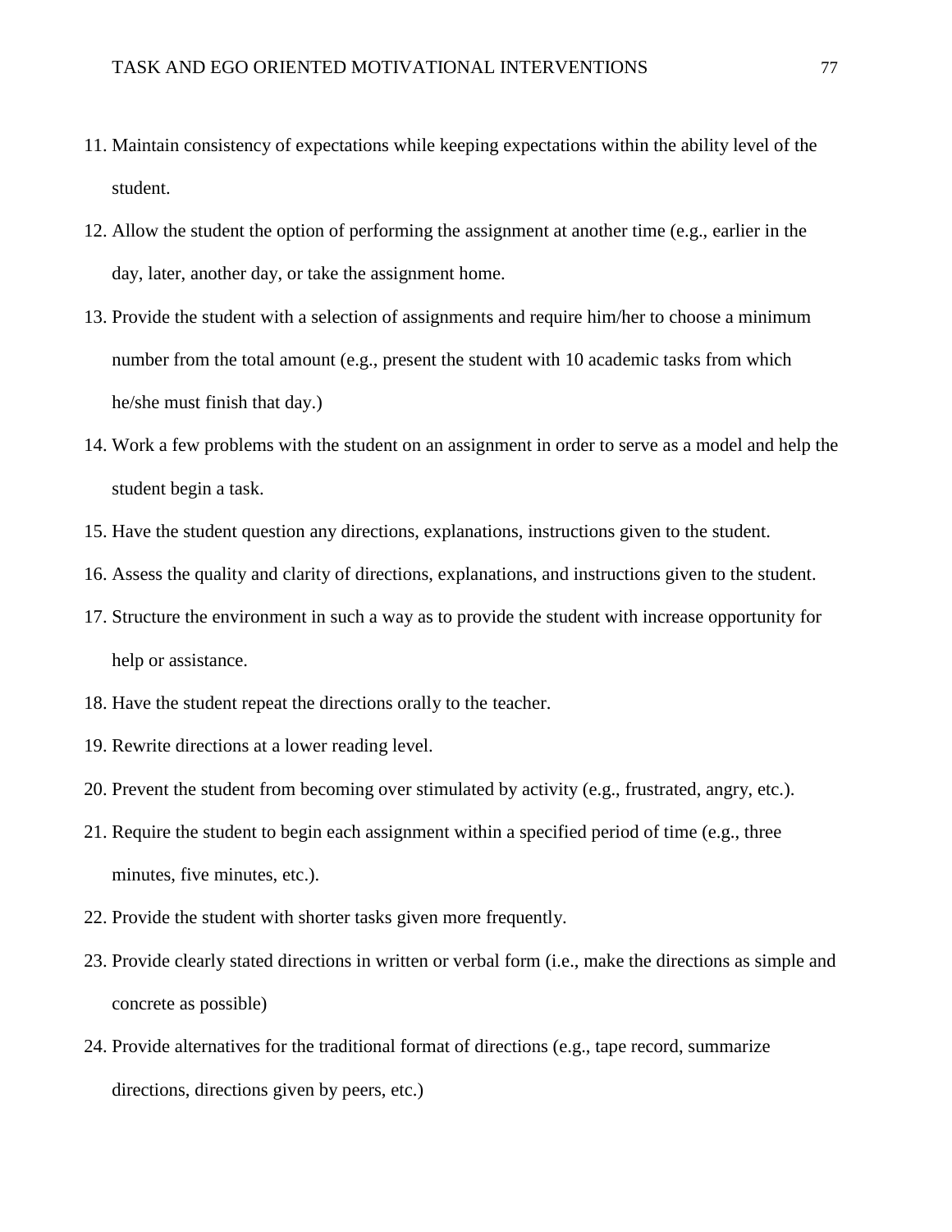11. Maintain consistency of expectations while keeping expectations within the ability level of the student.
12. Allow the student the option of performing the assignment at another time (e.g., earlier in the day, later, another day, or take the assignment home.
13. Provide the student with a selection of assignments and require him/her to choose a minimum number from the total amount (e.g., present the student with 10 academic tasks from which he/she must finish that day.)
14. Work a few problems with the student on an assignment in order to serve as a model and help the student begin a task.
15. Have the student question any directions, explanations, instructions given to the student.
16. Assess the quality and clarity of directions, explanations, and instructions given to the student.
17. Structure the environment in such a way as to provide the student with increase opportunity for help or assistance.
18. Have the student repeat the directions orally to the teacher.
19. Rewrite directions at a lower reading level.
20. Prevent the student from becoming over stimulated by activity (e.g., frustrated, angry, etc.).
21. Require the student to begin each assignment within a specified period of time (e.g., three minutes, five minutes, etc.).
22. Provide the student with shorter tasks given more frequently.
23. Provide clearly stated directions in written or verbal form (i.e., make the directions as simple and concrete as possible)
24. Provide alternatives for the traditional format of directions (e.g., tape record, summarize directions, directions given by peers, etc.)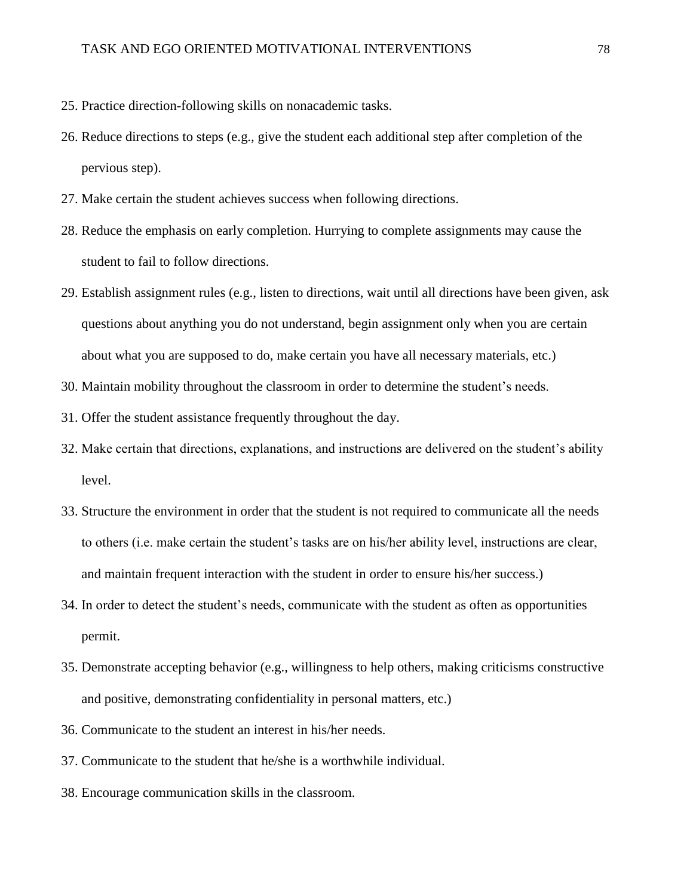25. Practice direction-following skills on nonacademic tasks.
26. Reduce directions to steps (e.g., give the student each additional step after completion of the pervious step).
27. Make certain the student achieves success when following directions.
28. Reduce the emphasis on early completion. Hurrying to complete assignments may cause the student to fail to follow directions.
29. Establish assignment rules (e.g., listen to directions, wait until all directions have been given, ask questions about anything you do not understand, begin assignment only when you are certain about what you are supposed to do, make certain you have all necessary materials, etc.)
30. Maintain mobility throughout the classroom in order to determine the student's needs.
31. Offer the student assistance frequently throughout the day.
32. Make certain that directions, explanations, and instructions are delivered on the student's ability level.
33. Structure the environment in order that the student is not required to communicate all the needs to others (i.e. make certain the student's tasks are on his/her ability level, instructions are clear, and maintain frequent interaction with the student in order to ensure his/her success.)
34. In order to detect the student's needs, communicate with the student as often as opportunities permit.
35. Demonstrate accepting behavior (e.g., willingness to help others, making criticisms constructive and positive, demonstrating confidentiality in personal matters, etc.)
36. Communicate to the student an interest in his/her needs.
37. Communicate to the student that he/she is a worthwhile individual.
38. Encourage communication skills in the classroom.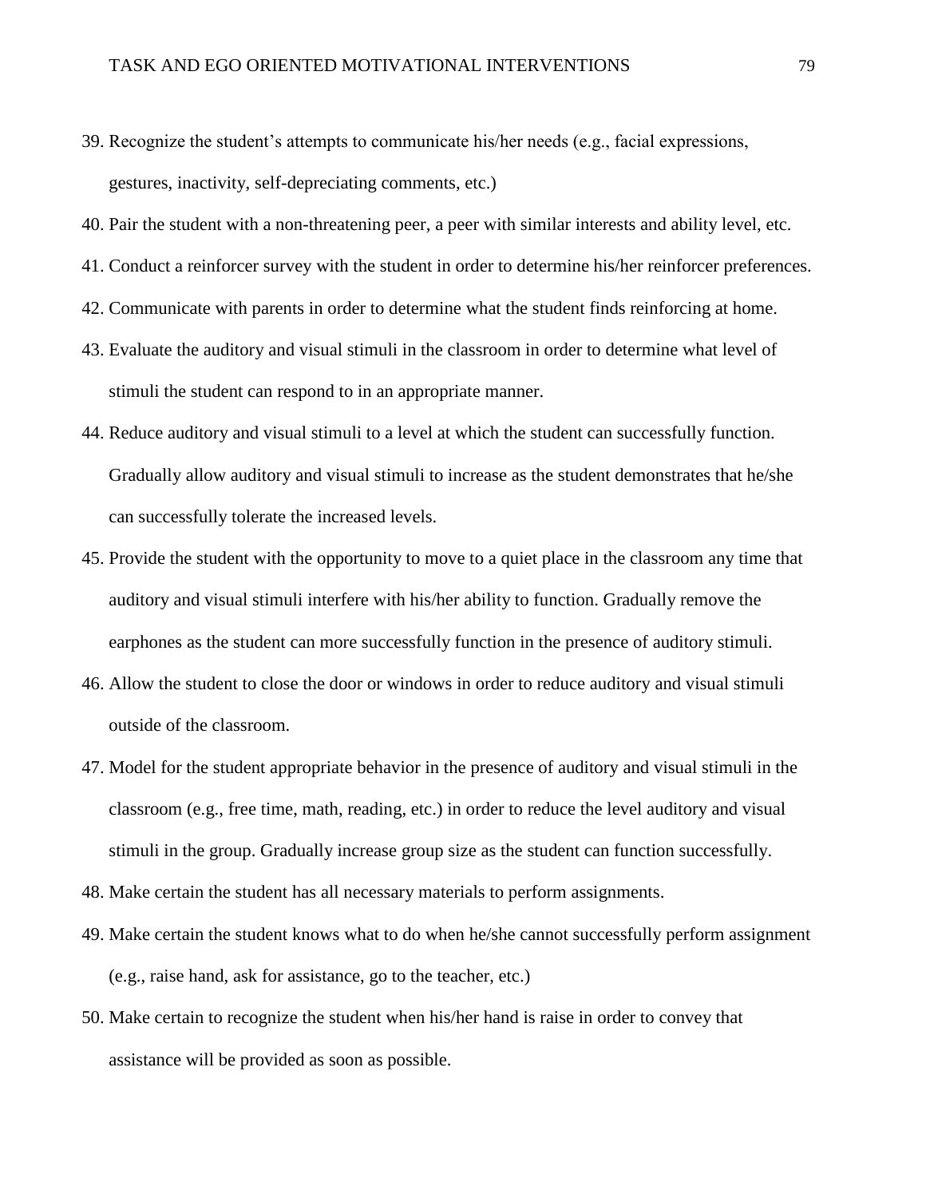39. Recognize the student's attempts to communicate his/her needs (e.g., facial expressions, gestures, inactivity, self-depreciating comments, etc.)
40. Pair the student with a non-threatening peer, a peer with similar interests and ability level, etc.
41. Conduct a reinforcer survey with the student in order to determine his/her reinforcer preferences.
42. Communicate with parents in order to determine what the student finds reinforcing at home.
43. Evaluate the auditory and visual stimuli in the classroom in order to determine what level of stimuli the student can respond to in an appropriate manner.
44. Reduce auditory and visual stimuli to a level at which the student can successfully function. Gradually allow auditory and visual stimuli to increase as the student demonstrates that he/she can successfully tolerate the increased levels.
45. Provide the student with the opportunity to move to a quiet place in the classroom any time that auditory and visual stimuli interfere with his/her ability to function. Gradually remove the earphones as the student can more successfully function in the presence of auditory stimuli.
46. Allow the student to close the door or windows in order to reduce auditory and visual stimuli outside of the classroom.
47. Model for the student appropriate behavior in the presence of auditory and visual stimuli in the classroom (e.g., free time, math, reading, etc.) in order to reduce the level auditory and visual stimuli in the group. Gradually increase group size as the student can function successfully.
48. Make certain the student has all necessary materials to perform assignments.
49. Make certain the student knows what to do when he/she cannot successfully perform assignment (e.g., raise hand, ask for assistance, go to the teacher, etc.)
50. Make certain to recognize the student when his/her hand is raise in order to convey that assistance will be provided as soon as possible.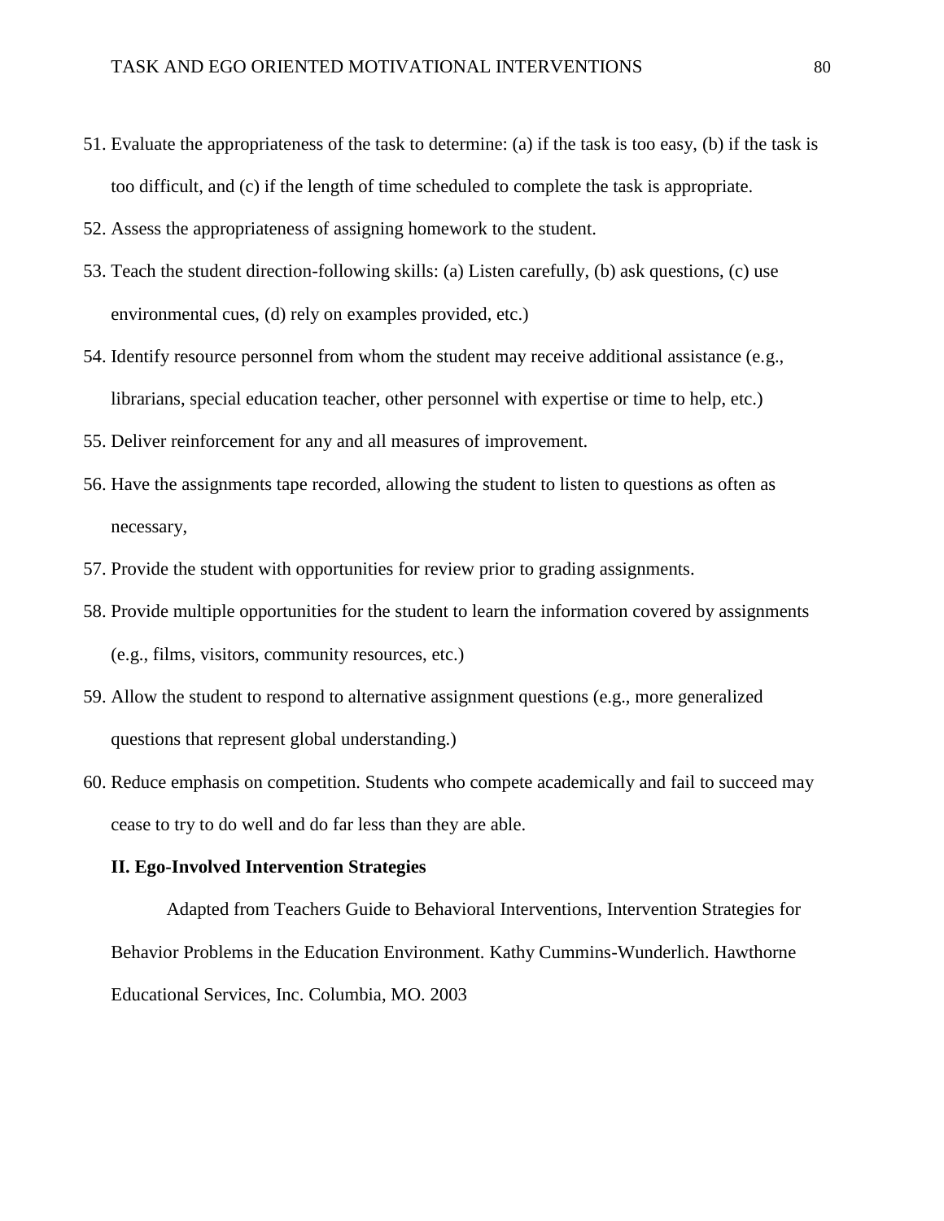51. Evaluate the appropriateness of the task to determine: (a) if the task is too easy, (b) if the task is too difficult, and (c) if the length of time scheduled to complete the task is appropriate.
52. Assess the appropriateness of assigning homework to the student.
53. Teach the student direction-following skills: (a) Listen carefully, (b) ask questions, (c) use environmental cues, (d) rely on examples provided, etc.)
54. Identify resource personnel from whom the student may receive additional assistance (e.g., librarians, special education teacher, other personnel with expertise or time to help, etc.)
55. Deliver reinforcement for any and all measures of improvement.
56. Have the assignments tape recorded, allowing the student to listen to questions as often as necessary,
57. Provide the student with opportunities for review prior to grading assignments.
58. Provide multiple opportunities for the student to learn the information covered by assignments (e.g., films, visitors, community resources, etc.)
59. Allow the student to respond to alternative assignment questions (e.g., more generalized questions that represent global understanding.)
60. Reduce emphasis on competition. Students who compete academically and fail to succeed may cease to try to do well and do far less than they are able.

**II. Ego-Involved Intervention Strategies**

Adapted from Teachers Guide to Behavioral Interventions, Intervention Strategies for Behavior Problems in the Education Environment. Kathy Cummins-Wunderlich. Hawthorne Educational Services, Inc. Columbia, MO. 2003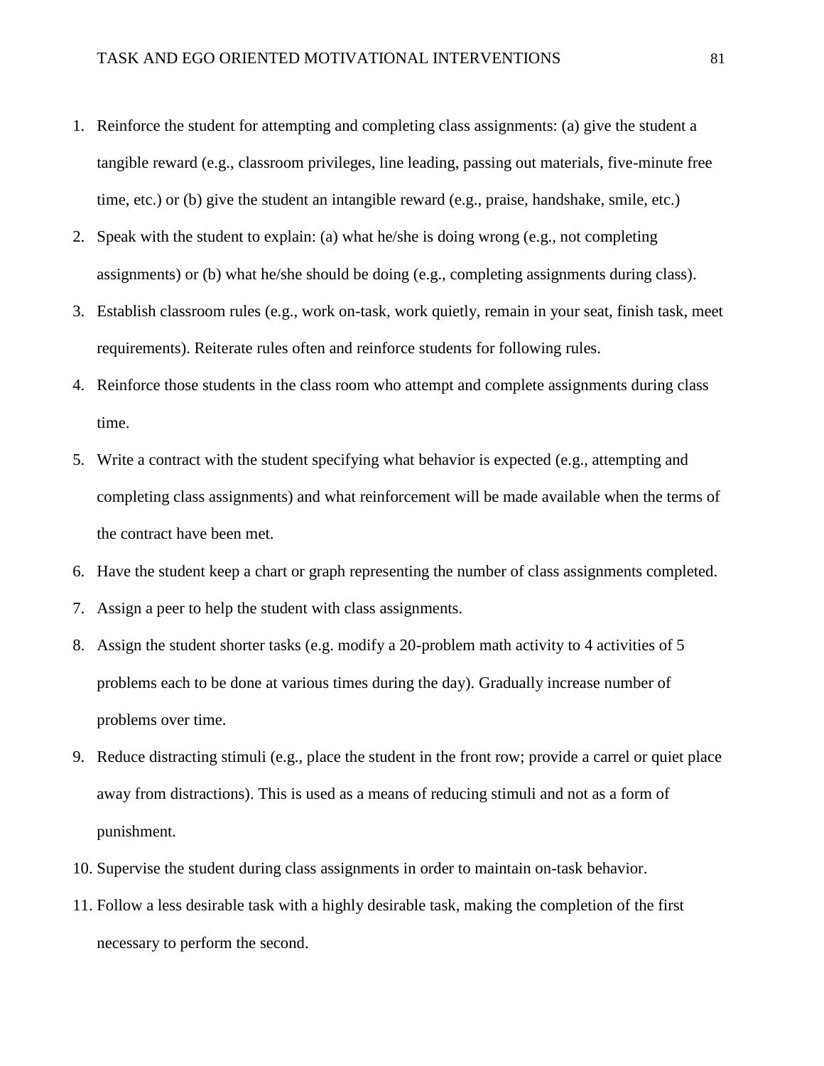1. Reinforce the student for attempting and completing class assignments: (a) give the student a tangible reward (e.g., classroom privileges, line leading, passing out materials, five-minute free time, etc.) or (b) give the student an intangible reward (e.g., praise, handshake, smile, etc.)
2. Speak with the student to explain: (a) what he/she is doing wrong (e.g., not completing assignments) or (b) what he/she should be doing (e.g., completing assignments during class).
3. Establish classroom rules (e.g., work on-task, work quietly, remain in your seat, finish task, meet requirements). Reiterate rules often and reinforce students for following rules.
4. Reinforce those students in the class room who attempt and complete assignments during class time.
5. Write a contract with the student specifying what behavior is expected (e.g., attempting and completing class assignments) and what reinforcement will be made available when the terms of the contract have been met.
6. Have the student keep a chart or graph representing the number of class assignments completed.
7. Assign a peer to help the student with class assignments.
8. Assign the student shorter tasks (e.g. modify a 20-problem math activity to 4 activities of 5 problems each to be done at various times during the day). Gradually increase number of problems over time.
9. Reduce distracting stimuli (e.g., place the student in the front row; provide a carrel or quiet place away from distractions). This is used as a means of reducing stimuli and not as a form of punishment.
10. Supervise the student during class assignments in order to maintain on-task behavior.
11. Follow a less desirable task with a highly desirable task, making the completion of the first necessary to perform the second.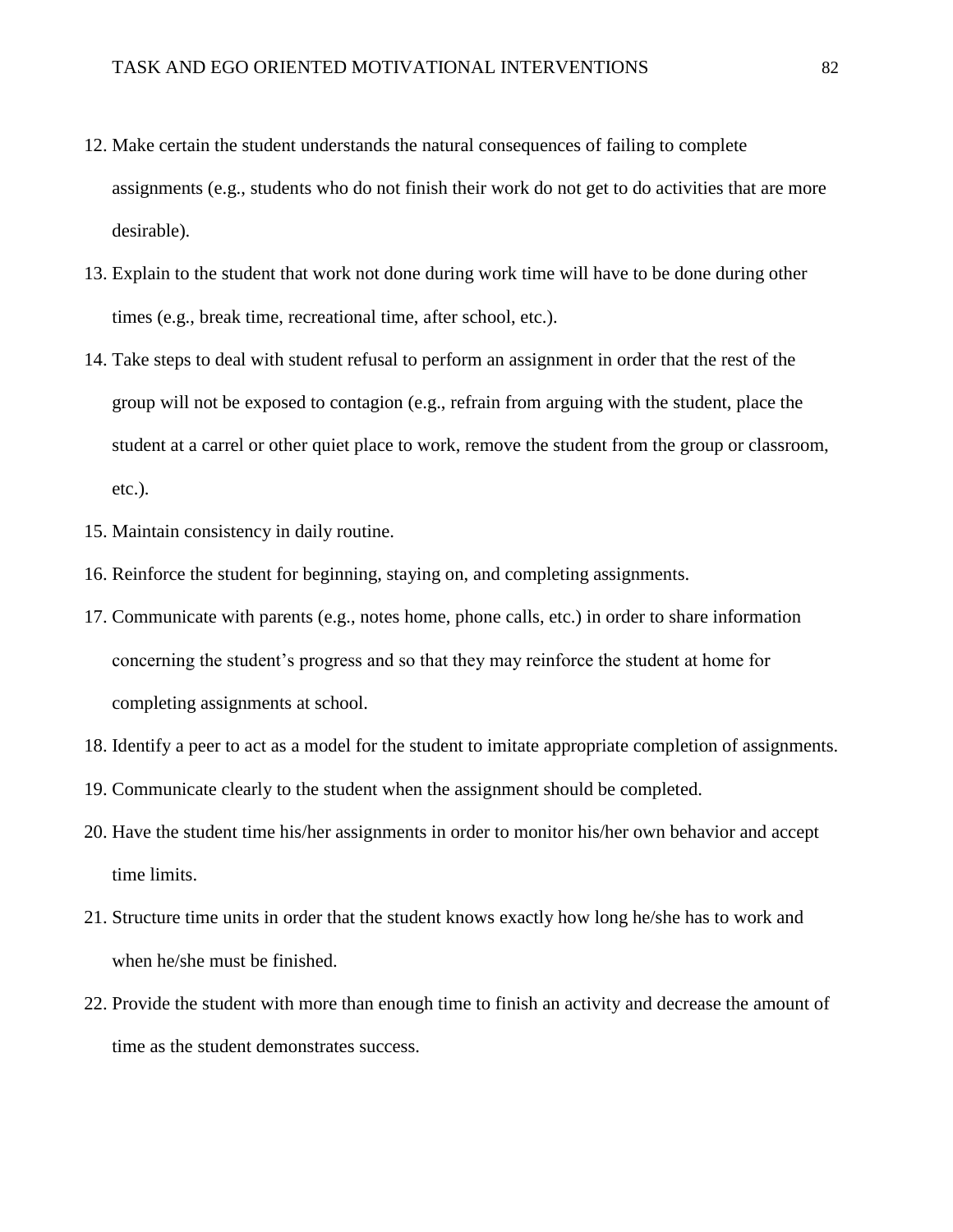12. Make certain the student understands the natural consequences of failing to complete assignments (e.g., students who do not finish their work do not get to do activities that are more desirable).
13. Explain to the student that work not done during work time will have to be done during other times (e.g., break time, recreational time, after school, etc.).
14. Take steps to deal with student refusal to perform an assignment in order that the rest of the group will not be exposed to contagion (e.g., refrain from arguing with the student, place the student at a carrel or other quiet place to work, remove the student from the group or classroom, etc.).
15. Maintain consistency in daily routine.
16. Reinforce the student for beginning, staying on, and completing assignments.
17. Communicate with parents (e.g., notes home, phone calls, etc.) in order to share information concerning the student's progress and so that they may reinforce the student at home for completing assignments at school.
18. Identify a peer to act as a model for the student to imitate appropriate completion of assignments.
19. Communicate clearly to the student when the assignment should be completed.
20. Have the student time his/her assignments in order to monitor his/her own behavior and accept time limits.
21. Structure time units in order that the student knows exactly how long he/she has to work and when he/she must be finished.
22. Provide the student with more than enough time to finish an activity and decrease the amount of time as the student demonstrates success.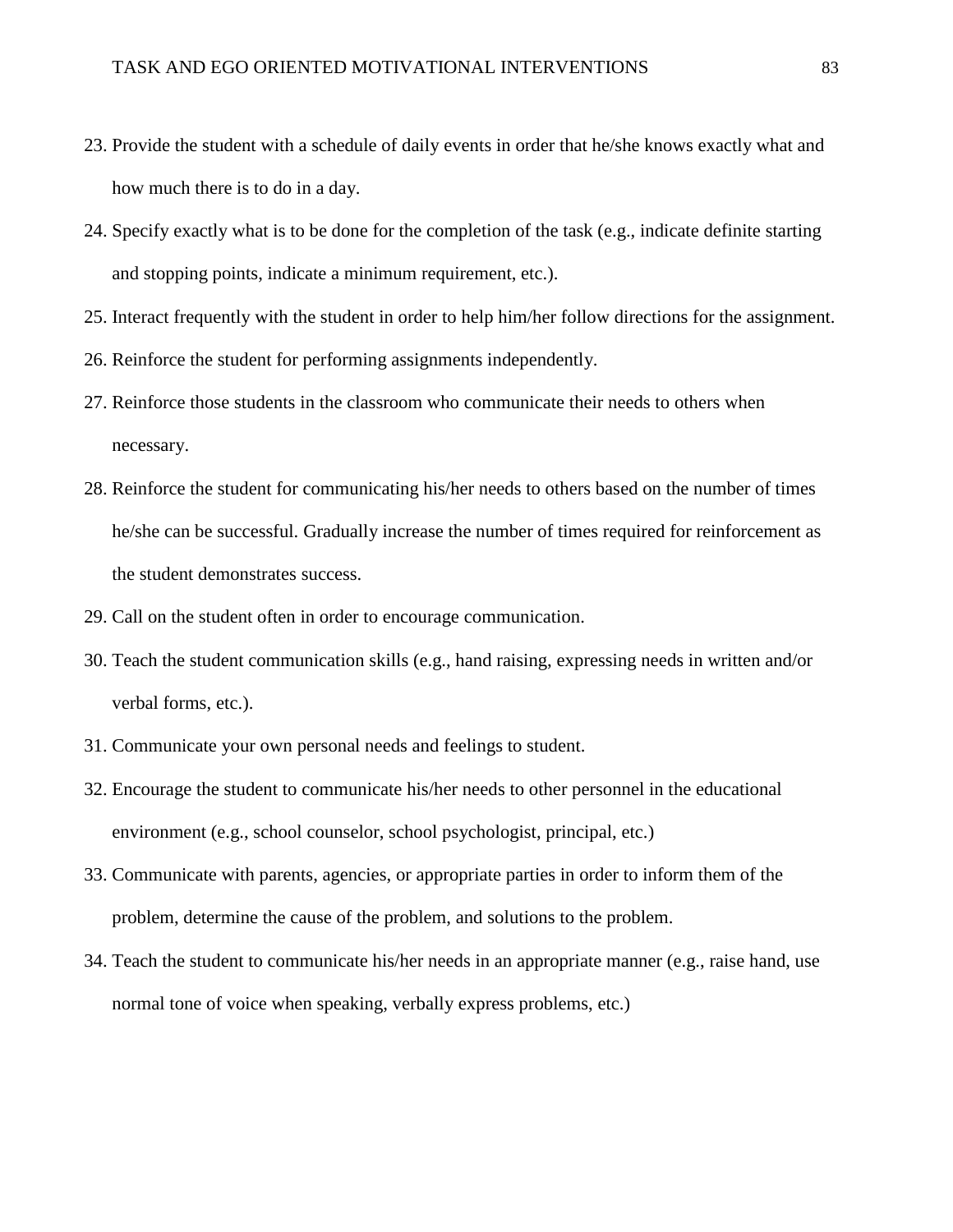23. Provide the student with a schedule of daily events in order that he/she knows exactly what and how much there is to do in a day.
24. Specify exactly what is to be done for the completion of the task (e.g., indicate definite starting and stopping points, indicate a minimum requirement, etc.).
25. Interact frequently with the student in order to help him/her follow directions for the assignment.
26. Reinforce the student for performing assignments independently.
27. Reinforce those students in the classroom who communicate their needs to others when necessary.
28. Reinforce the student for communicating his/her needs to others based on the number of times he/she can be successful. Gradually increase the number of times required for reinforcement as the student demonstrates success.
29. Call on the student often in order to encourage communication.
30. Teach the student communication skills (e.g., hand raising, expressing needs in written and/or verbal forms, etc.).
31. Communicate your own personal needs and feelings to student.
32. Encourage the student to communicate his/her needs to other personnel in the educational environment (e.g., school counselor, school psychologist, principal, etc.)
33. Communicate with parents, agencies, or appropriate parties in order to inform them of the problem, determine the cause of the problem, and solutions to the problem.
34. Teach the student to communicate his/her needs in an appropriate manner (e.g., raise hand, use normal tone of voice when speaking, verbally express problems, etc.)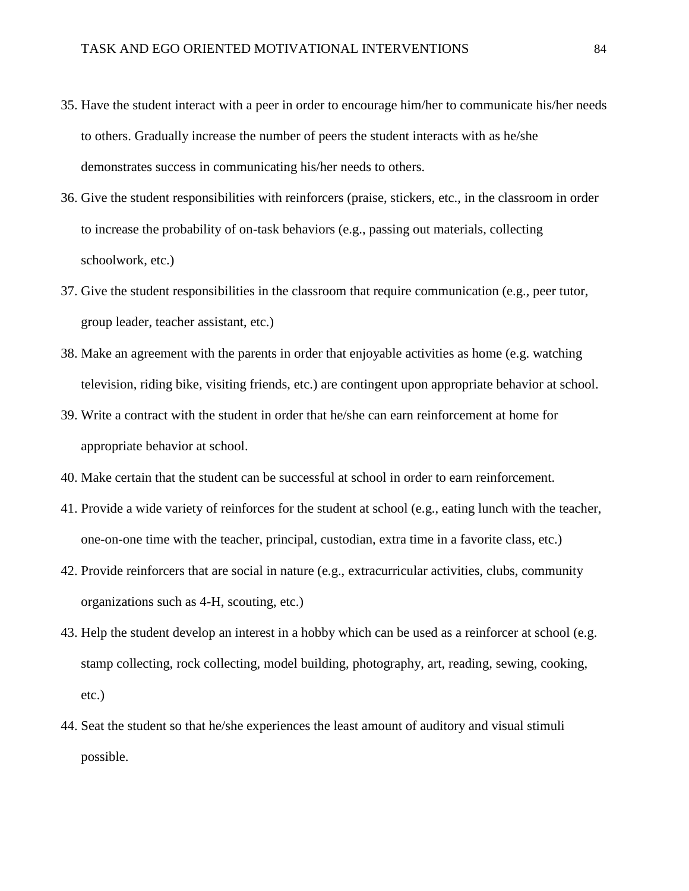35. Have the student interact with a peer in order to encourage him/her to communicate his/her needs to others. Gradually increase the number of peers the student interacts with as he/she demonstrates success in communicating his/her needs to others.
36. Give the student responsibilities with reinforcers (praise, stickers, etc., in the classroom in order to increase the probability of on-task behaviors (e.g., passing out materials, collecting schoolwork, etc.)
37. Give the student responsibilities in the classroom that require communication (e.g., peer tutor, group leader, teacher assistant, etc.)
38. Make an agreement with the parents in order that enjoyable activities as home (e.g. watching television, riding bike, visiting friends, etc.) are contingent upon appropriate behavior at school.
39. Write a contract with the student in order that he/she can earn reinforcement at home for appropriate behavior at school.
40. Make certain that the student can be successful at school in order to earn reinforcement.
41. Provide a wide variety of reinforces for the student at school (e.g., eating lunch with the teacher, one-on-one time with the teacher, principal, custodian, extra time in a favorite class, etc.)
42. Provide reinforcers that are social in nature (e.g., extracurricular activities, clubs, community organizations such as 4-H, scouting, etc.)
43. Help the student develop an interest in a hobby which can be used as a reinforcer at school (e.g. stamp collecting, rock collecting, model building, photography, art, reading, sewing, cooking, etc.)
44. Seat the student so that he/she experiences the least amount of auditory and visual stimuli possible.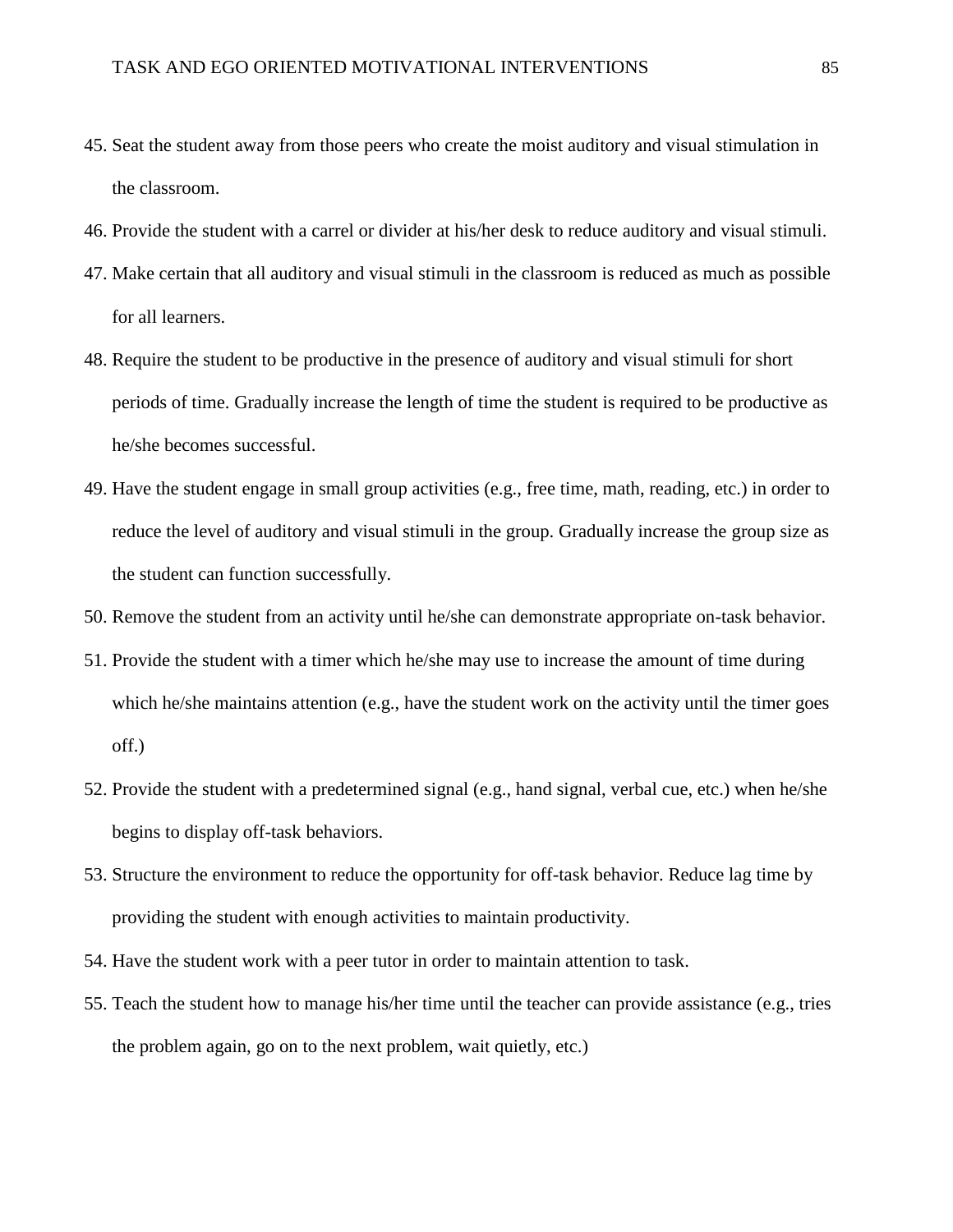45. Seat the student away from those peers who create the moist auditory and visual stimulation in the classroom.
46. Provide the student with a carrel or divider at his/her desk to reduce auditory and visual stimuli.
47. Make certain that all auditory and visual stimuli in the classroom is reduced as much as possible for all learners.
48. Require the student to be productive in the presence of auditory and visual stimuli for short periods of time. Gradually increase the length of time the student is required to be productive as he/she becomes successful.
49. Have the student engage in small group activities (e.g., free time, math, reading, etc.) in order to reduce the level of auditory and visual stimuli in the group. Gradually increase the group size as the student can function successfully.
50. Remove the student from an activity until he/she can demonstrate appropriate on-task behavior.
51. Provide the student with a timer which he/she may use to increase the amount of time during which he/she maintains attention (e.g., have the student work on the activity until the timer goes off.)
52. Provide the student with a predetermined signal (e.g., hand signal, verbal cue, etc.) when he/she begins to display off-task behaviors.
53. Structure the environment to reduce the opportunity for off-task behavior. Reduce lag time by providing the student with enough activities to maintain productivity.
54. Have the student work with a peer tutor in order to maintain attention to task.
55. Teach the student how to manage his/her time until the teacher can provide assistance (e.g., tries the problem again, go on to the next problem, wait quietly, etc.)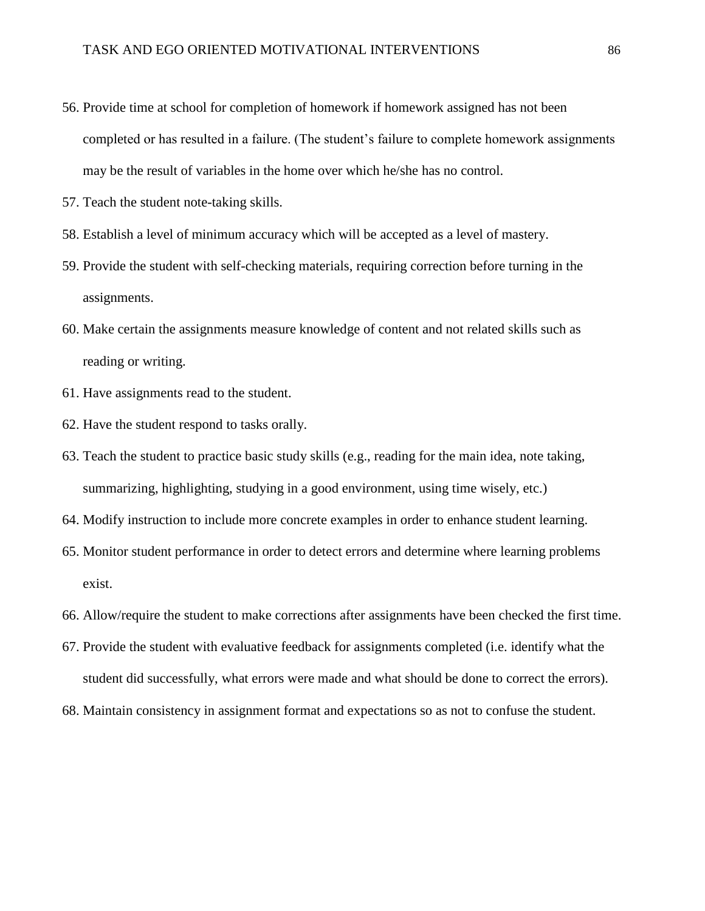56. Provide time at school for completion of homework if homework assigned has not been completed or has resulted in a failure. (The student's failure to complete homework assignments may be the result of variables in the home over which he/she has no control.
57. Teach the student note-taking skills.
58. Establish a level of minimum accuracy which will be accepted as a level of mastery.
59. Provide the student with self-checking materials, requiring correction before turning in the assignments.
60. Make certain the assignments measure knowledge of content and not related skills such as reading or writing.
61. Have assignments read to the student.
62. Have the student respond to tasks orally.
63. Teach the student to practice basic study skills (e.g., reading for the main idea, note taking, summarizing, highlighting, studying in a good environment, using time wisely, etc.)
64. Modify instruction to include more concrete examples in order to enhance student learning.
65. Monitor student performance in order to detect errors and determine where learning problems exist.
66. Allow/require the student to make corrections after assignments have been checked the first time.
67. Provide the student with evaluative feedback for assignments completed (i.e. identify what the student did successfully, what errors were made and what should be done to correct the errors).
68. Maintain consistency in assignment format and expectations so as not to confuse the student.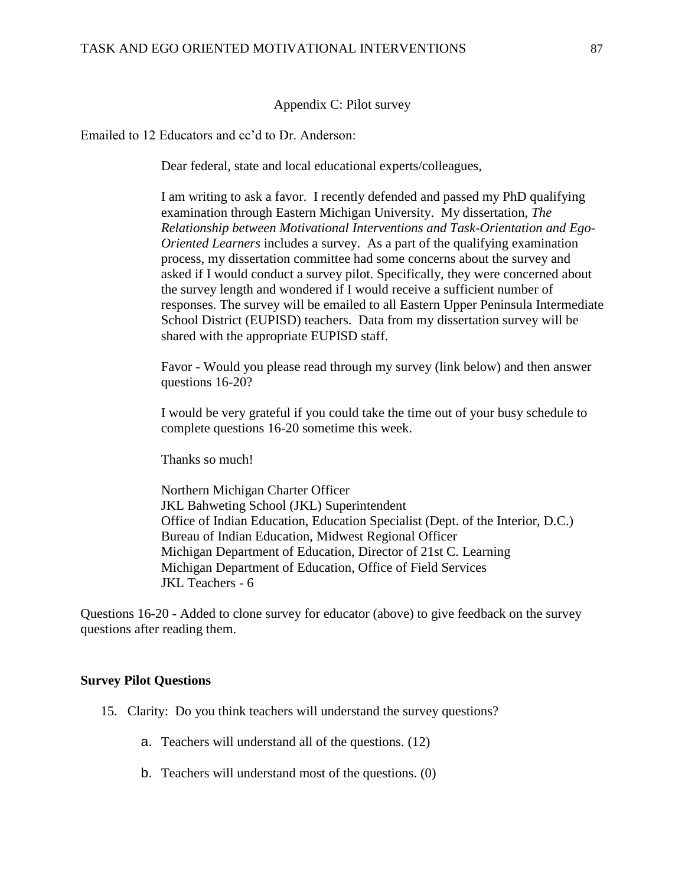Appendix C: Pilot survey

Emailed to 12 Educators and cc'd to Dr. Anderson:

> Dear federal, state and local educational experts/colleagues,
>
> I am writing to ask a favor. I recently defended and passed my PhD qualifying examination through Eastern Michigan University. My dissertation, *The Relationship between Motivational Interventions and Task-Orientation and Ego-Oriented Learners* includes a survey. As a part of the qualifying examination process, my dissertation committee had some concerns about the survey and asked if I would conduct a survey pilot. Specifically, they were concerned about the survey length and wondered if I would receive a sufficient number of responses. The survey will be emailed to all Eastern Upper Peninsula Intermediate School District (EUPISD) teachers. Data from my dissertation survey will be shared with the appropriate EUPISD staff.
>
> Favor - Would you please read through my survey (link below) and then answer questions 16-20?
>
> I would be very grateful if you could take the time out of your busy schedule to complete questions 16-20 sometime this week.
>
> Thanks so much!
>
> Northern Michigan Charter Officer
> JKL Bahweting School (JKL) Superintendent
> Office of Indian Education, Education Specialist (Dept. of the Interior, D.C.)
> Bureau of Indian Education, Midwest Regional Officer
> Michigan Department of Education, Director of 21st C. Learning
> Michigan Department of Education, Office of Field Services
> JKL Teachers - 6

Questions 16-20 - Added to clone survey for educator (above) to give feedback on the survey questions after reading them.

**Survey Pilot Questions**

15. Clarity: Do you think teachers will understand the survey questions?
    a. Teachers will understand all of the questions. (12)
    b. Teachers will understand most of the questions. (0)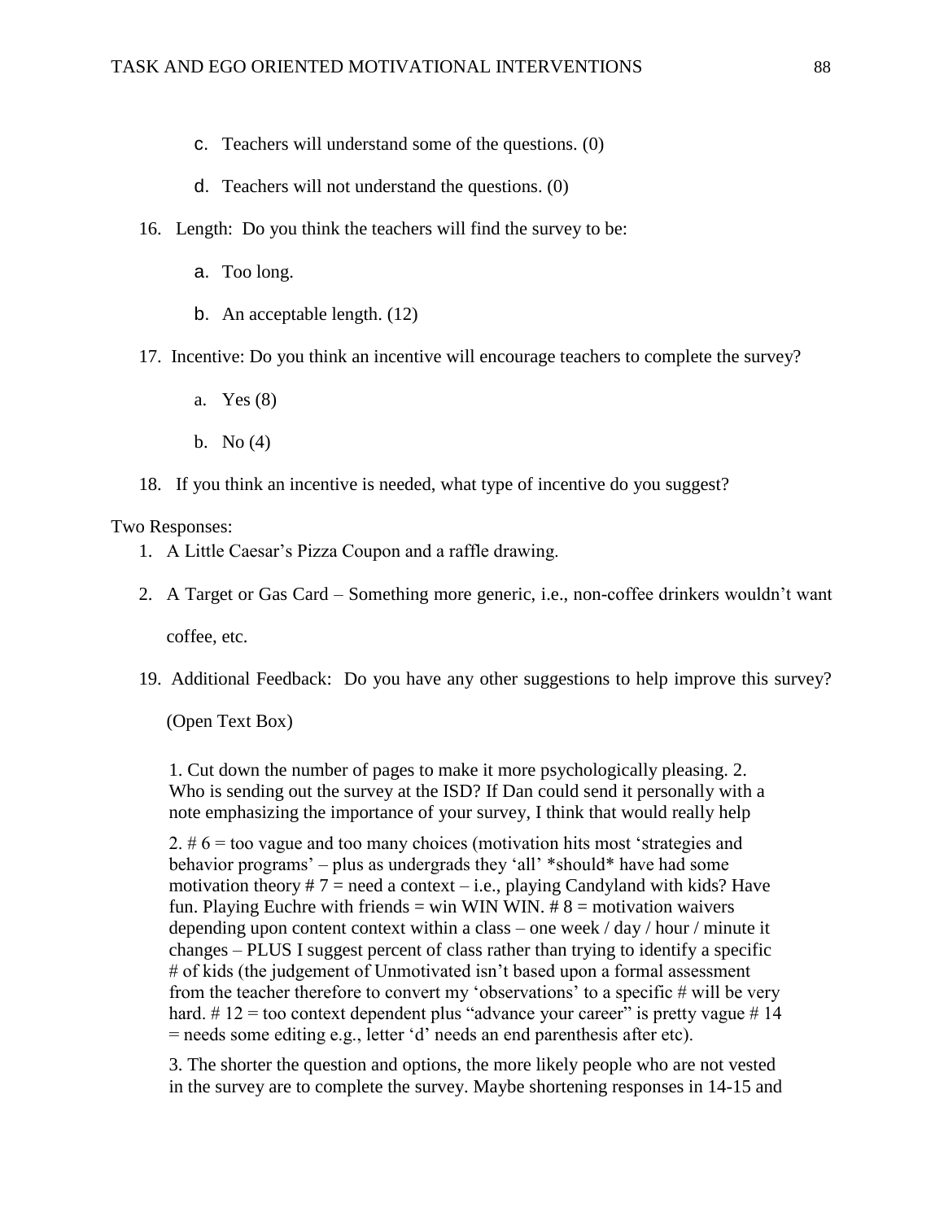c. Teachers will understand some of the questions. (0)

d. Teachers will not understand the questions. (0)

16. Length: Do you think the teachers will find the survey to be:

    a. Too long.

    b. An acceptable length. (12)

17. Incentive: Do you think an incentive will encourage teachers to complete the survey?

    a. Yes (8)

    b. No (4)

18. If you think an incentive is needed, what type of incentive do you suggest?

Two Responses:

1. A Little Caesar's Pizza Coupon and a raffle drawing.
2. A Target or Gas Card – Something more generic, i.e., non-coffee drinkers wouldn't want coffee, etc.

19. Additional Feedback: Do you have any other suggestions to help improve this survey?

    (Open Text Box)

    1. Cut down the number of pages to make it more psychologically pleasing. 2. Who is sending out the survey at the ISD? If Dan could send it personally with a note emphasizing the importance of your survey, I think that would really help

    2. # 6 = too vague and too many choices (motivation hits most 'strategies and behavior programs' – plus as undergrads they 'all' *should* have had some motivation theory # 7 = need a context – i.e., playing Candyland with kids? Have fun. Playing Euchre with friends = win WIN WIN. # 8 = motivation waivers depending upon content context within a class – one week / day / hour / minute it changes – PLUS I suggest percent of class rather than trying to identify a specific # of kids (the judgement of Unmotivated isn't based upon a formal assessment from the teacher therefore to convert my 'observations' to a specific # will be very hard. # 12 = too context dependent plus "advance your career" is pretty vague # 14 = needs some editing e.g., letter 'd' needs an end parenthesis after etc).

    3. The shorter the question and options, the more likely people who are not vested in the survey are to complete the survey. Maybe shortening responses in 14-15 and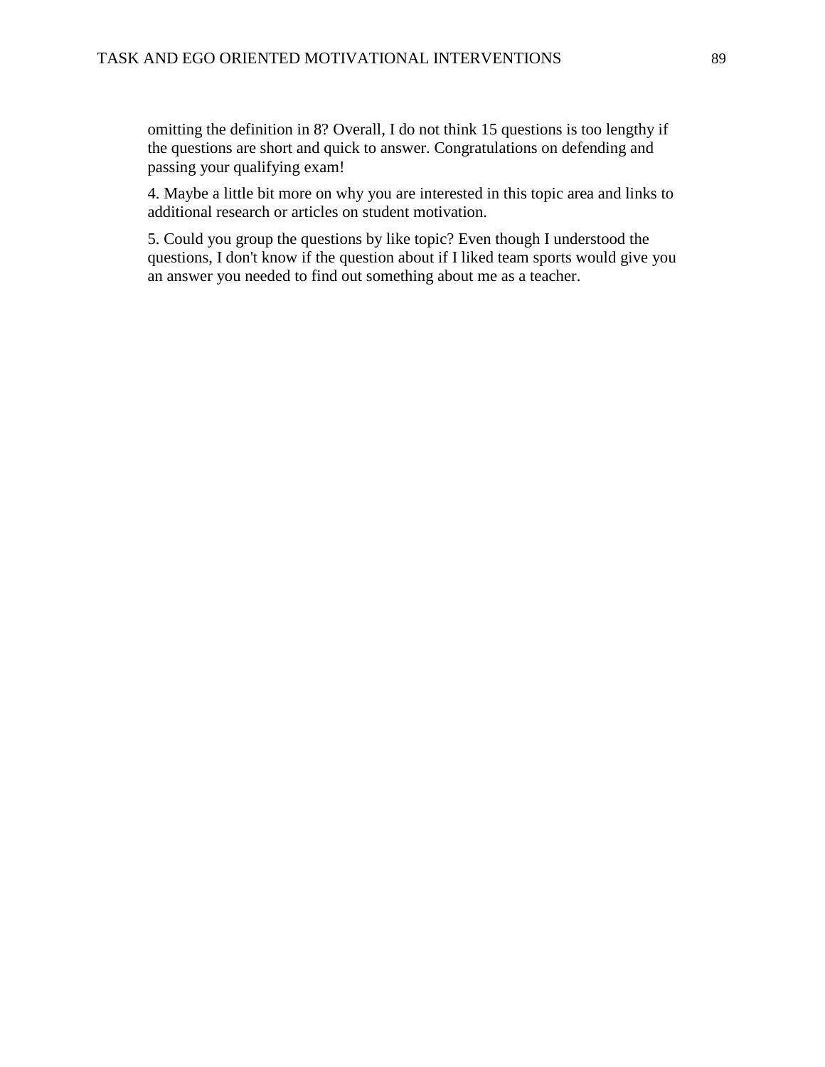omitting the definition in 8? Overall, I do not think 15 questions is too lengthy if the questions are short and quick to answer. Congratulations on defending and passing your qualifying exam!

4. Maybe a little bit more on why you are interested in this topic area and links to additional research or articles on student motivation.

5. Could you group the questions by like topic? Even though I understood the questions, I don't know if the question about if I liked team sports would give you an answer you needed to find out something about me as a teacher.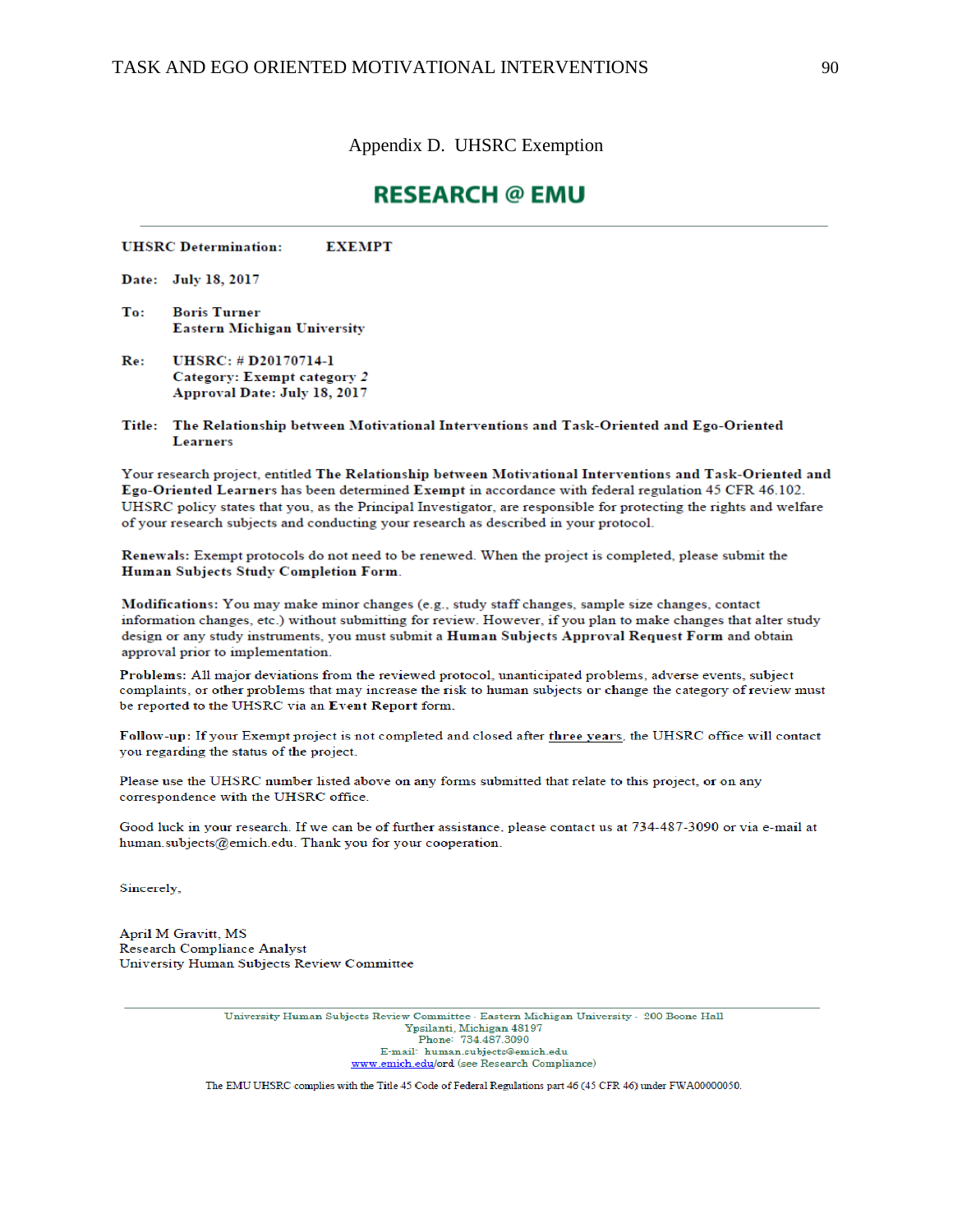Appendix D. UHSRC Exemption

**RESEARCH @ EMU**

**UHSRC Determination:** **EXEMPT**

**Date:** **July 18, 2017**

**To:** **Boris Turner**
**Eastern Michigan University**

**Re:** **UHSRC: # D20170714-1**
**Category: Exempt category *2***
**Approval Date: July 18, 2017**

**Title:** **The Relationship between Motivational Interventions and Task-Oriented and Ego-Oriented Learners**

Your research project, entitled **The Relationship between Motivational Interventions and Task-Oriented and Ego-Oriented Learners** has been determined **Exempt** in accordance with federal regulation 45 CFR 46.102. UHSRC policy states that you, as the Principal Investigator, are responsible for protecting the rights and welfare of your research subjects and conducting your research as described in your protocol.

**Renewals:** Exempt protocols do not need to be renewed. When the project is completed, please submit the **Human Subjects Study Completion Form**.

**Modifications:** You may make minor changes (e.g., study staff changes, sample size changes, contact information changes, etc.) without submitting for review. However, if you plan to make changes that alter study design or any study instruments, you must submit a **Human Subjects Approval Request Form** and obtain approval prior to implementation.

**Problems:** All major deviations from the reviewed protocol, unanticipated problems, adverse events, subject complaints, or other problems that may increase the risk to human subjects or change the category of review must be reported to the UHSRC via an **Event Report** form.

**Follow-up:** If your Exempt project is not completed and closed after **three years**, the UHSRC office will contact you regarding the status of the project.

Please use the UHSRC number listed above on any forms submitted that relate to this project, or on any correspondence with the UHSRC office.

Good luck in your research. If we can be of further assistance, please contact us at 734-487-3090 or via e-mail at human.subjects@emich.edu. Thank you for your cooperation.

Sincerely,

April M Gravitt, MS
Research Compliance Analyst
University Human Subjects Review Committee

University Human Subjects Review Committee · Eastern Michigan University · 200 Boone Hall
Ypsilanti, Michigan 48197
Phone: 734.487.3090
E-mail: human.subjects@emich.edu
www.emich.edu/ord (see Research Compliance)

The EMU UHSRC complies with the Title 45 Code of Federal Regulations part 46 (45 CFR 46) under FWA00000050.